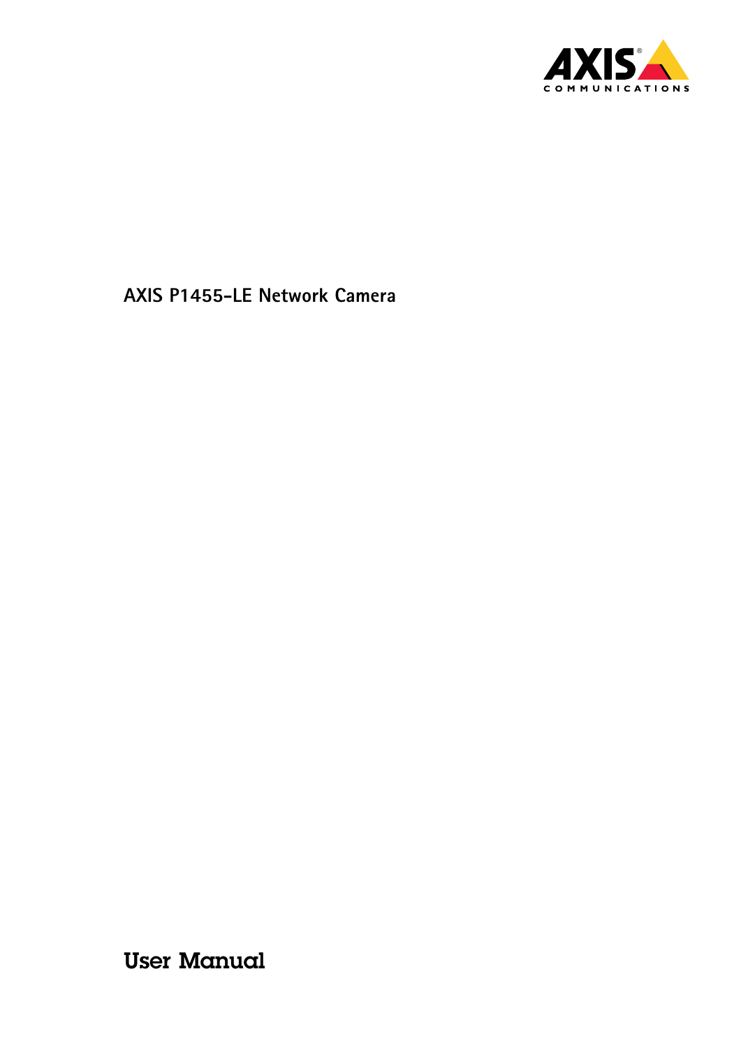# AXIS P1455-LE Network Camera

## User Manual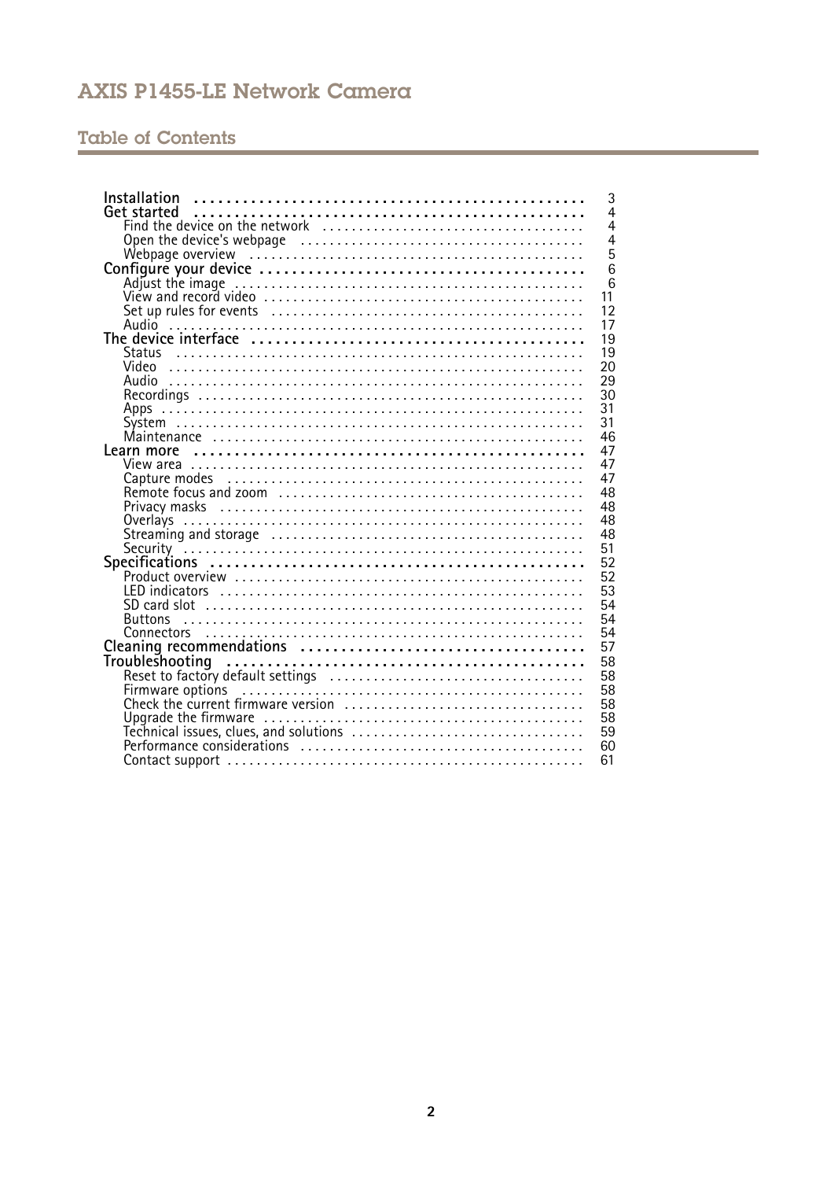# AXIS P1455-LE Network Camera

## Table of Contents

- **Installation** ... 3
- **Get started** ... 4
  - Find the device on the network ... 4
  - Open the device's webpage ... 4
  - Webpage overview ... 5
- **Configure your device** ... 6
  - Adjust the image ... 6
  - View and record video ... 11
  - Set up rules for events ... 12
  - Audio ... 17
- **The device interface** ... 19
  - Status ... 19
  - Video ... 20
  - Audio ... 29
  - Recordings ... 30
  - Apps ... 31
  - System ... 31
  - Maintenance ... 46
- **Learn more** ... 47
  - View area ... 47
  - Capture modes ... 47
  - Remote focus and zoom ... 48
  - Privacy masks ... 48
  - Overlays ... 48
  - Streaming and storage ... 48
  - Security ... 51
- **Specifications** ... 52
  - Product overview ... 52
  - LED indicators ... 53
  - SD card slot ... 54
  - Buttons ... 54
  - Connectors ... 54
- **Cleaning recommendations** ... 57
- **Troubleshooting** ... 58
  - Reset to factory default settings ... 58
  - Firmware options ... 58
  - Check the current firmware version ... 58
  - Upgrade the firmware ... 58
  - Technical issues, clues, and solutions ... 59
  - Performance considerations ... 60
  - Contact support ... 61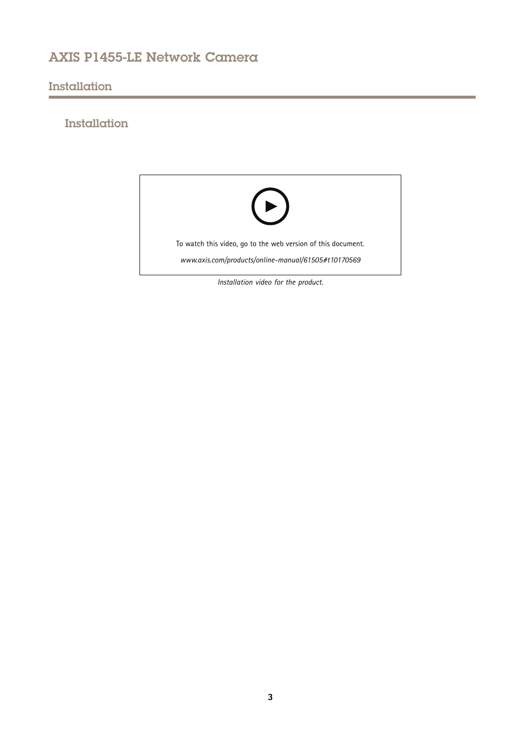## Installation

To watch this video, go to the web version of this document.

*www.axis.com/products/online-manual/61505#t10170569*

*Installation video for the product.*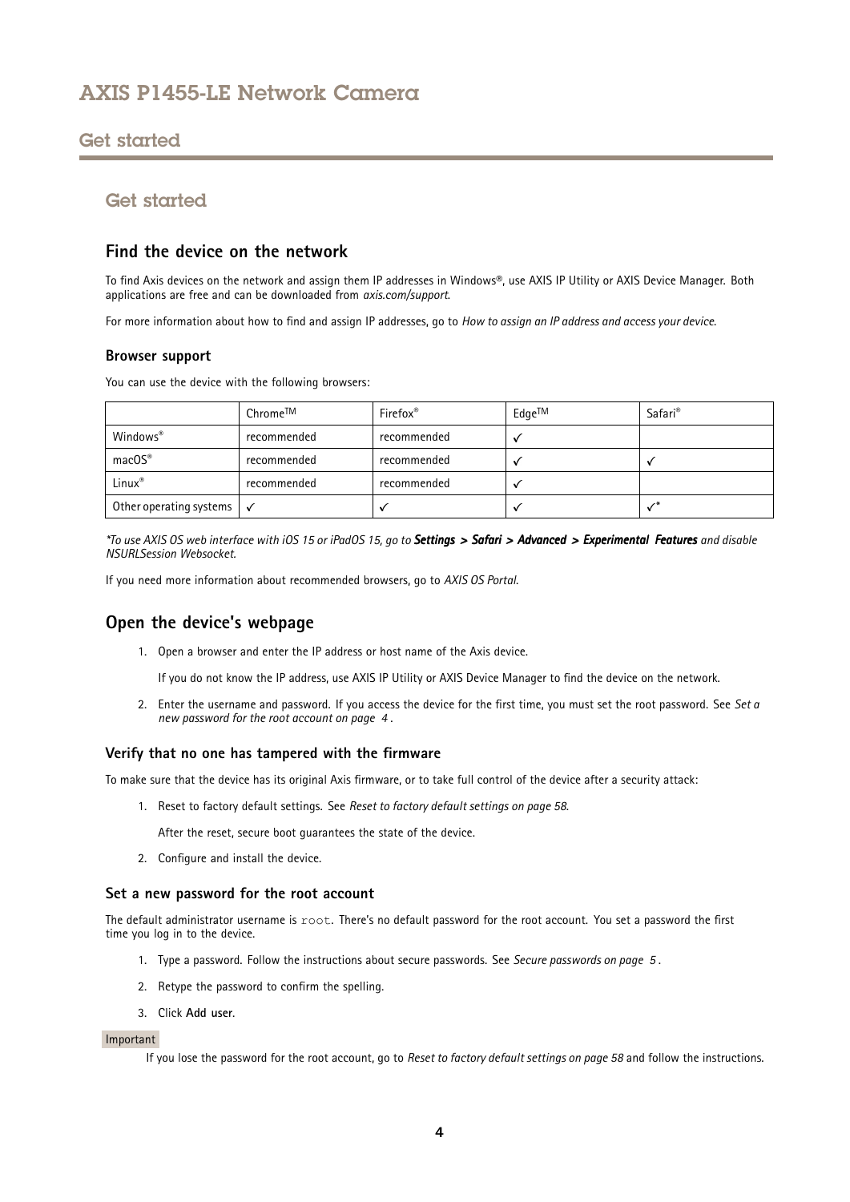## Get started

### Find the device on the network

To find Axis devices on the network and assign them IP addresses in Windows®, use AXIS IP Utility or AXIS Device Manager. Both applications are free and can be downloaded from *axis.com/support*.

For more information about how to find and assign IP addresses, go to *How to assign an IP address and access your device*.

#### Browser support

You can use the device with the following browsers:

| | Chrome™ | Firefox® | Edge™ | Safari® |
|---|---|---|---|---|
| Windows® | recommended | recommended | ✓ | |
| macOS® | recommended | recommended | ✓ | ✓ |
| Linux® | recommended | recommended | ✓ | |
| Other operating systems | ✓ | ✓ | ✓ | ✓* |

**To use AXIS OS web interface with iOS 15 or iPadOS 15, go to* ***Settings > Safari > Advanced > Experimental Features*** *and disable NSURLSession Websocket.*

If you need more information about recommended browsers, go to *AXIS OS Portal*.

### Open the device's webpage

1. Open a browser and enter the IP address or host name of the Axis device.

   If you do not know the IP address, use AXIS IP Utility or AXIS Device Manager to find the device on the network.

2. Enter the username and password. If you access the device for the first time, you must set the root password. See *Set a new password for the root account on page 4*.

#### Verify that no one has tampered with the firmware

To make sure that the device has its original Axis firmware, or to take full control of the device after a security attack:

1. Reset to factory default settings. See *Reset to factory default settings on page 58*.

   After the reset, secure boot guarantees the state of the device.

2. Configure and install the device.

#### Set a new password for the root account

The default administrator username is `root`. There's no default password for the root account. You set a password the first time you log in to the device.

1. Type a password. Follow the instructions about secure passwords. See *Secure passwords on page 5*.
2. Retype the password to confirm the spelling.
3. Click **Add user**.

Important

If you lose the password for the root account, go to *Reset to factory default settings on page 58* and follow the instructions.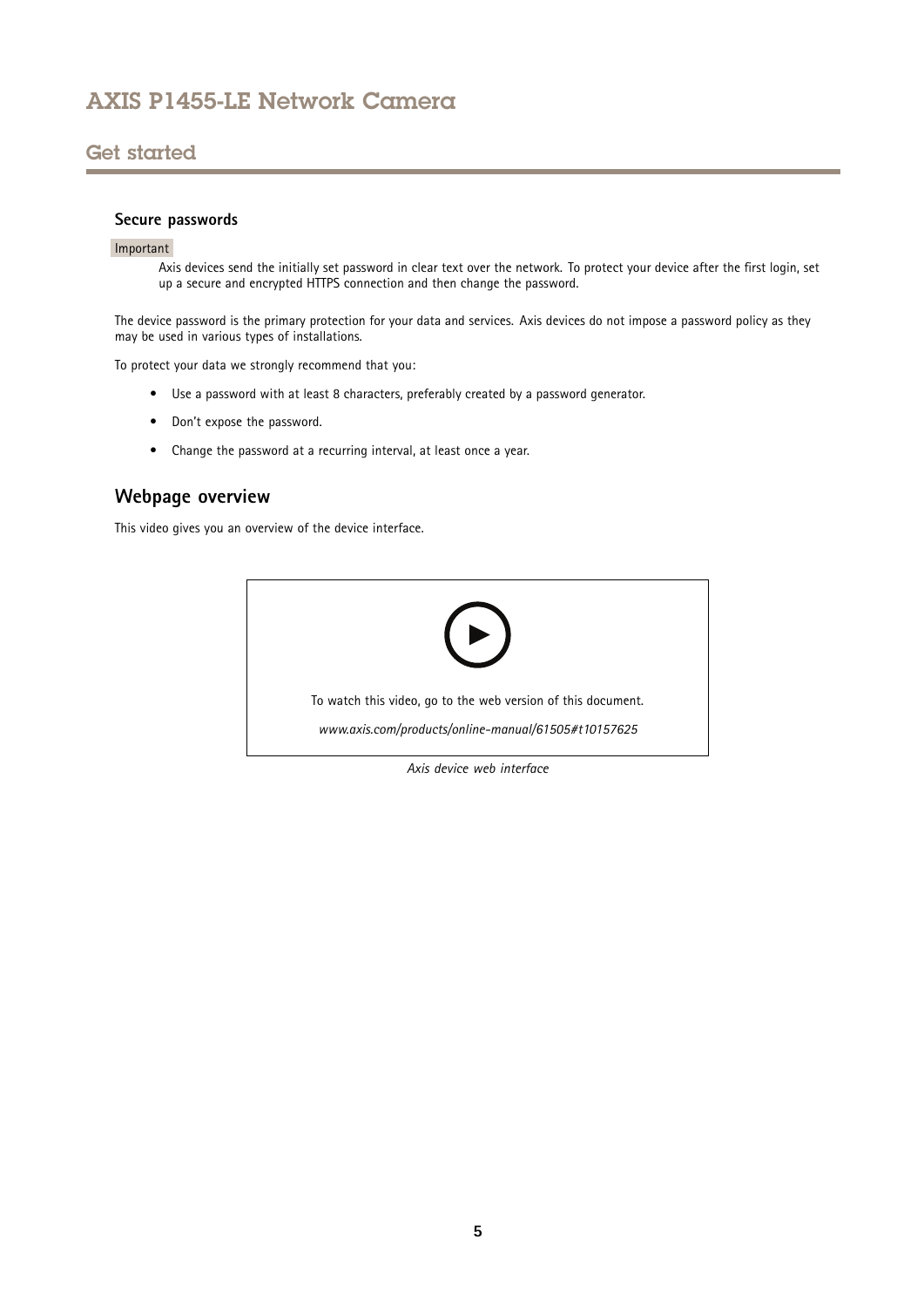### Secure passwords

Important

Axis devices send the initially set password in clear text over the network. To protect your device after the first login, set up a secure and encrypted HTTPS connection and then change the password.

The device password is the primary protection for your data and services. Axis devices do not impose a password policy as they may be used in various types of installations.

To protect your data we strongly recommend that you:

- Use a password with at least 8 characters, preferably created by a password generator.
- Don't expose the password.
- Change the password at a recurring interval, at least once a year.

## Webpage overview

This video gives you an overview of the device interface.

To watch this video, go to the web version of this document.

*www.axis.com/products/online-manual/61505#t10157625*

*Axis device web interface*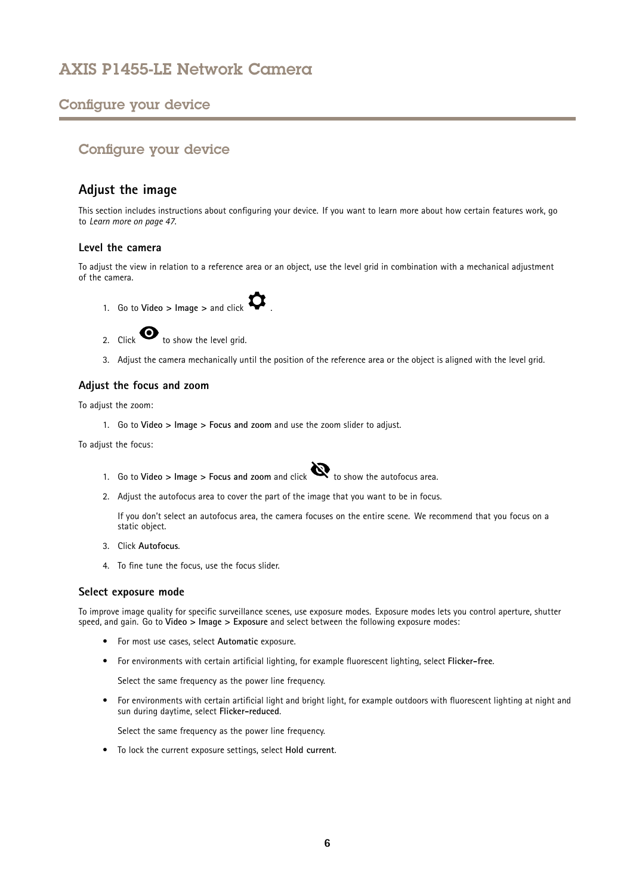# Configure your device

## Adjust the image

This section includes instructions about configuring your device. If you want to learn more about how certain features work, go to *Learn more on page 47*.

### Level the camera

To adjust the view in relation to a reference area or an object, use the level grid in combination with a mechanical adjustment of the camera.

1. Go to **Video > Image >** and click ⚙.
2. Click 👁 to show the level grid.
3. Adjust the camera mechanically until the position of the reference area or the object is aligned with the level grid.

### Adjust the focus and zoom

To adjust the zoom:

1. Go to **Video > Image > Focus and zoom** and use the zoom slider to adjust.

To adjust the focus:

1. Go to **Video > Image > Focus and zoom** and click  to show the autofocus area.
2. Adjust the autofocus area to cover the part of the image that you want to be in focus.

   If you don't select an autofocus area, the camera focuses on the entire scene. We recommend that you focus on a static object.
3. Click **Autofocus**.
4. To fine tune the focus, use the focus slider.

### Select exposure mode

To improve image quality for specific surveillance scenes, use exposure modes. Exposure modes lets you control aperture, shutter speed, and gain. Go to **Video > Image > Exposure** and select between the following exposure modes:

- For most use cases, select **Automatic** exposure.
- For environments with certain artificial lighting, for example fluorescent lighting, select **Flicker-free**.

  Select the same frequency as the power line frequency.
- For environments with certain artificial light and bright light, for example outdoors with fluorescent lighting at night and sun during daytime, select **Flicker-reduced**.

  Select the same frequency as the power line frequency.
- To lock the current exposure settings, select **Hold current**.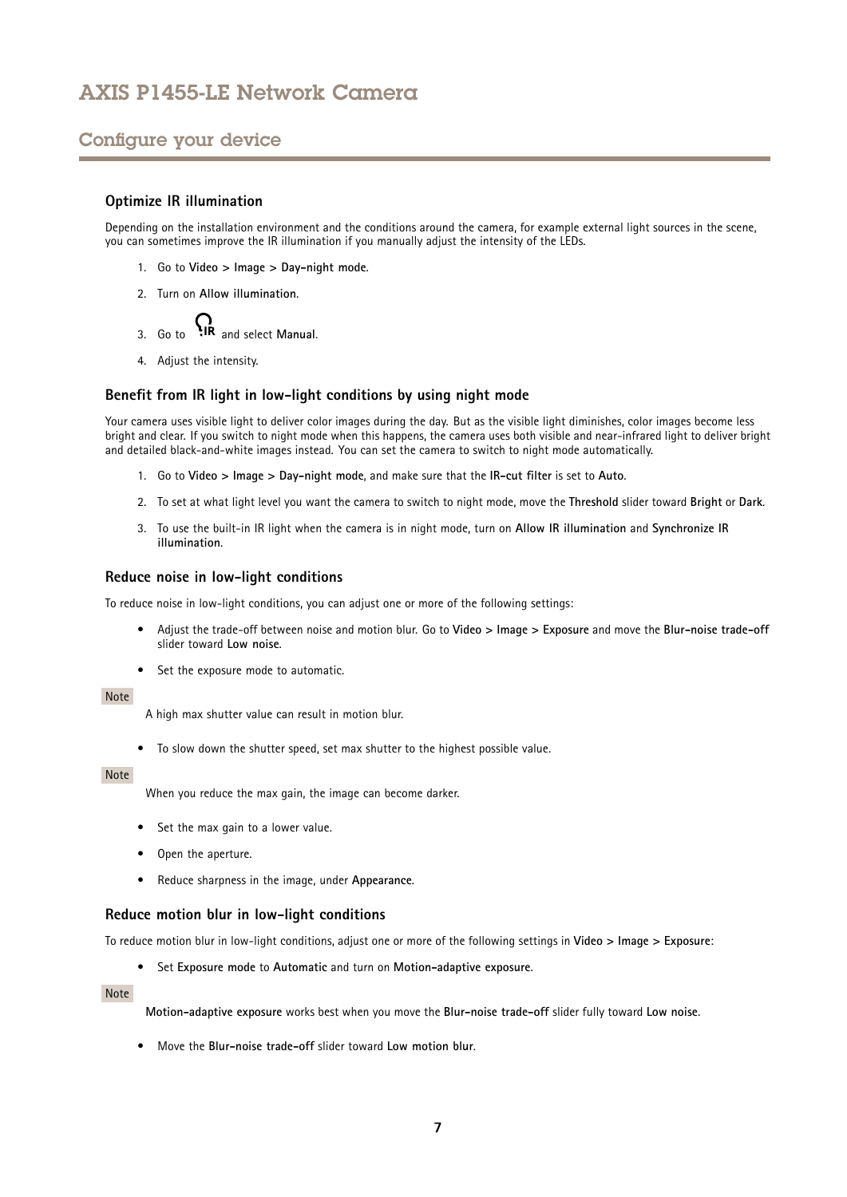## Configure your device

### Optimize IR illumination

Depending on the installation environment and the conditions around the camera, for example external light sources in the scene, you can sometimes improve the IR illumination if you manually adjust the intensity of the LEDs.

1. Go to **Video > Image > Day-night mode**.
2. Turn on **Allow illumination**.
3. Go to IR and select **Manual**.
4. Adjust the intensity.

### Benefit from IR light in low-light conditions by using night mode

Your camera uses visible light to deliver color images during the day. But as the visible light diminishes, color images become less bright and clear. If you switch to night mode when this happens, the camera uses both visible and near-infrared light to deliver bright and detailed black-and-white images instead. You can set the camera to switch to night mode automatically.

1. Go to **Video > Image > Day-night mode**, and make sure that the **IR-cut filter** is set to **Auto**.
2. To set at what light level you want the camera to switch to night mode, move the **Threshold** slider toward **Bright** or **Dark**.
3. To use the built-in IR light when the camera is in night mode, turn on **Allow IR illumination** and **Synchronize IR illumination**.

### Reduce noise in low-light conditions

To reduce noise in low-light conditions, you can adjust one or more of the following settings:

- Adjust the trade-off between noise and motion blur. Go to **Video > Image > Exposure** and move the **Blur-noise trade-off** slider toward **Low noise**.
- Set the exposure mode to automatic.

Note

A high max shutter value can result in motion blur.

- To slow down the shutter speed, set max shutter to the highest possible value.

Note

When you reduce the max gain, the image can become darker.

- Set the max gain to a lower value.
- Open the aperture.
- Reduce sharpness in the image, under **Appearance**.

### Reduce motion blur in low-light conditions

To reduce motion blur in low-light conditions, adjust one or more of the following settings in **Video > Image > Exposure**:

- Set **Exposure mode** to **Automatic** and turn on **Motion-adaptive exposure**.

Note

**Motion-adaptive exposure** works best when you move the **Blur-noise trade-off** slider fully toward **Low noise**.

- Move the **Blur-noise trade-off** slider toward **Low motion blur**.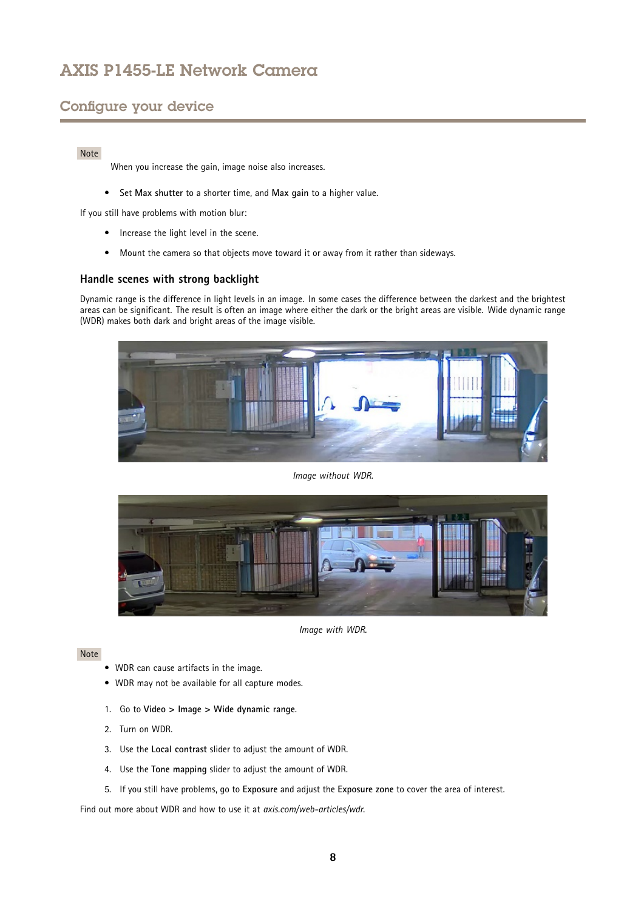Note

When you increase the gain, image noise also increases.

- Set **Max shutter** to a shorter time, and **Max gain** to a higher value.

If you still have problems with motion blur:

- Increase the light level in the scene.
- Mount the camera so that objects move toward it or away from it rather than sideways.

### Handle scenes with strong backlight

Dynamic range is the difference in light levels in an image. In some cases the difference between the darkest and the brightest areas can be significant. The result is often an image where either the dark or the bright areas are visible. Wide dynamic range (WDR) makes both dark and bright areas of the image visible.

*Image without WDR.*

*Image with WDR.*

Note

- WDR can cause artifacts in the image.
- WDR may not be available for all capture modes.

1. Go to **Video > Image > Wide dynamic range**.
2. Turn on WDR.
3. Use the **Local contrast** slider to adjust the amount of WDR.
4. Use the **Tone mapping** slider to adjust the amount of WDR.
5. If you still have problems, go to **Exposure** and adjust the **Exposure zone** to cover the area of interest.

Find out more about WDR and how to use it at *axis.com/web-articles/wdr*.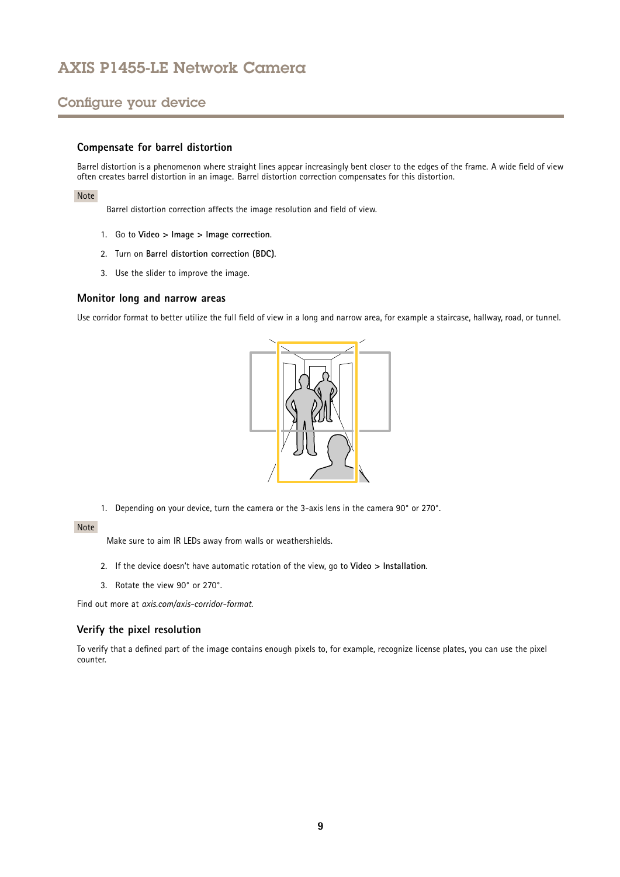## Compensate for barrel distortion

Barrel distortion is a phenomenon where straight lines appear increasingly bent closer to the edges of the frame. A wide field of view often creates barrel distortion in an image. Barrel distortion correction compensates for this distortion.

Note

Barrel distortion correction affects the image resolution and field of view.

1. Go to **Video > Image > Image correction**.
2. Turn on **Barrel distortion correction (BDC)**.
3. Use the slider to improve the image.

## Monitor long and narrow areas

Use corridor format to better utilize the full field of view in a long and narrow area, for example a staircase, hallway, road, or tunnel.

1. Depending on your device, turn the camera or the 3-axis lens in the camera 90° or 270°.

Note

Make sure to aim IR LEDs away from walls or weathershields.

2. If the device doesn't have automatic rotation of the view, go to **Video > Installation**.
3. Rotate the view 90° or 270°.

Find out more at *axis.com/axis-corridor-format*.

## Verify the pixel resolution

To verify that a defined part of the image contains enough pixels to, for example, recognize license plates, you can use the pixel counter.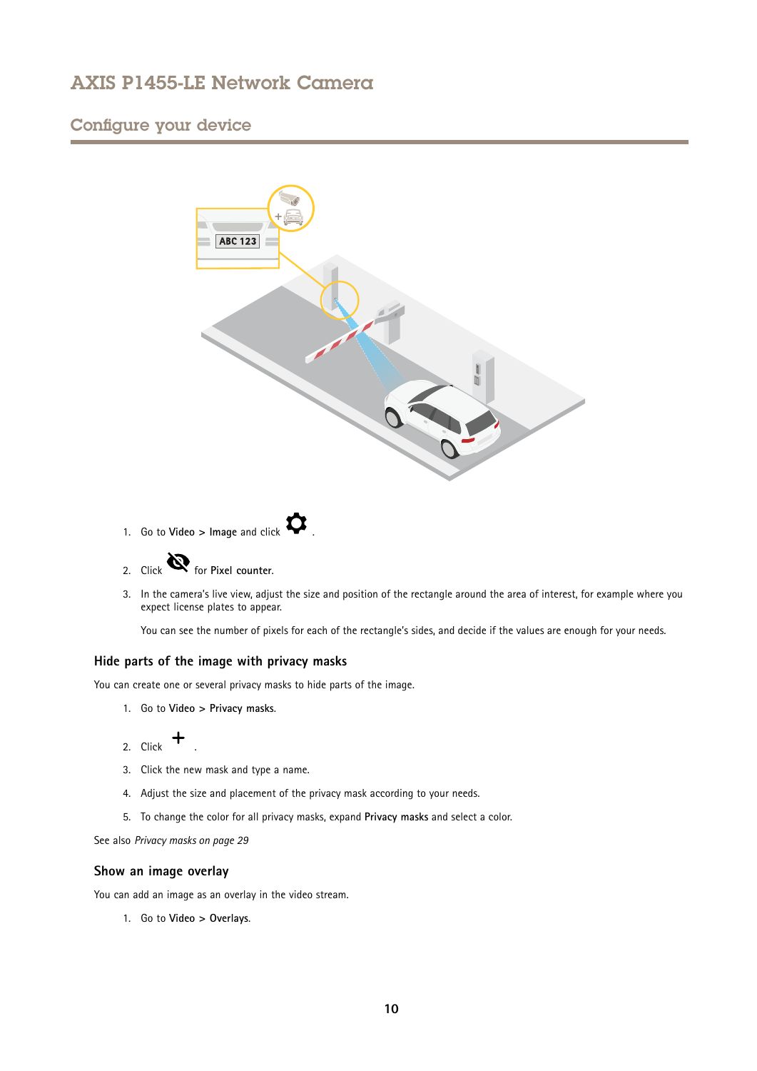1. Go to **Video > Image** and click .
2. Click  for **Pixel counter**.
3. In the camera's live view, adjust the size and position of the rectangle around the area of interest, for example where you expect license plates to appear.

   You can see the number of pixels for each of the rectangle's sides, and decide if the values are enough for your needs.

### Hide parts of the image with privacy masks

You can create one or several privacy masks to hide parts of the image.

1. Go to **Video > Privacy masks**.
2. Click  .
3. Click the new mask and type a name.
4. Adjust the size and placement of the privacy mask according to your needs.
5. To change the color for all privacy masks, expand **Privacy masks** and select a color.

See also *Privacy masks on page 29*

### Show an image overlay

You can add an image as an overlay in the video stream.

1. Go to **Video > Overlays**.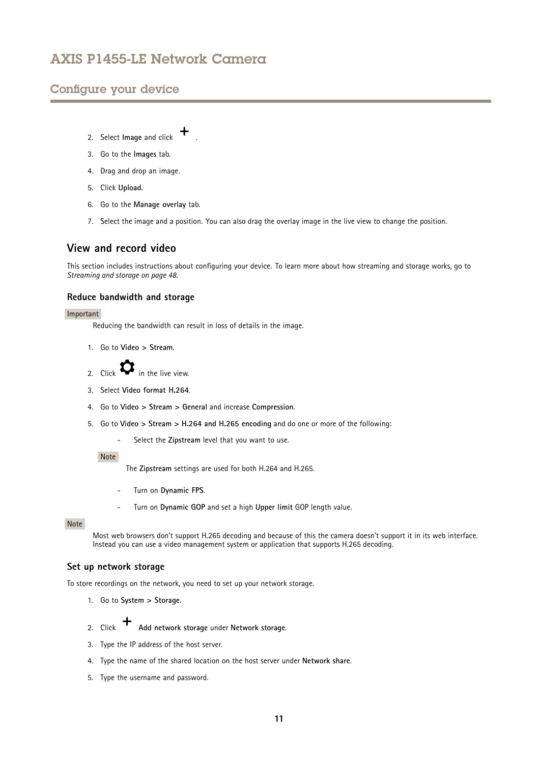2. Select **Image** and click **+**.
3. Go to the **Images** tab.
4. Drag and drop an image.
5. Click **Upload**.
6. Go to the **Manage overlay** tab.
7. Select the image and a position. You can also drag the overlay image in the live view to change the position.

## View and record video

This section includes instructions about configuring your device. To learn more about how streaming and storage works, go to *Streaming and storage on page 48*.

### Reduce bandwidth and storage

Important

Reducing the bandwidth can result in loss of details in the image.

1. Go to **Video > Stream**.
2. Click ⚙ in the live view.
3. Select **Video format H.264**.
4. Go to **Video > Stream > General** and increase **Compression**.
5. Go to **Video > Stream > H.264 and H.265 encoding** and do one or more of the following:
   - Select the **Zipstream** level that you want to use.

   Note

   The **Zipstream** settings are used for both H.264 and H.265.

   - Turn on **Dynamic FPS**.
   - Turn on **Dynamic GOP** and set a high **Upper limit** GOP length value.

Note

Most web browsers don't support H.265 decoding and because of this the camera doesn't support it in its web interface. Instead you can use a video management system or application that supports H.265 decoding.

### Set up network storage

To store recordings on the network, you need to set up your network storage.

1. Go to **System > Storage**.
2. Click **+** **Add network storage** under **Network storage**.
3. Type the IP address of the host server.
4. Type the name of the shared location on the host server under **Network share**.
5. Type the username and password.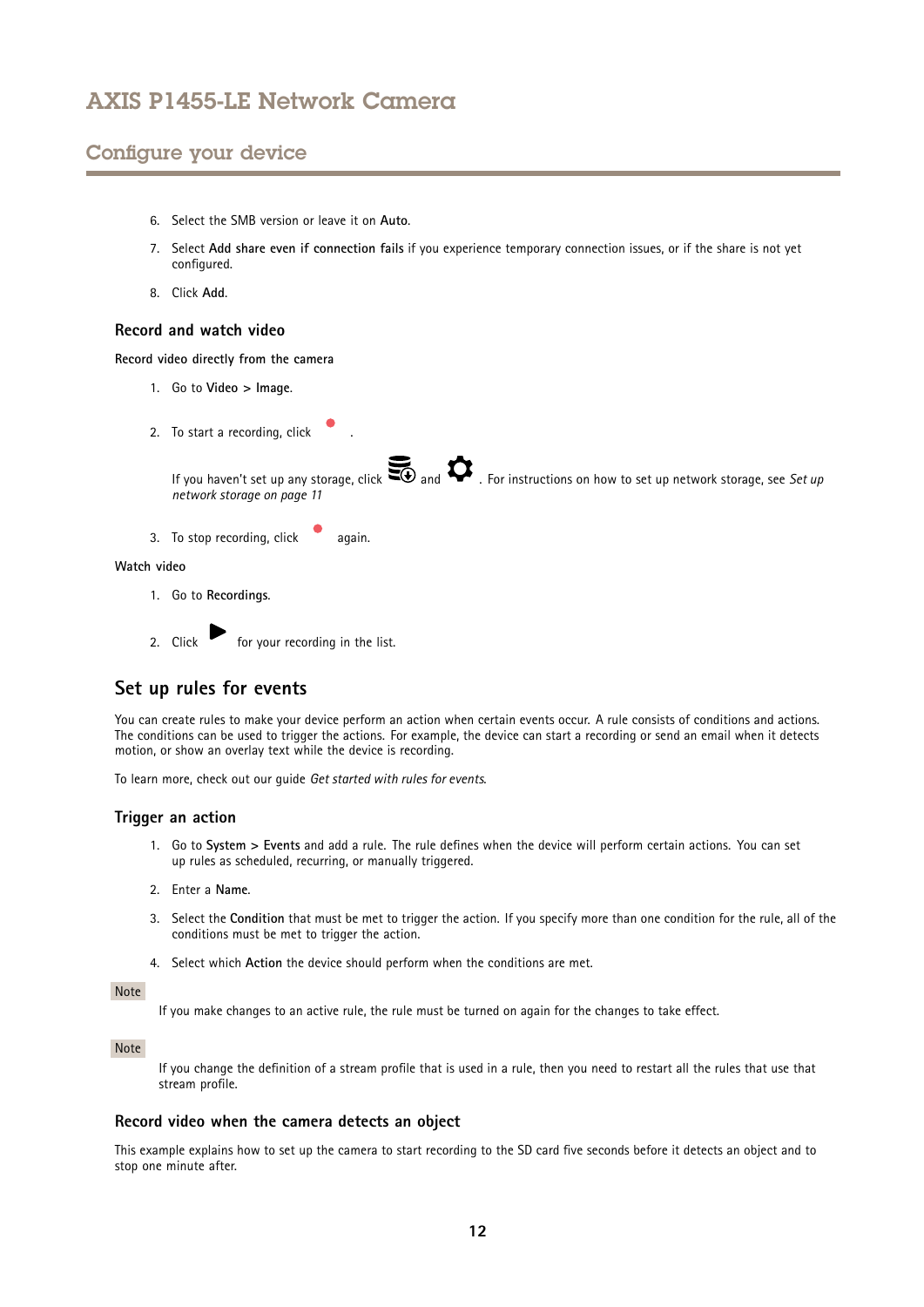6. Select the SMB version or leave it on **Auto**.
7. Select **Add share even if connection fails** if you experience temporary connection issues, or if the share is not yet configured.
8. Click **Add**.

### Record and watch video

#### Record video directly from the camera

1. Go to **Video > Image**.
2. To start a recording, click .

   If you haven't set up any storage, click  and . For instructions on how to set up network storage, see *Set up network storage on page 11*

3. To stop recording, click  again.

#### Watch video

1. Go to **Recordings**.
2. Click  for your recording in the list.

## Set up rules for events

You can create rules to make your device perform an action when certain events occur. A rule consists of conditions and actions. The conditions can be used to trigger the actions. For example, the device can start a recording or send an email when it detects motion, or show an overlay text while the device is recording.

To learn more, check out our guide *Get started with rules for events*.

### Trigger an action

1. Go to **System > Events** and add a rule. The rule defines when the device will perform certain actions. You can set up rules as scheduled, recurring, or manually triggered.
2. Enter a **Name**.
3. Select the **Condition** that must be met to trigger the action. If you specify more than one condition for the rule, all of the conditions must be met to trigger the action.
4. Select which **Action** the device should perform when the conditions are met.

Note

If you make changes to an active rule, the rule must be turned on again for the changes to take effect.

Note

If you change the definition of a stream profile that is used in a rule, then you need to restart all the rules that use that stream profile.

### Record video when the camera detects an object

This example explains how to set up the camera to start recording to the SD card five seconds before it detects an object and to stop one minute after.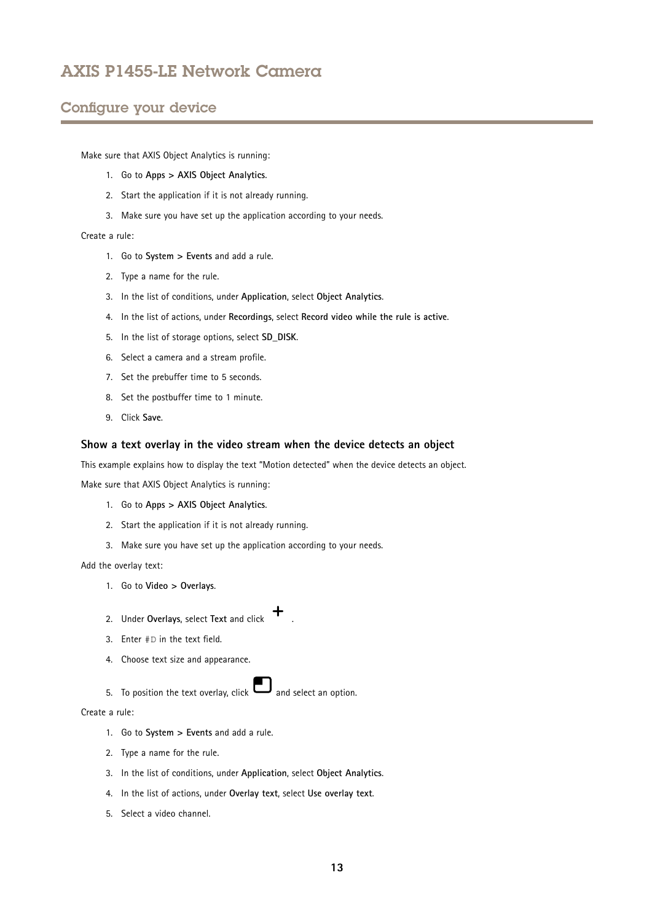Make sure that AXIS Object Analytics is running:

1. Go to **Apps > AXIS Object Analytics**.
2. Start the application if it is not already running.
3. Make sure you have set up the application according to your needs.

Create a rule:

1. Go to **System > Events** and add a rule.
2. Type a name for the rule.
3. In the list of conditions, under **Application**, select **Object Analytics**.
4. In the list of actions, under **Recordings**, select **Record video while the rule is active**.
5. In the list of storage options, select **SD_DISK**.
6. Select a camera and a stream profile.
7. Set the prebuffer time to 5 seconds.
8. Set the postbuffer time to 1 minute.
9. Click **Save**.

### Show a text overlay in the video stream when the device detects an object

This example explains how to display the text "Motion detected" when the device detects an object.

Make sure that AXIS Object Analytics is running:

1. Go to **Apps > AXIS Object Analytics**.
2. Start the application if it is not already running.
3. Make sure you have set up the application according to your needs.

Add the overlay text:

1. Go to **Video > Overlays**.
2. Under **Overlays**, select **Text** and click + .
3. Enter `#D` in the text field.
4. Choose text size and appearance.
5. To position the text overlay, click and select an option.

Create a rule:

1. Go to **System > Events** and add a rule.
2. Type a name for the rule.
3. In the list of conditions, under **Application**, select **Object Analytics**.
4. In the list of actions, under **Overlay text**, select **Use overlay text**.
5. Select a video channel.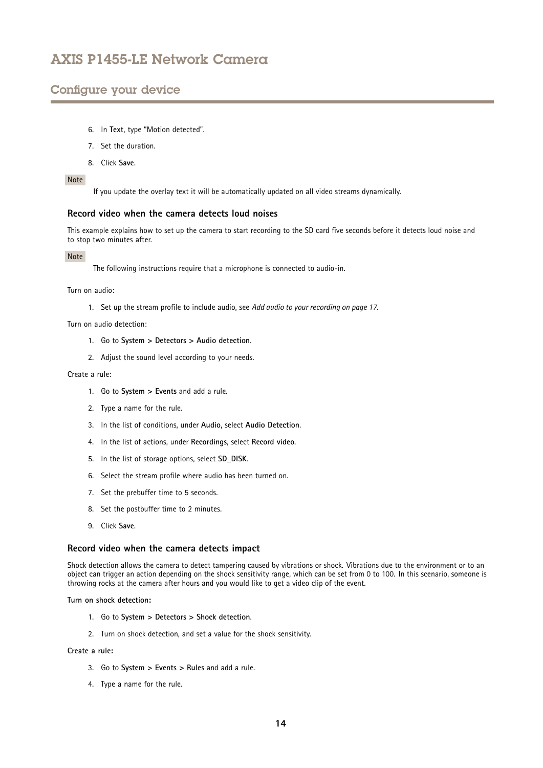6. In **Text**, type "Motion detected".
7. Set the duration.
8. Click **Save**.

Note

If you update the overlay text it will be automatically updated on all video streams dynamically.

### Record video when the camera detects loud noises

This example explains how to set up the camera to start recording to the SD card five seconds before it detects loud noise and to stop two minutes after.

Note

The following instructions require that a microphone is connected to audio-in.

Turn on audio:

1. Set up the stream profile to include audio, see *Add audio to your recording on page 17*.

Turn on audio detection:

1. Go to **System > Detectors > Audio detection**.
2. Adjust the sound level according to your needs.

Create a rule:

1. Go to **System > Events** and add a rule.
2. Type a name for the rule.
3. In the list of conditions, under **Audio**, select **Audio Detection**.
4. In the list of actions, under **Recordings**, select **Record video**.
5. In the list of storage options, select **SD_DISK**.
6. Select the stream profile where audio has been turned on.
7. Set the prebuffer time to 5 seconds.
8. Set the postbuffer time to 2 minutes.
9. Click **Save**.

### Record video when the camera detects impact

Shock detection allows the camera to detect tampering caused by vibrations or shock. Vibrations due to the environment or to an object can trigger an action depending on the shock sensitivity range, which can be set from 0 to 100. In this scenario, someone is throwing rocks at the camera after hours and you would like to get a video clip of the event.

**Turn on shock detection:**

1. Go to **System > Detectors > Shock detection**.
2. Turn on shock detection, and set a value for the shock sensitivity.

**Create a rule:**

3. Go to **System > Events > Rules** and add a rule.
4. Type a name for the rule.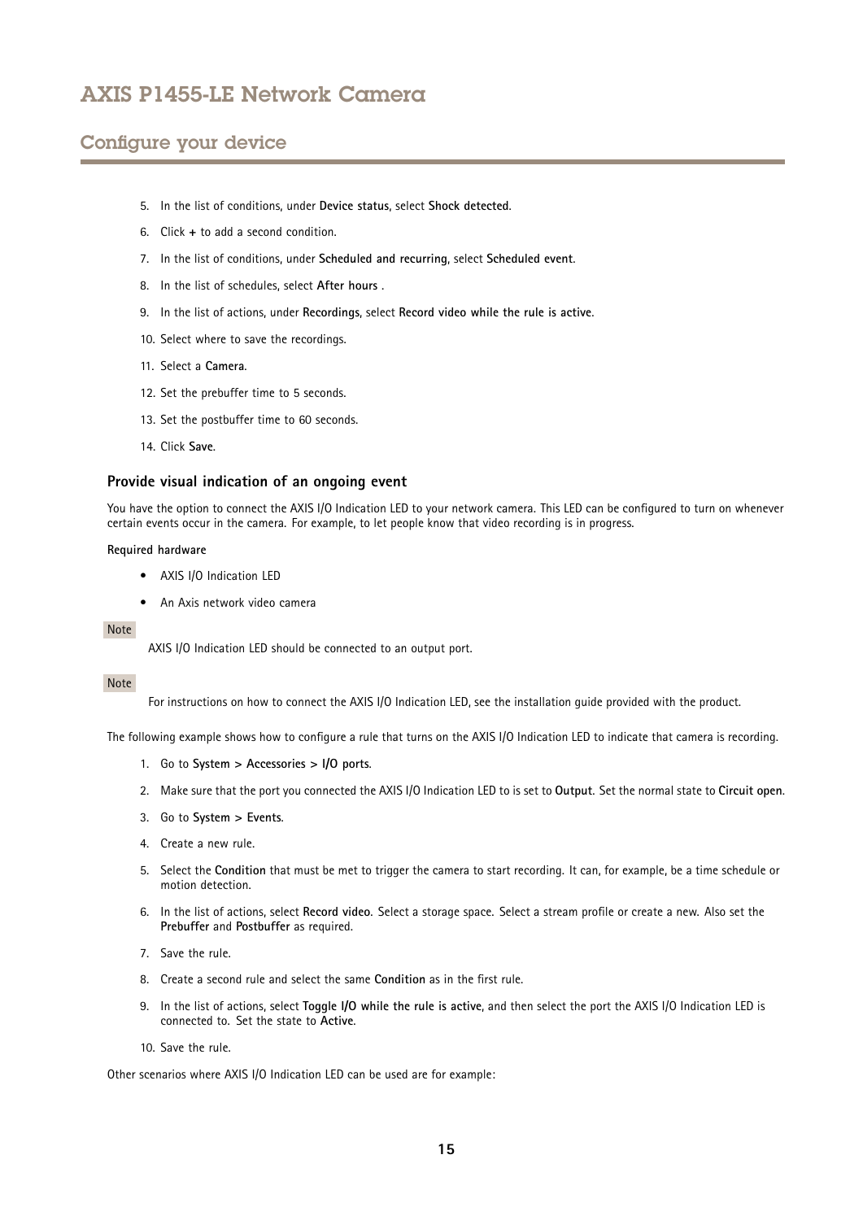5. In the list of conditions, under **Device status**, select **Shock detected**.
6. Click **+** to add a second condition.
7. In the list of conditions, under **Scheduled and recurring**, select **Scheduled event**.
8. In the list of schedules, select **After hours** .
9. In the list of actions, under **Recordings**, select **Record video while the rule is active**.
10. Select where to save the recordings.
11. Select a **Camera**.
12. Set the prebuffer time to 5 seconds.
13. Set the postbuffer time to 60 seconds.
14. Click **Save**.

### Provide visual indication of an ongoing event

You have the option to connect the AXIS I/O Indication LED to your network camera. This LED can be configured to turn on whenever certain events occur in the camera. For example, to let people know that video recording is in progress.

**Required hardware**

- AXIS I/O Indication LED
- An Axis network video camera

Note

AXIS I/O Indication LED should be connected to an output port.

Note

For instructions on how to connect the AXIS I/O Indication LED, see the installation guide provided with the product.

The following example shows how to configure a rule that turns on the AXIS I/O Indication LED to indicate that camera is recording.

1. Go to **System > Accessories > I/O ports**.
2. Make sure that the port you connected the AXIS I/O Indication LED to is set to **Output**. Set the normal state to **Circuit open**.
3. Go to **System > Events**.
4. Create a new rule.
5. Select the **Condition** that must be met to trigger the camera to start recording. It can, for example, be a time schedule or motion detection.
6. In the list of actions, select **Record video**. Select a storage space. Select a stream profile or create a new. Also set the **Prebuffer** and **Postbuffer** as required.
7. Save the rule.
8. Create a second rule and select the same **Condition** as in the first rule.
9. In the list of actions, select **Toggle I/O while the rule is active**, and then select the port the AXIS I/O Indication LED is connected to. Set the state to **Active**.
10. Save the rule.

Other scenarios where AXIS I/O Indication LED can be used are for example: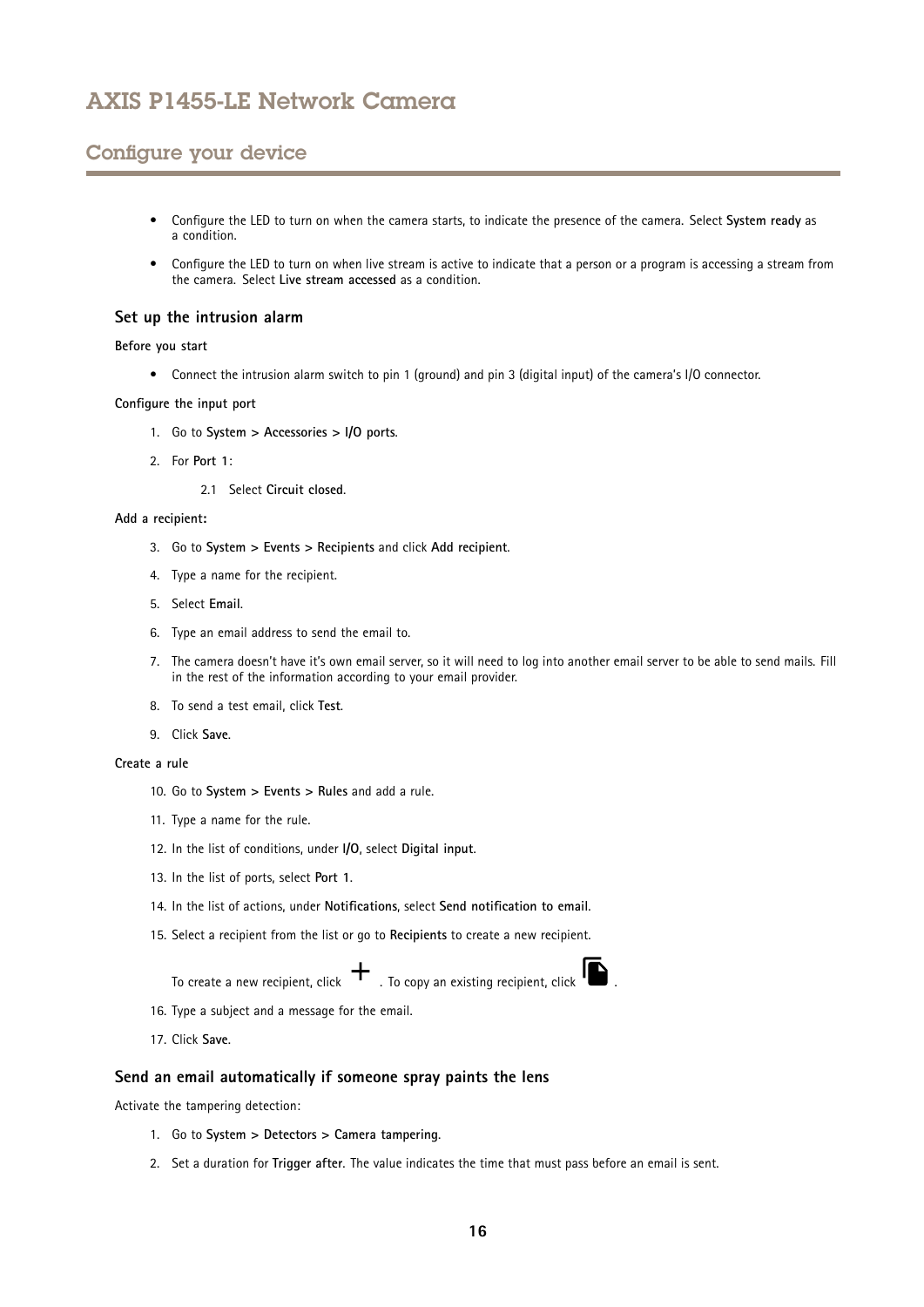- Configure the LED to turn on when the camera starts, to indicate the presence of the camera. Select **System ready** as a condition.
- Configure the LED to turn on when live stream is active to indicate that a person or a program is accessing a stream from the camera. Select **Live stream accessed** as a condition.

### Set up the intrusion alarm

**Before you start**

- Connect the intrusion alarm switch to pin 1 (ground) and pin 3 (digital input) of the camera's I/O connector.

**Configure the input port**

1. Go to **System > Accessories > I/O ports**.
2. For **Port 1**:
   2.1 Select **Circuit closed**.

**Add a recipient:**

3. Go to **System > Events > Recipients** and click **Add recipient**.
4. Type a name for the recipient.
5. Select **Email**.
6. Type an email address to send the email to.
7. The camera doesn't have it's own email server, so it will need to log into another email server to be able to send mails. Fill in the rest of the information according to your email provider.
8. To send a test email, click **Test**.
9. Click **Save**.

**Create a rule**

10. Go to **System > Events > Rules** and add a rule.
11. Type a name for the rule.
12. In the list of conditions, under **I/O**, select **Digital input**.
13. In the list of ports, select **Port 1**.
14. In the list of actions, under **Notifications**, select **Send notification to email**.
15. Select a recipient from the list or go to **Recipients** to create a new recipient.

    To create a new recipient, click +. To copy an existing recipient, click the copy icon.
16. Type a subject and a message for the email.
17. Click **Save**.

### Send an email automatically if someone spray paints the lens

Activate the tampering detection:

1. Go to **System > Detectors > Camera tampering**.
2. Set a duration for **Trigger after**. The value indicates the time that must pass before an email is sent.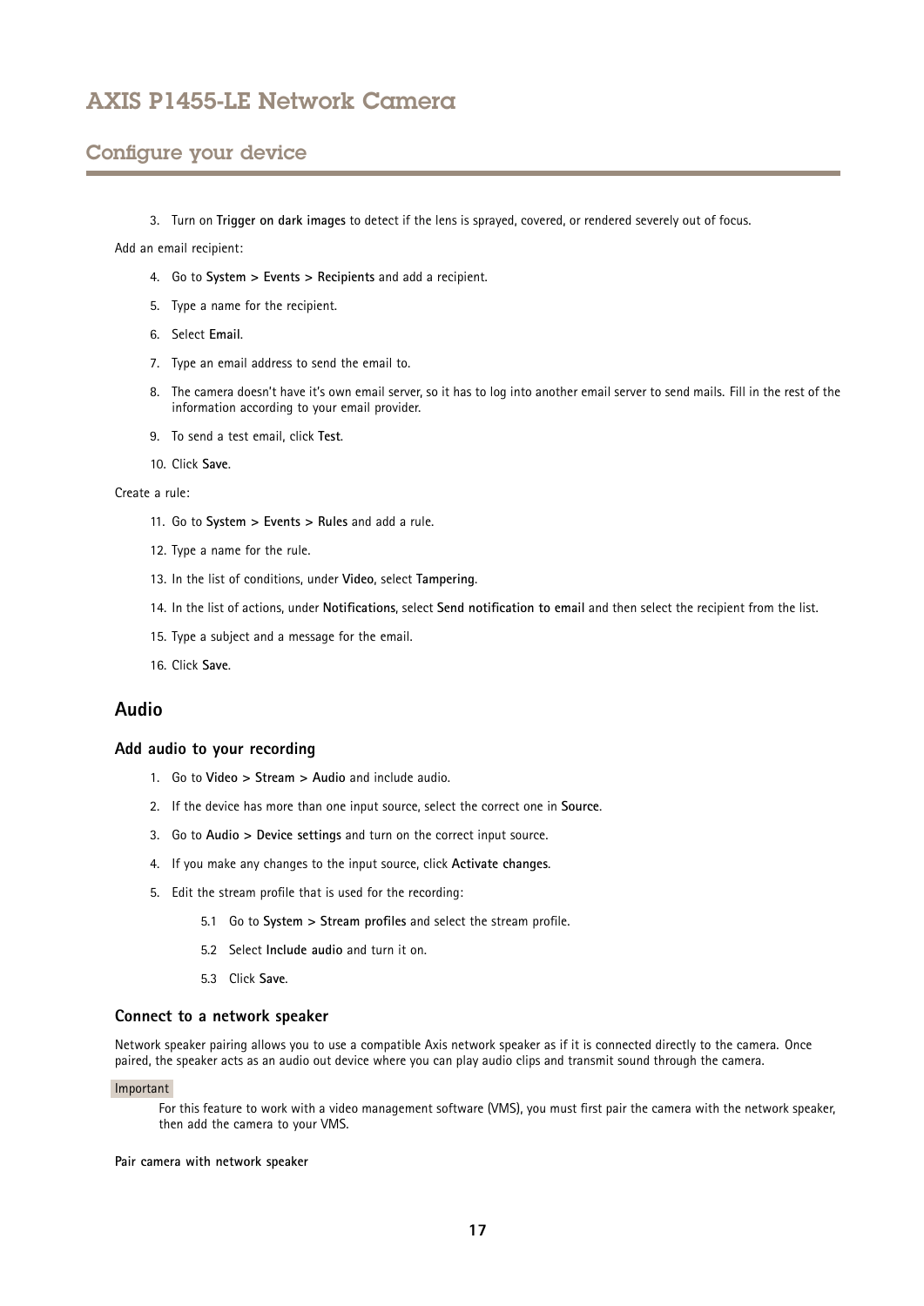3. Turn on **Trigger on dark images** to detect if the lens is sprayed, covered, or rendered severely out of focus.

Add an email recipient:

4. Go to **System > Events > Recipients** and add a recipient.
5. Type a name for the recipient.
6. Select **Email**.
7. Type an email address to send the email to.
8. The camera doesn't have it's own email server, so it has to log into another email server to send mails. Fill in the rest of the information according to your email provider.
9. To send a test email, click **Test**.
10. Click **Save**.

Create a rule:

11. Go to **System > Events > Rules** and add a rule.
12. Type a name for the rule.
13. In the list of conditions, under **Video**, select **Tampering**.
14. In the list of actions, under **Notifications**, select **Send notification to email** and then select the recipient from the list.
15. Type a subject and a message for the email.
16. Click **Save**.

## Audio

### Add audio to your recording

1. Go to **Video > Stream > Audio** and include audio.
2. If the device has more than one input source, select the correct one in **Source**.
3. Go to **Audio > Device settings** and turn on the correct input source.
4. If you make any changes to the input source, click **Activate changes**.
5. Edit the stream profile that is used for the recording:
   - 5.1 Go to **System > Stream profiles** and select the stream profile.
   - 5.2 Select **Include audio** and turn it on.
   - 5.3 Click **Save**.

### Connect to a network speaker

Network speaker pairing allows you to use a compatible Axis network speaker as if it is connected directly to the camera. Once paired, the speaker acts as an audio out device where you can play audio clips and transmit sound through the camera.

Important

For this feature to work with a video management software (VMS), you must first pair the camera with the network speaker, then add the camera to your VMS.

**Pair camera with network speaker**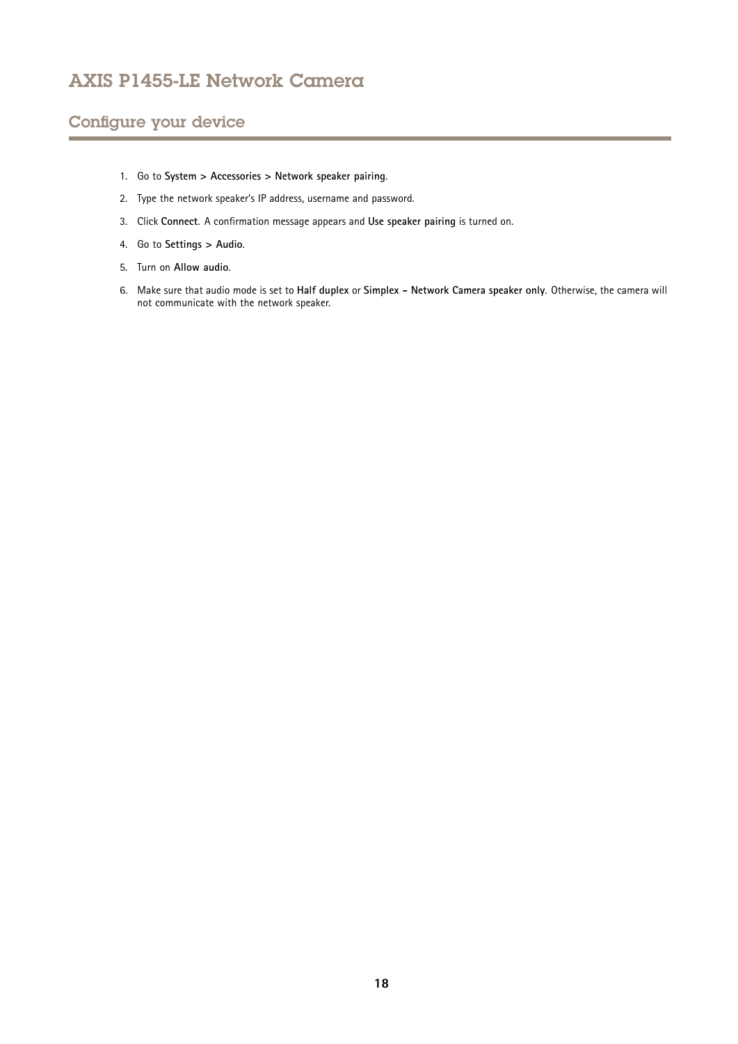1. Go to **System > Accessories > Network speaker pairing**.
2. Type the network speaker's IP address, username and password.
3. Click **Connect**. A confirmation message appears and **Use speaker pairing** is turned on.
4. Go to **Settings > Audio**.
5. Turn on **Allow audio**.
6. Make sure that audio mode is set to **Half duplex** or **Simplex – Network Camera speaker only**. Otherwise, the camera will not communicate with the network speaker.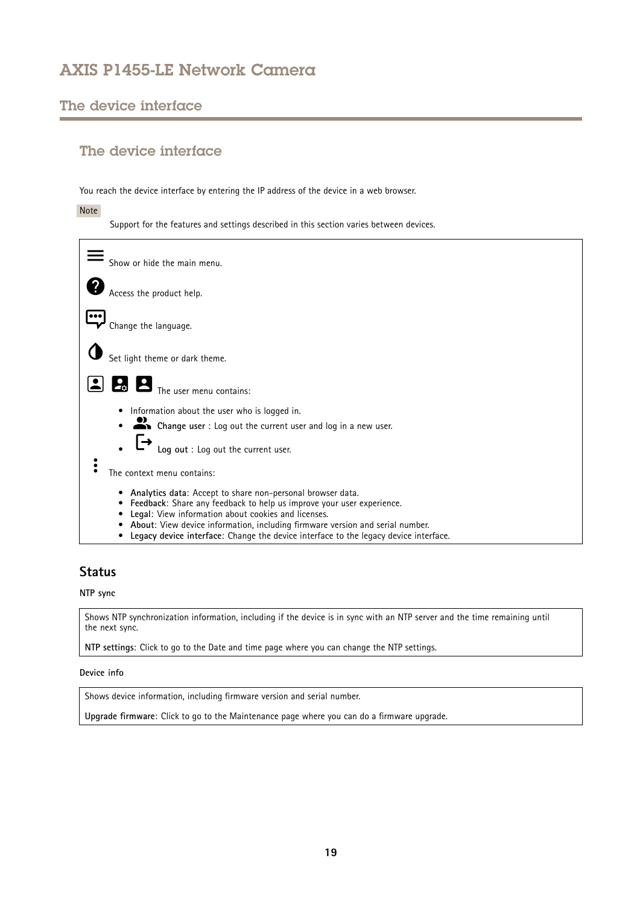## The device interface

You reach the device interface by entering the IP address of the device in a web browser.

Note

Support for the features and settings described in this section varies between devices.

Show or hide the main menu.

Access the product help.

Change the language.

Set light theme or dark theme.

The user menu contains:

- Information about the user who is logged in.
- **Change user** : Log out the current user and log in a new user.
- **Log out** : Log out the current user.

The context menu contains:

- **Analytics data**: Accept to share non-personal browser data.
- **Feedback**: Share any feedback to help us improve your user experience.
- **Legal**: View information about cookies and licenses.
- **About**: View device information, including firmware version and serial number.
- **Legacy device interface**: Change the device interface to the legacy device interface.

### Status

**NTP sync**

Shows NTP synchronization information, including if the device is in sync with an NTP server and the time remaining until the next sync.

**NTP settings**: Click to go to the Date and time page where you can change the NTP settings.

**Device info**

Shows device information, including firmware version and serial number.

**Upgrade firmware**: Click to go to the Maintenance page where you can do a firmware upgrade.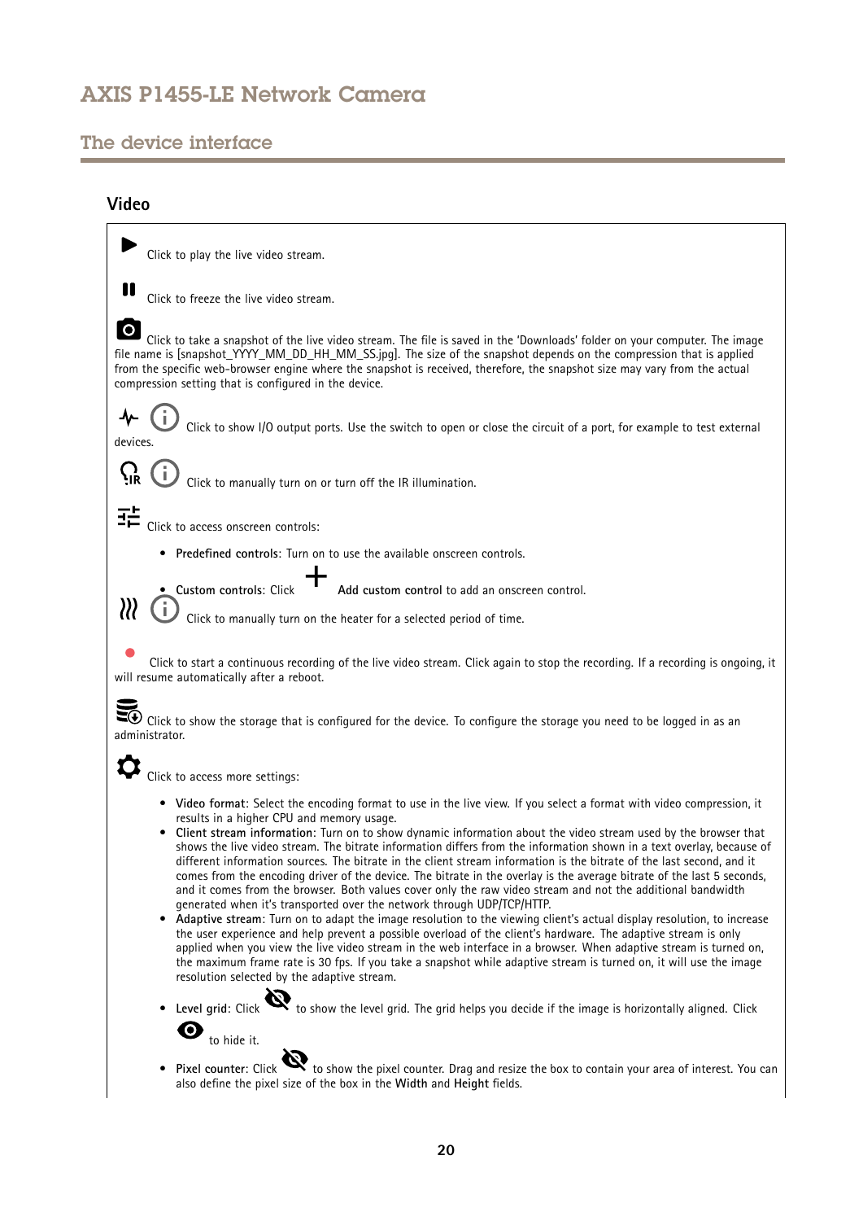## Video

Click to play the live video stream.

Click to freeze the live video stream.

Click to take a snapshot of the live video stream. The file is saved in the 'Downloads' folder on your computer. The image file name is [snapshot_YYYY_MM_DD_HH_MM_SS.jpg]. The size of the snapshot depends on the compression that is applied from the specific web-browser engine where the snapshot is received, therefore, the snapshot size may vary from the actual compression setting that is configured in the device.

Click to show I/O output ports. Use the switch to open or close the circuit of a port, for example to test external devices.

Click to manually turn on or turn off the IR illumination.

Click to access onscreen controls:

- **Predefined controls**: Turn on to use the available onscreen controls.
- **Custom controls**: Click **Add custom control** to add an onscreen control.

Click to manually turn on the heater for a selected period of time.

Click to start a continuous recording of the live video stream. Click again to stop the recording. If a recording is ongoing, it will resume automatically after a reboot.

Click to show the storage that is configured for the device. To configure the storage you need to be logged in as an administrator.

Click to access more settings:

- **Video format**: Select the encoding format to use in the live view. If you select a format with video compression, it results in a higher CPU and memory usage.
- **Client stream information**: Turn on to show dynamic information about the video stream used by the browser that shows the live video stream. The bitrate information differs from the information shown in a text overlay, because of different information sources. The bitrate in the client stream information is the bitrate of the last second, and it comes from the encoding driver of the device. The bitrate in the overlay is the average bitrate of the last 5 seconds, and it comes from the browser. Both values cover only the raw video stream and not the additional bandwidth generated when it's transported over the network through UDP/TCP/HTTP.
- **Adaptive stream**: Turn on to adapt the image resolution to the viewing client's actual display resolution, to increase the user experience and help prevent a possible overload of the client's hardware. The adaptive stream is only applied when you view the live video stream in the web interface in a browser. When adaptive stream is turned on, the maximum frame rate is 30 fps. If you take a snapshot while adaptive stream is turned on, it will use the image resolution selected by the adaptive stream.
- **Level grid**: Click to show the level grid. The grid helps you decide if the image is horizontally aligned. Click to hide it.
- **Pixel counter**: Click to show the pixel counter. Drag and resize the box to contain your area of interest. You can also define the pixel size of the box in the **Width** and **Height** fields.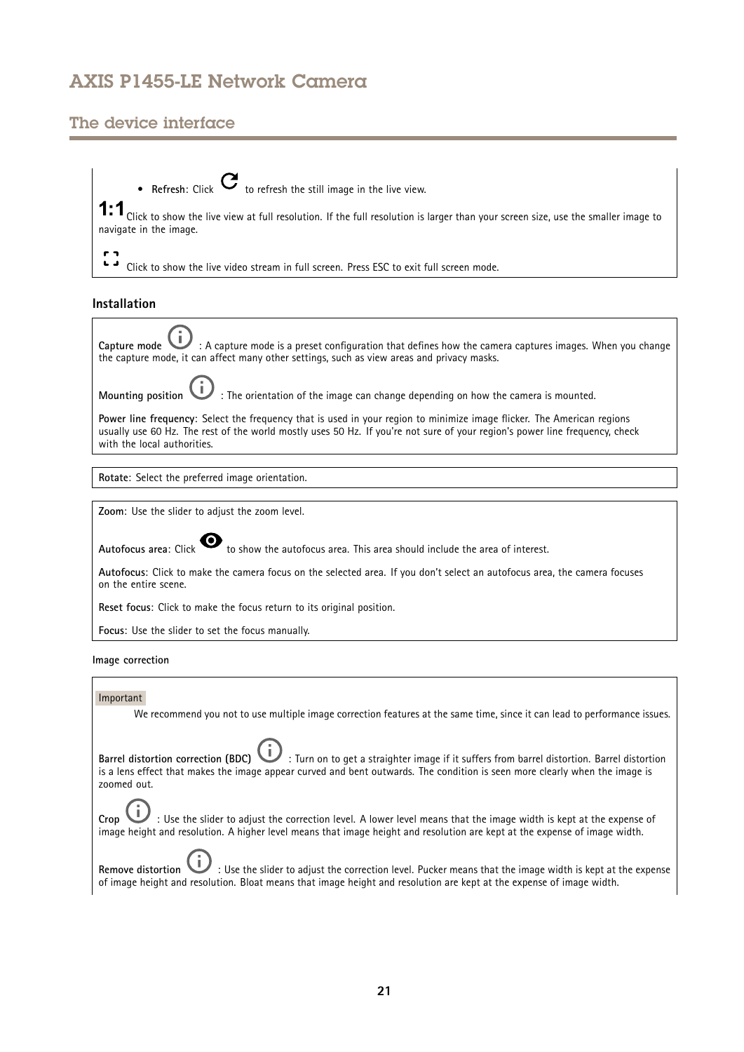- **Refresh**: Click to refresh the still image in the live view.

**1:1** Click to show the live view at full resolution. If the full resolution is larger than your screen size, use the smaller image to navigate in the image.

Click to show the live video stream in full screen. Press ESC to exit full screen mode.

### Installation

**Capture mode** : A capture mode is a preset configuration that defines how the camera captures images. When you change the capture mode, it can affect many other settings, such as view areas and privacy masks.

**Mounting position** : The orientation of the image can change depending on how the camera is mounted.

**Power line frequency**: Select the frequency that is used in your region to minimize image flicker. The American regions usually use 60 Hz. The rest of the world mostly uses 50 Hz. If you're not sure of your region's power line frequency, check with the local authorities.

**Rotate**: Select the preferred image orientation.

**Zoom**: Use the slider to adjust the zoom level.

**Autofocus area**: Click to show the autofocus area. This area should include the area of interest.

**Autofocus**: Click to make the camera focus on the selected area. If you don't select an autofocus area, the camera focuses on the entire scene.

**Reset focus**: Click to make the focus return to its original position.

**Focus**: Use the slider to set the focus manually.

#### Image correction

Important

We recommend you not to use multiple image correction features at the same time, since it can lead to performance issues.

**Barrel distortion correction (BDC)** : Turn on to get a straighter image if it suffers from barrel distortion. Barrel distortion is a lens effect that makes the image appear curved and bent outwards. The condition is seen more clearly when the image is zoomed out.

**Crop** : Use the slider to adjust the correction level. A lower level means that the image width is kept at the expense of image height and resolution. A higher level means that image height and resolution are kept at the expense of image width.

**Remove distortion** : Use the slider to adjust the correction level. Pucker means that the image width is kept at the expense of image height and resolution. Bloat means that image height and resolution are kept at the expense of image width.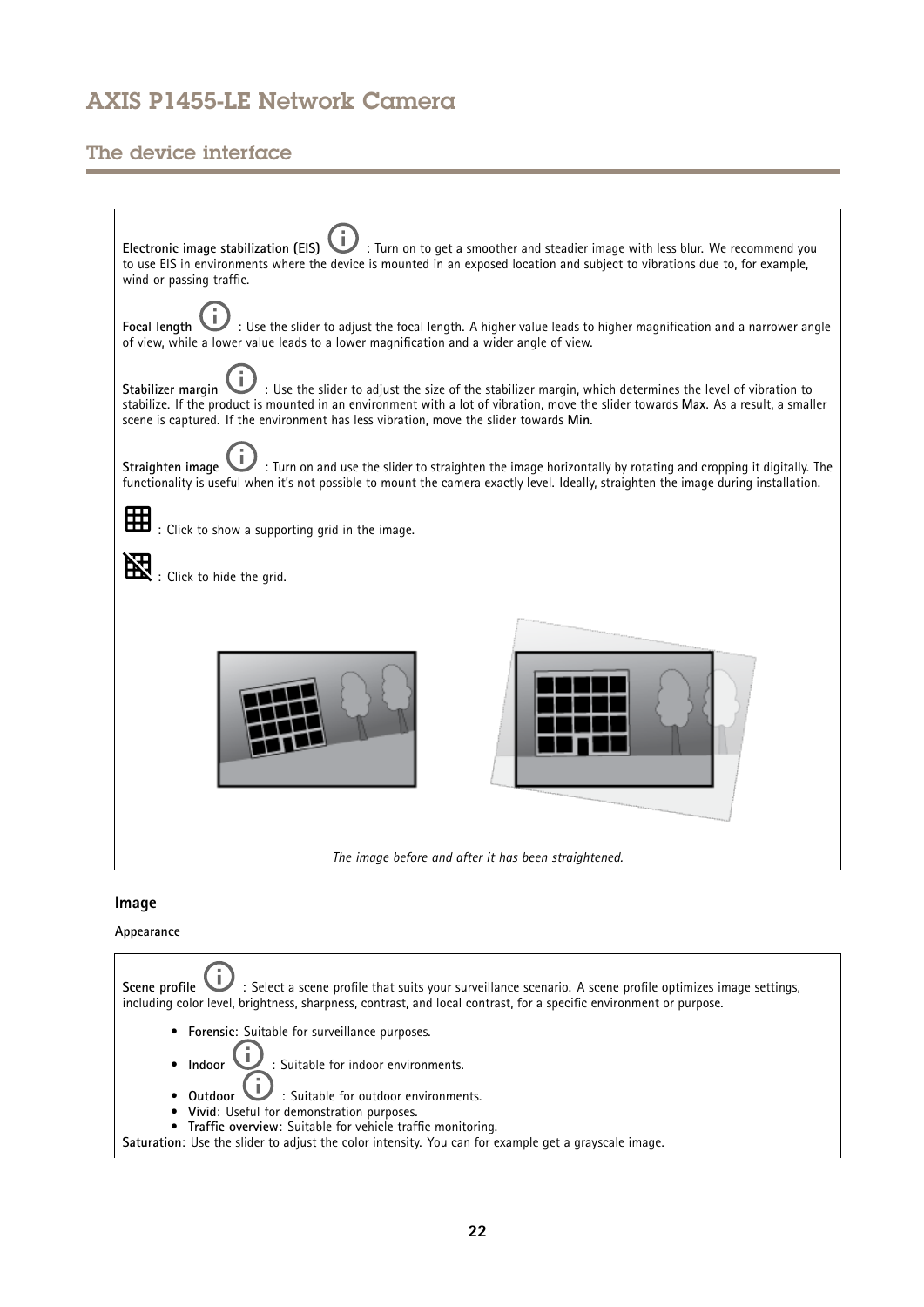**Electronic image stabilization (EIS)** : Turn on to get a smoother and steadier image with less blur. We recommend you to use EIS in environments where the device is mounted in an exposed location and subject to vibrations due to, for example, wind or passing traffic.

**Focal length** : Use the slider to adjust the focal length. A higher value leads to higher magnification and a narrower angle of view, while a lower value leads to a lower magnification and a wider angle of view.

**Stabilizer margin** : Use the slider to adjust the size of the stabilizer margin, which determines the level of vibration to stabilize. If the product is mounted in an environment with a lot of vibration, move the slider towards **Max**. As a result, a smaller scene is captured. If the environment has less vibration, move the slider towards **Min**.

**Straighten image** : Turn on and use the slider to straighten the image horizontally by rotating and cropping it digitally. The functionality is useful when it's not possible to mount the camera exactly level. Ideally, straighten the image during installation.

: Click to show a supporting grid in the image.

: Click to hide the grid.

*The image before and after it has been straightened.*

### Image

**Appearance**

**Scene profile** : Select a scene profile that suits your surveillance scenario. A scene profile optimizes image settings, including color level, brightness, sharpness, contrast, and local contrast, for a specific environment or purpose.

- **Forensic**: Suitable for surveillance purposes.
- **Indoor** : Suitable for indoor environments.
- **Outdoor** : Suitable for outdoor environments.
- **Vivid**: Useful for demonstration purposes.
- **Traffic overview**: Suitable for vehicle traffic monitoring.

**Saturation**: Use the slider to adjust the color intensity. You can for example get a grayscale image.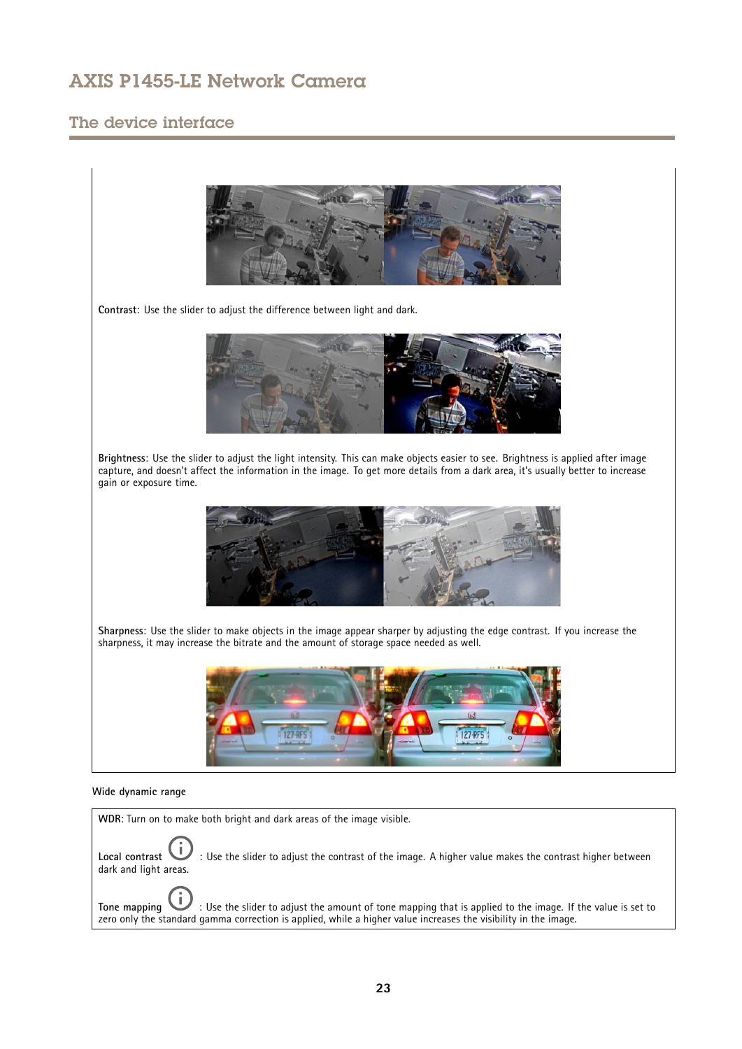**Contrast**: Use the slider to adjust the difference between light and dark.

**Brightness**: Use the slider to adjust the light intensity. This can make objects easier to see. Brightness is applied after image capture, and doesn't affect the information in the image. To get more details from a dark area, it's usually better to increase gain or exposure time.

**Sharpness**: Use the slider to make objects in the image appear sharper by adjusting the edge contrast. If you increase the sharpness, it may increase the bitrate and the amount of storage space needed as well.

Wide dynamic range

**WDR**: Turn on to make both bright and dark areas of the image visible.

**Local contrast** : Use the slider to adjust the contrast of the image. A higher value makes the contrast higher between dark and light areas.

**Tone mapping** : Use the slider to adjust the amount of tone mapping that is applied to the image. If the value is set to zero only the standard gamma correction is applied, while a higher value increases the visibility in the image.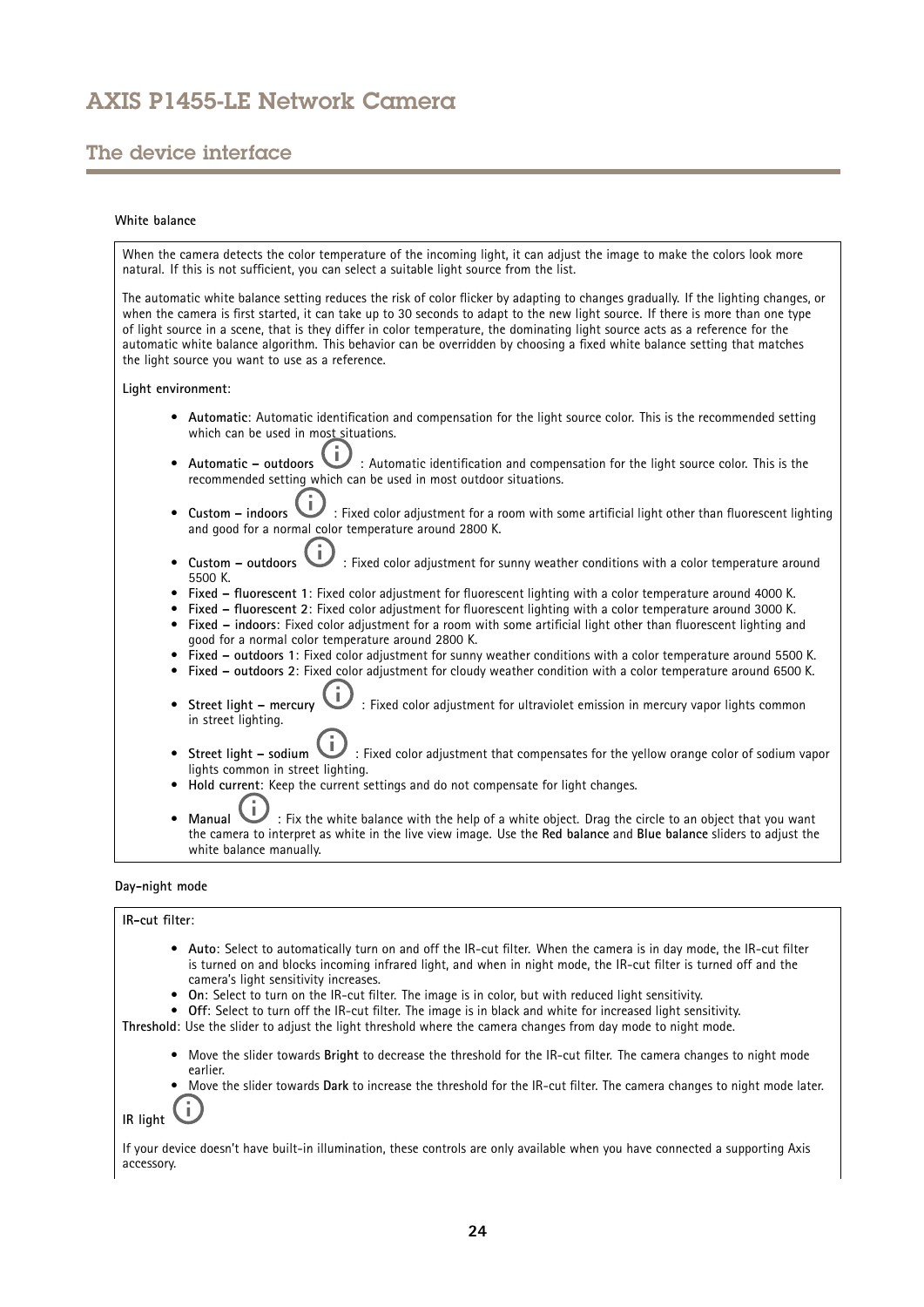#### White balance

When the camera detects the color temperature of the incoming light, it can adjust the image to make the colors look more natural. If this is not sufficient, you can select a suitable light source from the list.

The automatic white balance setting reduces the risk of color flicker by adapting to changes gradually. If the lighting changes, or when the camera is first started, it can take up to 30 seconds to adapt to the new light source. If there is more than one type of light source in a scene, that is they differ in color temperature, the dominating light source acts as a reference for the automatic white balance algorithm. This behavior can be overridden by choosing a fixed white balance setting that matches the light source you want to use as a reference.

**Light environment**:

- **Automatic**: Automatic identification and compensation for the light source color. This is the recommended setting which can be used in most situations.
- **Automatic – outdoors** ⓘ : Automatic identification and compensation for the light source color. This is the recommended setting which can be used in most outdoor situations.
- **Custom – indoors** ⓘ : Fixed color adjustment for a room with some artificial light other than fluorescent lighting and good for a normal color temperature around 2800 K.
- **Custom – outdoors** ⓘ : Fixed color adjustment for sunny weather conditions with a color temperature around 5500 K.
- **Fixed – fluorescent 1**: Fixed color adjustment for fluorescent lighting with a color temperature around 4000 K.
- **Fixed – fluorescent 2**: Fixed color adjustment for fluorescent lighting with a color temperature around 3000 K.
- **Fixed – indoors**: Fixed color adjustment for a room with some artificial light other than fluorescent lighting and good for a normal color temperature around 2800 K.
- **Fixed – outdoors 1**: Fixed color adjustment for sunny weather conditions with a color temperature around 5500 K.
- **Fixed – outdoors 2**: Fixed color adjustment for cloudy weather condition with a color temperature around 6500 K.
- **Street light – mercury** ⓘ : Fixed color adjustment for ultraviolet emission in mercury vapor lights common in street lighting.
- **Street light – sodium** ⓘ : Fixed color adjustment that compensates for the yellow orange color of sodium vapor lights common in street lighting.
- **Hold current**: Keep the current settings and do not compensate for light changes.
- **Manual** ⓘ : Fix the white balance with the help of a white object. Drag the circle to an object that you want the camera to interpret as white in the live view image. Use the **Red balance** and **Blue balance** sliders to adjust the white balance manually.

#### Day-night mode

**IR-cut filter**:

- **Auto**: Select to automatically turn on and off the IR-cut filter. When the camera is in day mode, the IR-cut filter is turned on and blocks incoming infrared light, and when in night mode, the IR-cut filter is turned off and the camera's light sensitivity increases.
- **On**: Select to turn on the IR-cut filter. The image is in color, but with reduced light sensitivity.
- **Off**: Select to turn off the IR-cut filter. The image is in black and white for increased light sensitivity.

**Threshold**: Use the slider to adjust the light threshold where the camera changes from day mode to night mode.

- Move the slider towards **Bright** to decrease the threshold for the IR-cut filter. The camera changes to night mode earlier.
- Move the slider towards **Dark** to increase the threshold for the IR-cut filter. The camera changes to night mode later.

**IR light** ⓘ

If your device doesn't have built-in illumination, these controls are only available when you have connected a supporting Axis accessory.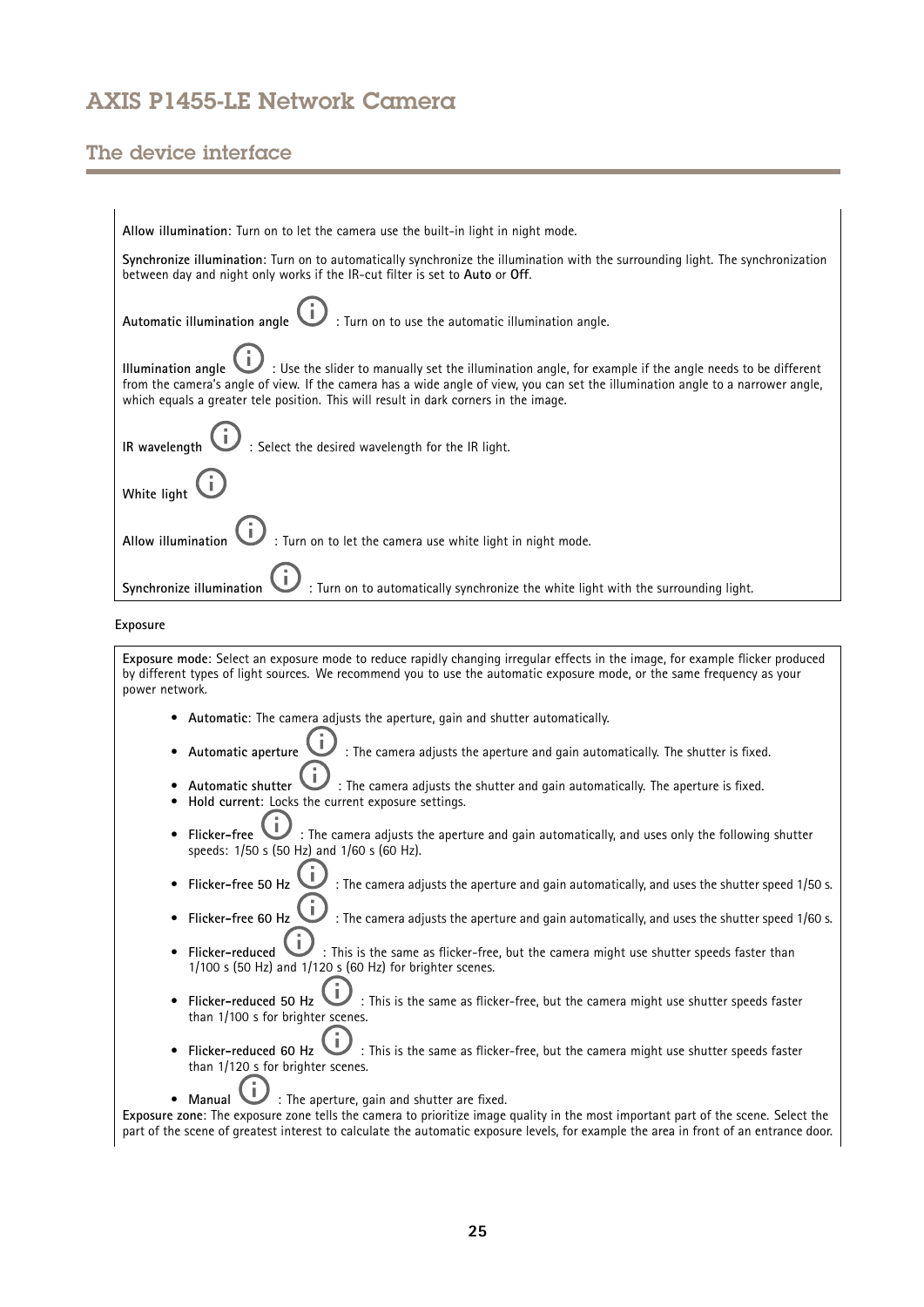**Allow illumination**: Turn on to let the camera use the built-in light in night mode.

**Synchronize illumination**: Turn on to automatically synchronize the illumination with the surrounding light. The synchronization between day and night only works if the IR-cut filter is set to **Auto** or **Off**.

**Automatic illumination angle** : Turn on to use the automatic illumination angle.

**Illumination angle** : Use the slider to manually set the illumination angle, for example if the angle needs to be different from the camera's angle of view. If the camera has a wide angle of view, you can set the illumination angle to a narrower angle, which equals a greater tele position. This will result in dark corners in the image.

**IR wavelength** : Select the desired wavelength for the IR light.

**White light**

**Allow illumination** : Turn on to let the camera use white light in night mode.

**Synchronize illumination** : Turn on to automatically synchronize the white light with the surrounding light.

**Exposure**

**Exposure mode**: Select an exposure mode to reduce rapidly changing irregular effects in the image, for example flicker produced by different types of light sources. We recommend you to use the automatic exposure mode, or the same frequency as your power network.

- **Automatic**: The camera adjusts the aperture, gain and shutter automatically.
- **Automatic aperture** : The camera adjusts the aperture and gain automatically. The shutter is fixed.
- **Automatic shutter** : The camera adjusts the shutter and gain automatically. The aperture is fixed.
- **Hold current**: Locks the current exposure settings.
- **Flicker-free** : The camera adjusts the aperture and gain automatically, and uses only the following shutter speeds: 1/50 s (50 Hz) and 1/60 s (60 Hz).
- **Flicker-free 50 Hz** : The camera adjusts the aperture and gain automatically, and uses the shutter speed 1/50 s.
- **Flicker-free 60 Hz** : The camera adjusts the aperture and gain automatically, and uses the shutter speed 1/60 s.
- **Flicker-reduced** : This is the same as flicker-free, but the camera might use shutter speeds faster than 1/100 s (50 Hz) and 1/120 s (60 Hz) for brighter scenes.
- **Flicker-reduced 50 Hz** : This is the same as flicker-free, but the camera might use shutter speeds faster than 1/100 s for brighter scenes.
- **Flicker-reduced 60 Hz** : This is the same as flicker-free, but the camera might use shutter speeds faster than 1/120 s for brighter scenes.
- **Manual** : The aperture, gain and shutter are fixed.

**Exposure zone**: The exposure zone tells the camera to prioritize image quality in the most important part of the scene. Select the part of the scene of greatest interest to calculate the automatic exposure levels, for example the area in front of an entrance door.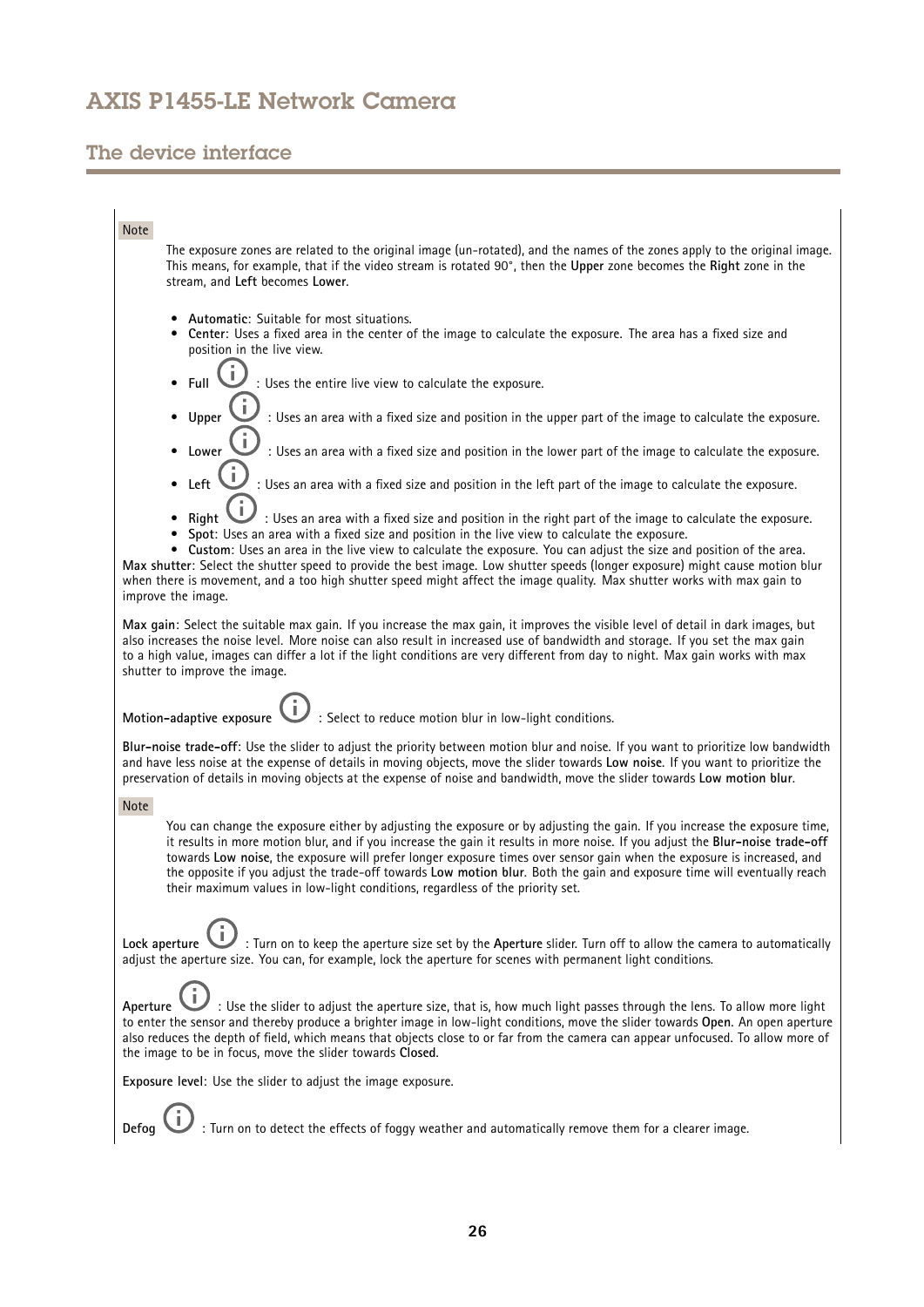Note

The exposure zones are related to the original image (un-rotated), and the names of the zones apply to the original image. This means, for example, that if the video stream is rotated 90°, then the **Upper** zone becomes the **Right** zone in the stream, and **Left** becomes **Lower**.

- **Automatic**: Suitable for most situations.
- **Center**: Uses a fixed area in the center of the image to calculate the exposure. The area has a fixed size and position in the live view.
- **Full** : Uses the entire live view to calculate the exposure.
- **Upper** : Uses an area with a fixed size and position in the upper part of the image to calculate the exposure.
- **Lower** : Uses an area with a fixed size and position in the lower part of the image to calculate the exposure.
- **Left** : Uses an area with a fixed size and position in the left part of the image to calculate the exposure.
- **Right** : Uses an area with a fixed size and position in the right part of the image to calculate the exposure.
- **Spot**: Uses an area with a fixed size and position in the live view to calculate the exposure.
- **Custom**: Uses an area in the live view to calculate the exposure. You can adjust the size and position of the area.

**Max shutter**: Select the shutter speed to provide the best image. Low shutter speeds (longer exposure) might cause motion blur when there is movement, and a too high shutter speed might affect the image quality. Max shutter works with max gain to improve the image.

**Max gain**: Select the suitable max gain. If you increase the max gain, it improves the visible level of detail in dark images, but also increases the noise level. More noise can also result in increased use of bandwidth and storage. If you set the max gain to a high value, images can differ a lot if the light conditions are very different from day to night. Max gain works with max shutter to improve the image.

**Motion-adaptive exposure** : Select to reduce motion blur in low-light conditions.

**Blur-noise trade-off**: Use the slider to adjust the priority between motion blur and noise. If you want to prioritize low bandwidth and have less noise at the expense of details in moving objects, move the slider towards **Low noise**. If you want to prioritize the preservation of details in moving objects at the expense of noise and bandwidth, move the slider towards **Low motion blur**.

Note

You can change the exposure either by adjusting the exposure or by adjusting the gain. If you increase the exposure time, it results in more motion blur, and if you increase the gain it results in more noise. If you adjust the **Blur-noise trade-off** towards **Low noise**, the exposure will prefer longer exposure times over sensor gain when the exposure is increased, and the opposite if you adjust the trade-off towards **Low motion blur**. Both the gain and exposure time will eventually reach their maximum values in low-light conditions, regardless of the priority set.

**Lock aperture** : Turn on to keep the aperture size set by the **Aperture** slider. Turn off to allow the camera to automatically adjust the aperture size. You can, for example, lock the aperture for scenes with permanent light conditions.

**Aperture** : Use the slider to adjust the aperture size, that is, how much light passes through the lens. To allow more light to enter the sensor and thereby produce a brighter image in low-light conditions, move the slider towards **Open**. An open aperture also reduces the depth of field, which means that objects close to or far from the camera can appear unfocused. To allow more of the image to be in focus, move the slider towards **Closed**.

**Exposure level**: Use the slider to adjust the image exposure.

**Defog** : Turn on to detect the effects of foggy weather and automatically remove them for a clearer image.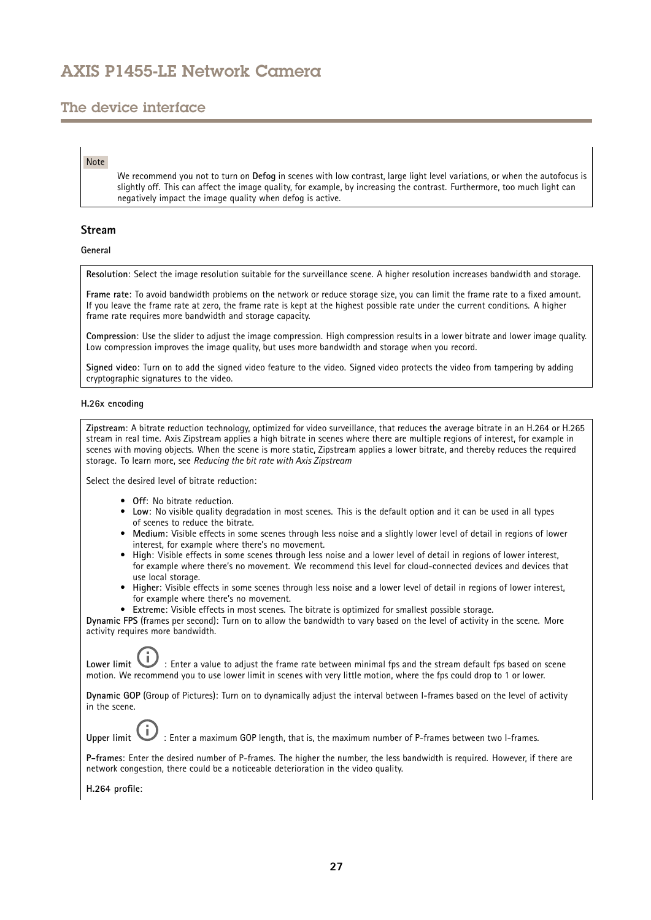Note

We recommend you not to turn on **Defog** in scenes with low contrast, large light level variations, or when the autofocus is slightly off. This can affect the image quality, for example, by increasing the contrast. Furthermore, too much light can negatively impact the image quality when defog is active.

### Stream

**General**

**Resolution**: Select the image resolution suitable for the surveillance scene. A higher resolution increases bandwidth and storage.

**Frame rate**: To avoid bandwidth problems on the network or reduce storage size, you can limit the frame rate to a fixed amount. If you leave the frame rate at zero, the frame rate is kept at the highest possible rate under the current conditions. A higher frame rate requires more bandwidth and storage capacity.

**Compression**: Use the slider to adjust the image compression. High compression results in a lower bitrate and lower image quality. Low compression improves the image quality, but uses more bandwidth and storage when you record.

**Signed video**: Turn on to add the signed video feature to the video. Signed video protects the video from tampering by adding cryptographic signatures to the video.

**H.26x encoding**

**Zipstream**: A bitrate reduction technology, optimized for video surveillance, that reduces the average bitrate in an H.264 or H.265 stream in real time. Axis Zipstream applies a high bitrate in scenes where there are multiple regions of interest, for example in scenes with moving objects. When the scene is more static, Zipstream applies a lower bitrate, and thereby reduces the required storage. To learn more, see *Reducing the bit rate with Axis Zipstream*

Select the desired level of bitrate reduction:

- **Off**: No bitrate reduction.
- **Low**: No visible quality degradation in most scenes. This is the default option and it can be used in all types of scenes to reduce the bitrate.
- **Medium**: Visible effects in some scenes through less noise and a slightly lower level of detail in regions of lower interest, for example where there's no movement.
- **High**: Visible effects in some scenes through less noise and a lower level of detail in regions of lower interest, for example where there's no movement. We recommend this level for cloud-connected devices and devices that use local storage.
- **Higher**: Visible effects in some scenes through less noise and a lower level of detail in regions of lower interest, for example where there's no movement.
- **Extreme**: Visible effects in most scenes. The bitrate is optimized for smallest possible storage.

**Dynamic FPS** (frames per second): Turn on to allow the bandwidth to vary based on the level of activity in the scene. More activity requires more bandwidth.

**Lower limit** : Enter a value to adjust the frame rate between minimal fps and the stream default fps based on scene motion. We recommend you to use lower limit in scenes with very little motion, where the fps could drop to 1 or lower.

**Dynamic GOP** (Group of Pictures): Turn on to dynamically adjust the interval between I-frames based on the level of activity in the scene.

**Upper limit** : Enter a maximum GOP length, that is, the maximum number of P-frames between two I-frames.

**P-frames**: Enter the desired number of P-frames. The higher the number, the less bandwidth is required. However, if there are network congestion, there could be a noticeable deterioration in the video quality.

**H.264 profile**: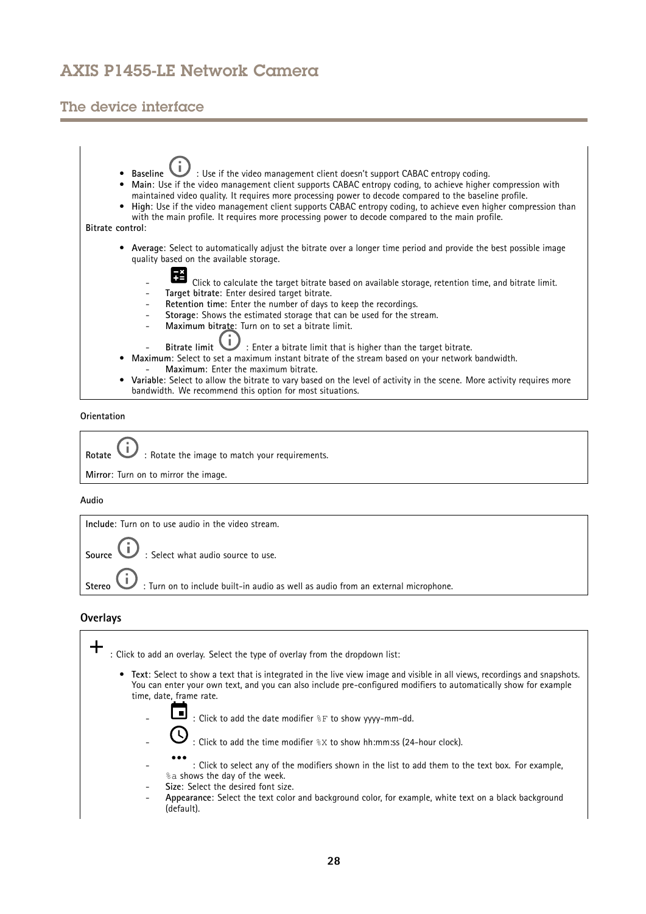- **Baseline** : Use if the video management client doesn't support CABAC entropy coding.
- **Main**: Use if the video management client supports CABAC entropy coding, to achieve higher compression with maintained video quality. It requires more processing power to decode compared to the baseline profile.
- **High**: Use if the video management client supports CABAC entropy coding, to achieve even higher compression than with the main profile. It requires more processing power to decode compared to the main profile.

**Bitrate control**:

- **Average**: Select to automatically adjust the bitrate over a longer time period and provide the best possible image quality based on the available storage.
  - Click to calculate the target bitrate based on available storage, retention time, and bitrate limit.
  - **Target bitrate**: Enter desired target bitrate.
  - **Retention time**: Enter the number of days to keep the recordings.
  - **Storage**: Shows the estimated storage that can be used for the stream.
  - **Maximum bitrate**: Turn on to set a bitrate limit.
  - **Bitrate limit** : Enter a bitrate limit that is higher than the target bitrate.
- **Maximum**: Select to set a maximum instant bitrate of the stream based on your network bandwidth.
  - **Maximum**: Enter the maximum bitrate.
- **Variable**: Select to allow the bitrate to vary based on the level of activity in the scene. More activity requires more bandwidth. We recommend this option for most situations.

Orientation

**Rotate** : Rotate the image to match your requirements.

**Mirror**: Turn on to mirror the image.

Audio

**Include**: Turn on to use audio in the video stream.

**Source** : Select what audio source to use.

**Stereo** : Turn on to include built-in audio as well as audio from an external microphone.

### Overlays

+ : Click to add an overlay. Select the type of overlay from the dropdown list:

- **Text**: Select to show a text that is integrated in the live view image and visible in all views, recordings and snapshots. You can enter your own text, and you can also include pre-configured modifiers to automatically show for example time, date, frame rate.
  - : Click to add the date modifier `%F` to show yyyy-mm-dd.
  - : Click to add the time modifier `%X` to show hh:mm:ss (24-hour clock).
  - : Click to select any of the modifiers shown in the list to add them to the text box. For example, `%a` shows the day of the week.
  - **Size**: Select the desired font size.
  - **Appearance**: Select the text color and background color, for example, white text on a black background (default).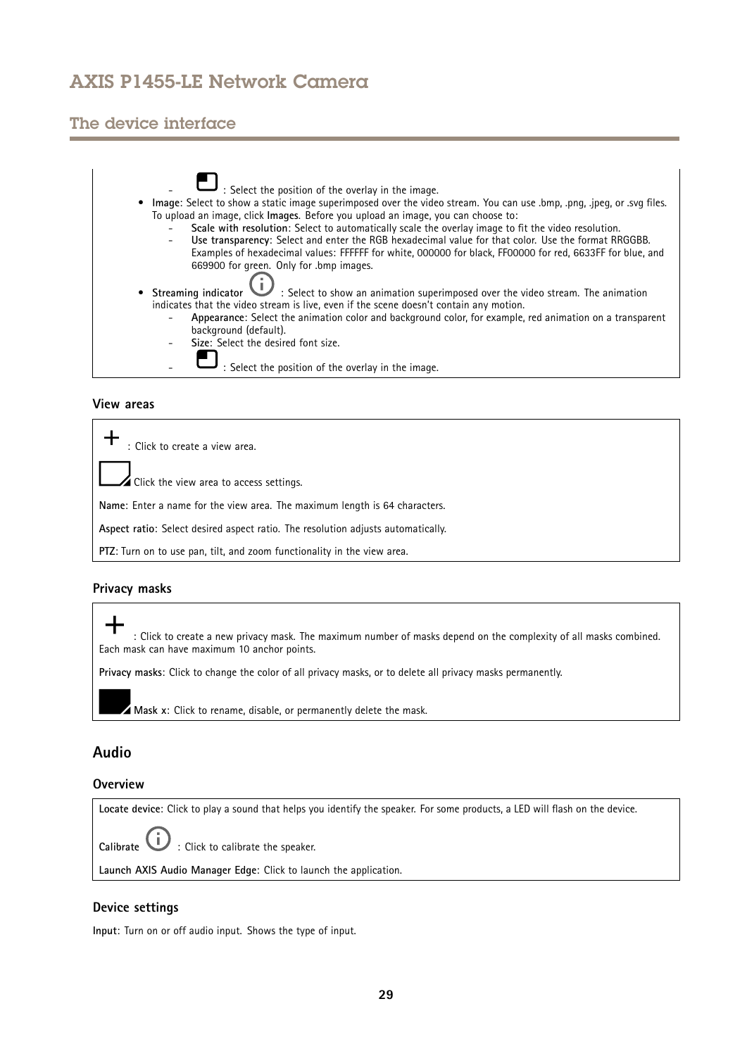- : Select the position of the overlay in the image.
- **Image**: Select to show a static image superimposed over the video stream. You can use .bmp, .png, .jpeg, or .svg files. To upload an image, click **Images**. Before you upload an image, you can choose to:
  - **Scale with resolution**: Select to automatically scale the overlay image to fit the video resolution.
  - **Use transparency**: Select and enter the RGB hexadecimal value for that color. Use the format RRGGBB. Examples of hexadecimal values: FFFFFF for white, 000000 for black, FF0000 for red, 6633FF for blue, and 669900 for green. Only for .bmp images.
- **Streaming indicator** : Select to show an animation superimposed over the video stream. The animation indicates that the video stream is live, even if the scene doesn't contain any motion.
  - **Appearance**: Select the animation color and background color, for example, red animation on a transparent background (default).
  - **Size**: Select the desired font size.
  - : Select the position of the overlay in the image.

### View areas

+ : Click to create a view area.

Click the view area to access settings.

**Name**: Enter a name for the view area. The maximum length is 64 characters.

**Aspect ratio**: Select desired aspect ratio. The resolution adjusts automatically.

**PTZ**: Turn on to use pan, tilt, and zoom functionality in the view area.

### Privacy masks

+ : Click to create a new privacy mask. The maximum number of masks depend on the complexity of all masks combined. Each mask can have maximum 10 anchor points.

**Privacy masks**: Click to change the color of all privacy masks, or to delete all privacy masks permanently.

**Mask x**: Click to rename, disable, or permanently delete the mask.

## Audio

### Overview

**Locate device**: Click to play a sound that helps you identify the speaker. For some products, a LED will flash on the device.

**Calibrate** : Click to calibrate the speaker.

**Launch AXIS Audio Manager Edge**: Click to launch the application.

### Device settings

**Input**: Turn on or off audio input. Shows the type of input.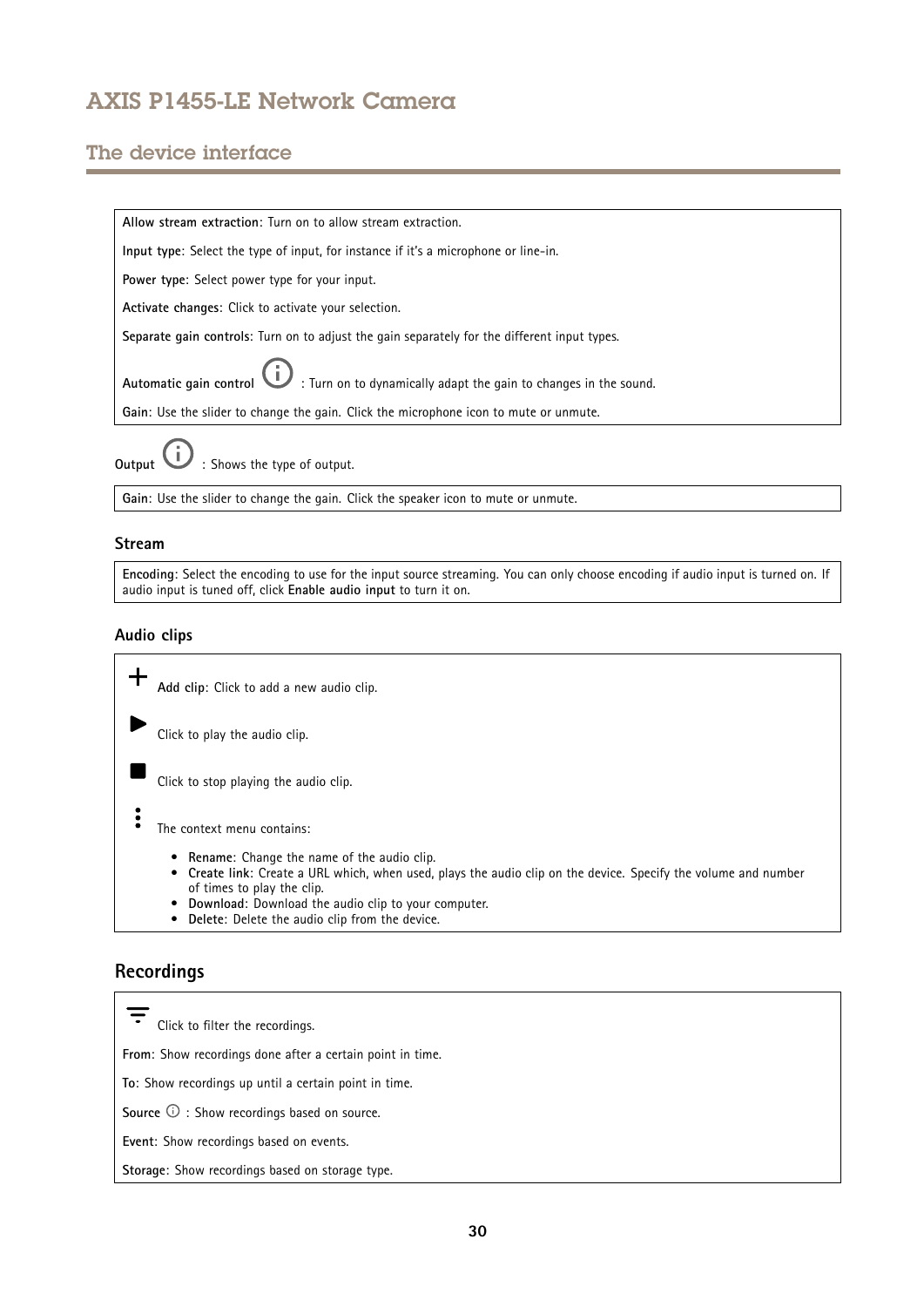**Allow stream extraction**: Turn on to allow stream extraction.

**Input type**: Select the type of input, for instance if it's a microphone or line-in.

**Power type**: Select power type for your input.

**Activate changes**: Click to activate your selection.

**Separate gain controls**: Turn on to adjust the gain separately for the different input types.

**Automatic gain control** ⓘ : Turn on to dynamically adapt the gain to changes in the sound.

**Gain**: Use the slider to change the gain. Click the microphone icon to mute or unmute.

**Output** ⓘ : Shows the type of output.

**Gain**: Use the slider to change the gain. Click the speaker icon to mute or unmute.

### Stream

**Encoding**: Select the encoding to use for the input source streaming. You can only choose encoding if audio input is turned on. If audio input is tuned off, click **Enable audio input** to turn it on.

### Audio clips

**Add clip**: Click to add a new audio clip.

Click to play the audio clip.

Click to stop playing the audio clip.

The context menu contains:

- **Rename**: Change the name of the audio clip.
- **Create link**: Create a URL which, when used, plays the audio clip on the device. Specify the volume and number of times to play the clip.
- **Download**: Download the audio clip to your computer.
- **Delete**: Delete the audio clip from the device.

## Recordings

Click to filter the recordings.

**From**: Show recordings done after a certain point in time.

**To**: Show recordings up until a certain point in time.

**Source** ⓘ : Show recordings based on source.

**Event**: Show recordings based on events.

**Storage**: Show recordings based on storage type.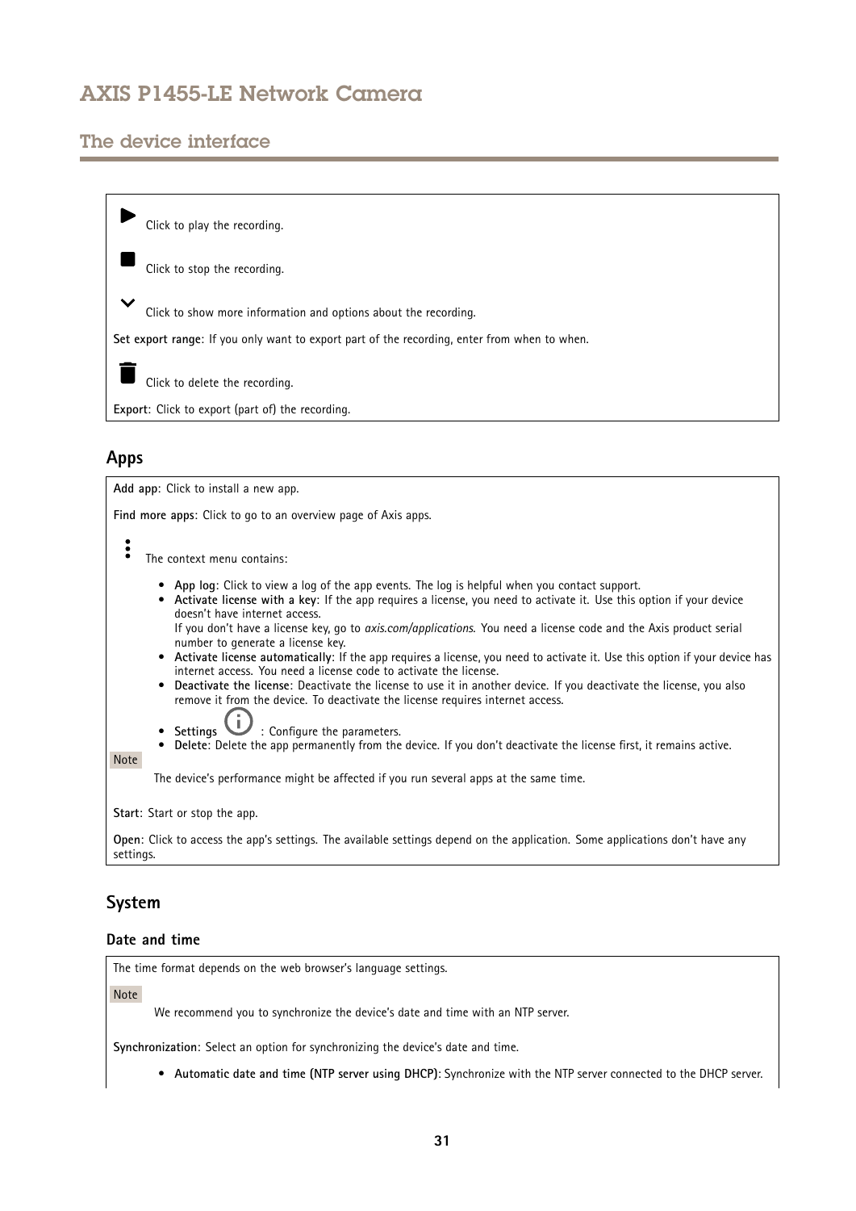Click to play the recording.

Click to stop the recording.

Click to show more information and options about the recording.

**Set export range**: If you only want to export part of the recording, enter from when to when.

Click to delete the recording.

**Export**: Click to export (part of) the recording.

## Apps

**Add app**: Click to install a new app.

**Find more apps**: Click to go to an overview page of Axis apps.

The context menu contains:

- **App log**: Click to view a log of the app events. The log is helpful when you contact support.
- **Activate license with a key**: If the app requires a license, you need to activate it. Use this option if your device doesn't have internet access.
  If you don't have a license key, go to *axis.com/applications*. You need a license code and the Axis product serial number to generate a license key.
- **Activate license automatically**: If the app requires a license, you need to activate it. Use this option if your device has internet access. You need a license code to activate the license.
- **Deactivate the license**: Deactivate the license to use it in another device. If you deactivate the license, you also remove it from the device. To deactivate the license requires internet access.
- **Settings** : Configure the parameters.
- **Delete**: Delete the app permanently from the device. If you don't deactivate the license first, it remains active.

Note

The device's performance might be affected if you run several apps at the same time.

**Start**: Start or stop the app.

**Open**: Click to access the app's settings. The available settings depend on the application. Some applications don't have any settings.

## System

### Date and time

The time format depends on the web browser's language settings.

Note

We recommend you to synchronize the device's date and time with an NTP server.

**Synchronization**: Select an option for synchronizing the device's date and time.

- **Automatic date and time (NTP server using DHCP)**: Synchronize with the NTP server connected to the DHCP server.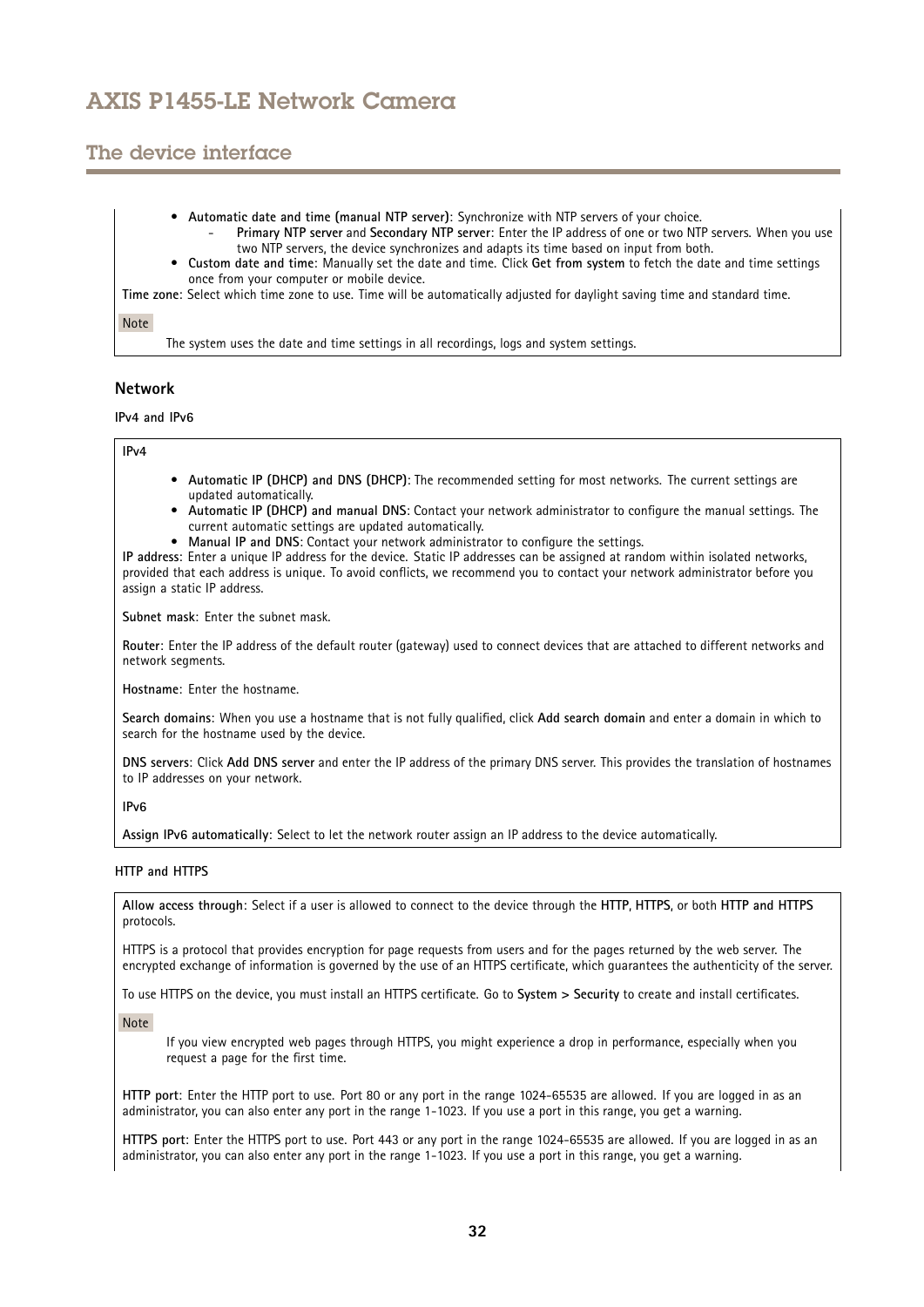- **Automatic date and time (manual NTP server)**: Synchronize with NTP servers of your choice.
  - **Primary NTP server** and **Secondary NTP server**: Enter the IP address of one or two NTP servers. When you use two NTP servers, the device synchronizes and adapts its time based on input from both.
- **Custom date and time**: Manually set the date and time. Click **Get from system** to fetch the date and time settings once from your computer or mobile device.

**Time zone**: Select which time zone to use. Time will be automatically adjusted for daylight saving time and standard time.

Note

The system uses the date and time settings in all recordings, logs and system settings.

### Network

**IPv4 and IPv6**

**IPv4**

- **Automatic IP (DHCP) and DNS (DHCP)**: The recommended setting for most networks. The current settings are updated automatically.
- **Automatic IP (DHCP) and manual DNS**: Contact your network administrator to configure the manual settings. The current automatic settings are updated automatically.
- **Manual IP and DNS**: Contact your network administrator to configure the settings.

**IP address**: Enter a unique IP address for the device. Static IP addresses can be assigned at random within isolated networks, provided that each address is unique. To avoid conflicts, we recommend you to contact your network administrator before you assign a static IP address.

**Subnet mask**: Enter the subnet mask.

**Router**: Enter the IP address of the default router (gateway) used to connect devices that are attached to different networks and network segments.

**Hostname**: Enter the hostname.

**Search domains**: When you use a hostname that is not fully qualified, click **Add search domain** and enter a domain in which to search for the hostname used by the device.

**DNS servers**: Click **Add DNS server** and enter the IP address of the primary DNS server. This provides the translation of hostnames to IP addresses on your network.

**IPv6**

**Assign IPv6 automatically**: Select to let the network router assign an IP address to the device automatically.

**HTTP and HTTPS**

**Allow access through**: Select if a user is allowed to connect to the device through the **HTTP**, **HTTPS**, or both **HTTP and HTTPS** protocols.

HTTPS is a protocol that provides encryption for page requests from users and for the pages returned by the web server. The encrypted exchange of information is governed by the use of an HTTPS certificate, which guarantees the authenticity of the server.

To use HTTPS on the device, you must install an HTTPS certificate. Go to **System > Security** to create and install certificates.

Note

If you view encrypted web pages through HTTPS, you might experience a drop in performance, especially when you request a page for the first time.

**HTTP port**: Enter the HTTP port to use. Port 80 or any port in the range 1024-65535 are allowed. If you are logged in as an administrator, you can also enter any port in the range 1-1023. If you use a port in this range, you get a warning.

**HTTPS port**: Enter the HTTPS port to use. Port 443 or any port in the range 1024-65535 are allowed. If you are logged in as an administrator, you can also enter any port in the range 1-1023. If you use a port in this range, you get a warning.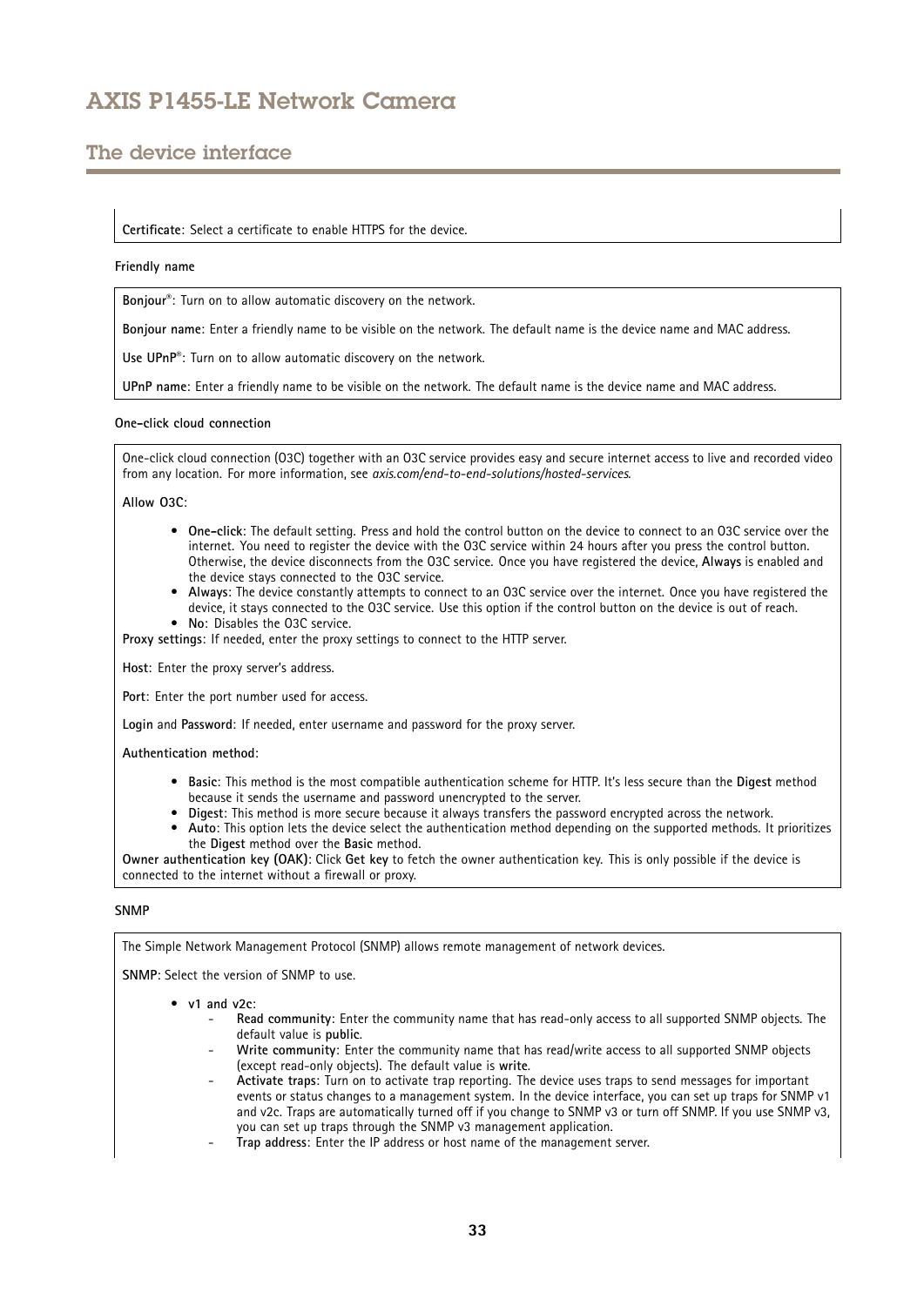**Certificate**: Select a certificate to enable HTTPS for the device.

**Friendly name**

**Bonjour®**: Turn on to allow automatic discovery on the network.

**Bonjour name**: Enter a friendly name to be visible on the network. The default name is the device name and MAC address.

**Use UPnP®**: Turn on to allow automatic discovery on the network.

**UPnP name**: Enter a friendly name to be visible on the network. The default name is the device name and MAC address.

**One-click cloud connection**

One-click cloud connection (O3C) together with an O3C service provides easy and secure internet access to live and recorded video from any location. For more information, see *axis.com/end-to-end-solutions/hosted-services*.

**Allow O3C**:

- **One-click**: The default setting. Press and hold the control button on the device to connect to an O3C service over the internet. You need to register the device with the O3C service within 24 hours after you press the control button. Otherwise, the device disconnects from the O3C service. Once you have registered the device, **Always** is enabled and the device stays connected to the O3C service.
- **Always**: The device constantly attempts to connect to an O3C service over the internet. Once you have registered the device, it stays connected to the O3C service. Use this option if the control button on the device is out of reach.
- **No**: Disables the O3C service.

**Proxy settings**: If needed, enter the proxy settings to connect to the HTTP server.

**Host**: Enter the proxy server's address.

**Port**: Enter the port number used for access.

**Login** and **Password**: If needed, enter username and password for the proxy server.

**Authentication method**:

- **Basic**: This method is the most compatible authentication scheme for HTTP. It's less secure than the **Digest** method because it sends the username and password unencrypted to the server.
- **Digest**: This method is more secure because it always transfers the password encrypted across the network.
- **Auto**: This option lets the device select the authentication method depending on the supported methods. It prioritizes the **Digest** method over the **Basic** method.

**Owner authentication key (OAK)**: Click **Get key** to fetch the owner authentication key. This is only possible if the device is connected to the internet without a firewall or proxy.

**SNMP**

The Simple Network Management Protocol (SNMP) allows remote management of network devices.

**SNMP**: Select the version of SNMP to use.

- **v1 and v2c**:
  - **Read community**: Enter the community name that has read-only access to all supported SNMP objects. The default value is **public**.
  - **Write community**: Enter the community name that has read/write access to all supported SNMP objects (except read-only objects). The default value is **write**.
  - **Activate traps**: Turn on to activate trap reporting. The device uses traps to send messages for important events or status changes to a management system. In the device interface, you can set up traps for SNMP v1 and v2c. Traps are automatically turned off if you change to SNMP v3 or turn off SNMP. If you use SNMP v3, you can set up traps through the SNMP v3 management application.
  - **Trap address**: Enter the IP address or host name of the management server.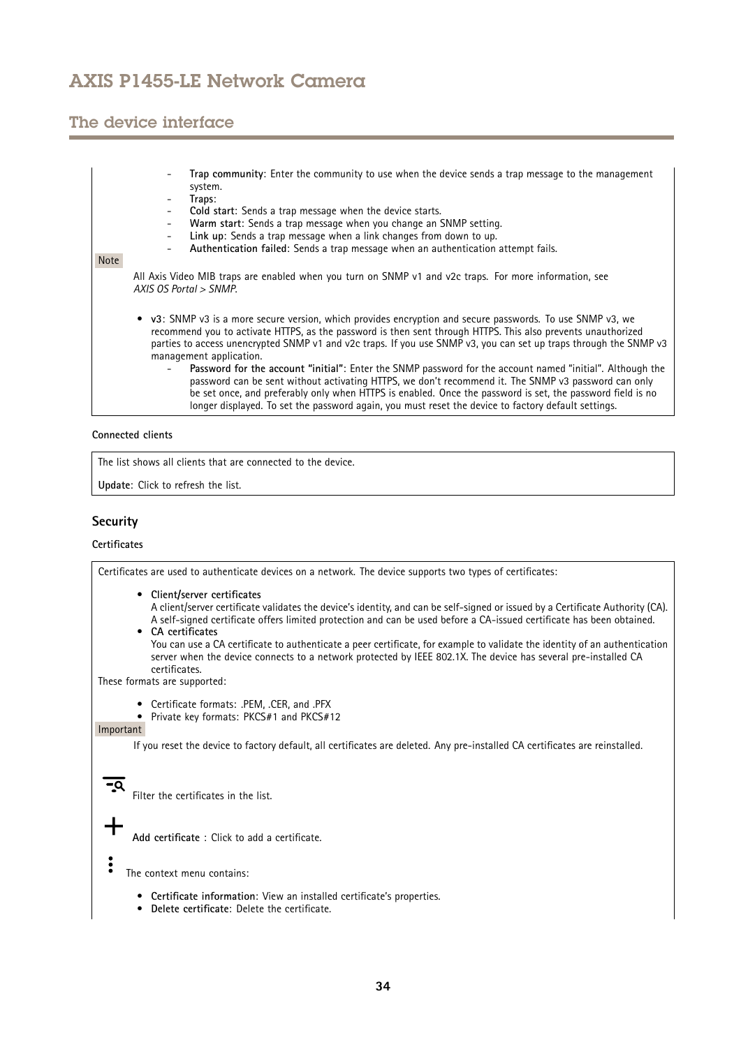- **Trap community**: Enter the community to use when the device sends a trap message to the management system.
- **Traps**:
- **Cold start**: Sends a trap message when the device starts.
- **Warm start**: Sends a trap message when you change an SNMP setting.
- **Link up**: Sends a trap message when a link changes from down to up.
- **Authentication failed**: Sends a trap message when an authentication attempt fails.

Note

All Axis Video MIB traps are enabled when you turn on SNMP v1 and v2c traps. For more information, see *AXIS OS Portal > SNMP*.

- **v3**: SNMP v3 is a more secure version, which provides encryption and secure passwords. To use SNMP v3, we recommend you to activate HTTPS, as the password is then sent through HTTPS. This also prevents unauthorized parties to access unencrypted SNMP v1 and v2c traps. If you use SNMP v3, you can set up traps through the SNMP v3 management application.
  - **Password for the account "initial"**: Enter the SNMP password for the account named "initial". Although the password can be sent without activating HTTPS, we don't recommend it. The SNMP v3 password can only be set once, and preferably only when HTTPS is enabled. Once the password is set, the password field is no longer displayed. To set the password again, you must reset the device to factory default settings.

**Connected clients**

The list shows all clients that are connected to the device.

**Update**: Click to refresh the list.

## Security

**Certificates**

Certificates are used to authenticate devices on a network. The device supports two types of certificates:

- **Client/server certificates**
  A client/server certificate validates the device's identity, and can be self-signed or issued by a Certificate Authority (CA). A self-signed certificate offers limited protection and can be used before a CA-issued certificate has been obtained.
- **CA certificates**
  You can use a CA certificate to authenticate a peer certificate, for example to validate the identity of an authentication server when the device connects to a network protected by IEEE 802.1X. The device has several pre-installed CA certificates.

These formats are supported:

- Certificate formats: .PEM, .CER, and .PFX
- Private key formats: PKCS#1 and PKCS#12

Important

If you reset the device to factory default, all certificates are deleted. Any pre-installed CA certificates are reinstalled.

Filter the certificates in the list.

**Add certificate** : Click to add a certificate.

The context menu contains:

- **Certificate information**: View an installed certificate's properties.
- **Delete certificate**: Delete the certificate.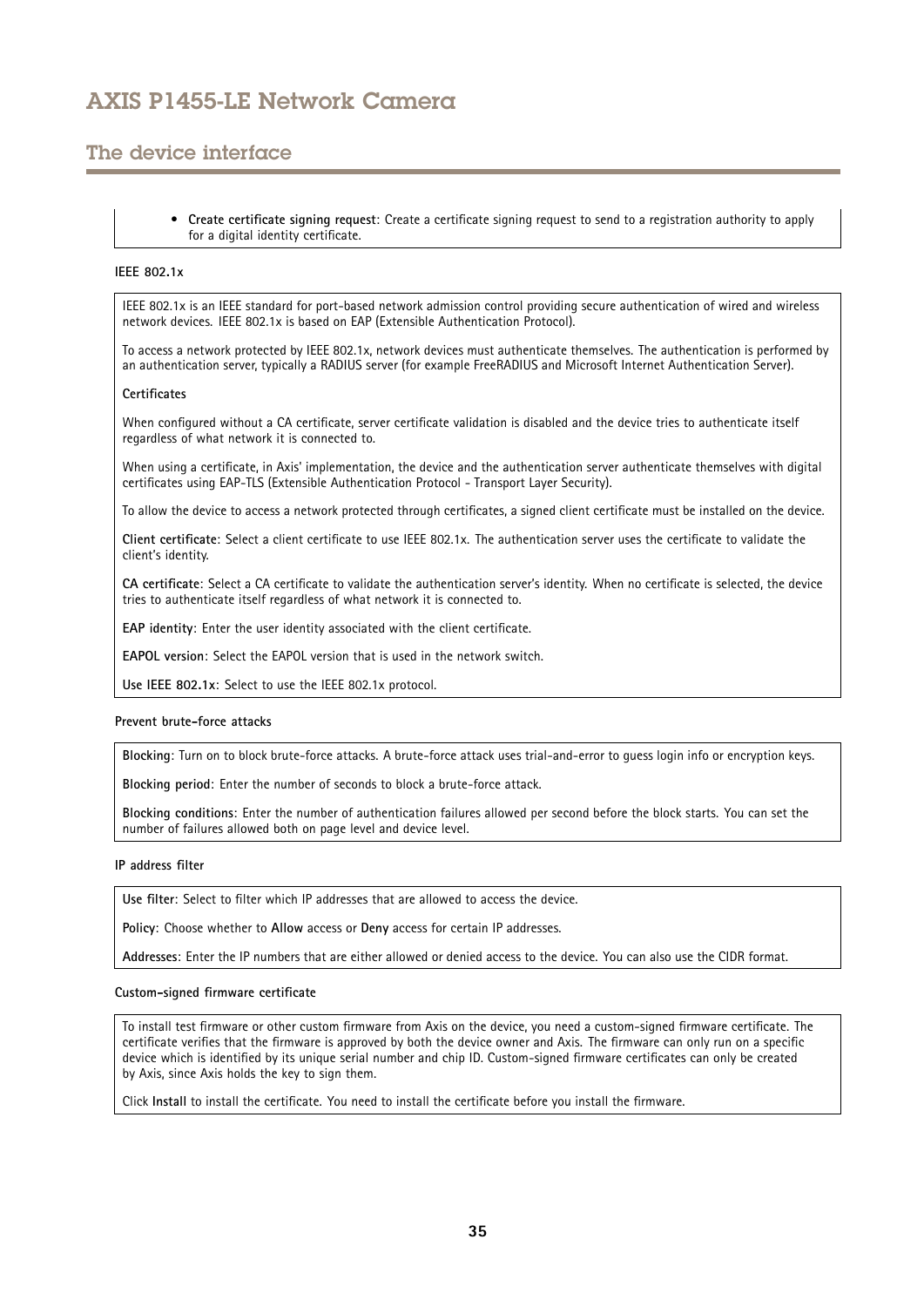- **Create certificate signing request**: Create a certificate signing request to send to a registration authority to apply for a digital identity certificate.

**IEEE 802.1x**

IEEE 802.1x is an IEEE standard for port-based network admission control providing secure authentication of wired and wireless network devices. IEEE 802.1x is based on EAP (Extensible Authentication Protocol).

To access a network protected by IEEE 802.1x, network devices must authenticate themselves. The authentication is performed by an authentication server, typically a RADIUS server (for example FreeRADIUS and Microsoft Internet Authentication Server).

**Certificates**

When configured without a CA certificate, server certificate validation is disabled and the device tries to authenticate itself regardless of what network it is connected to.

When using a certificate, in Axis' implementation, the device and the authentication server authenticate themselves with digital certificates using EAP-TLS (Extensible Authentication Protocol - Transport Layer Security).

To allow the device to access a network protected through certificates, a signed client certificate must be installed on the device.

**Client certificate**: Select a client certificate to use IEEE 802.1x. The authentication server uses the certificate to validate the client's identity.

**CA certificate**: Select a CA certificate to validate the authentication server's identity. When no certificate is selected, the device tries to authenticate itself regardless of what network it is connected to.

**EAP identity**: Enter the user identity associated with the client certificate.

**EAPOL version**: Select the EAPOL version that is used in the network switch.

**Use IEEE 802.1x**: Select to use the IEEE 802.1x protocol.

**Prevent brute-force attacks**

**Blocking**: Turn on to block brute-force attacks. A brute-force attack uses trial-and-error to guess login info or encryption keys.

**Blocking period**: Enter the number of seconds to block a brute-force attack.

**Blocking conditions**: Enter the number of authentication failures allowed per second before the block starts. You can set the number of failures allowed both on page level and device level.

**IP address filter**

**Use filter**: Select to filter which IP addresses that are allowed to access the device.

**Policy**: Choose whether to **Allow** access or **Deny** access for certain IP addresses.

**Addresses**: Enter the IP numbers that are either allowed or denied access to the device. You can also use the CIDR format.

**Custom-signed firmware certificate**

To install test firmware or other custom firmware from Axis on the device, you need a custom-signed firmware certificate. The certificate verifies that the firmware is approved by both the device owner and Axis. The firmware can only run on a specific device which is identified by its unique serial number and chip ID. Custom-signed firmware certificates can only be created by Axis, since Axis holds the key to sign them.

Click **Install** to install the certificate. You need to install the certificate before you install the firmware.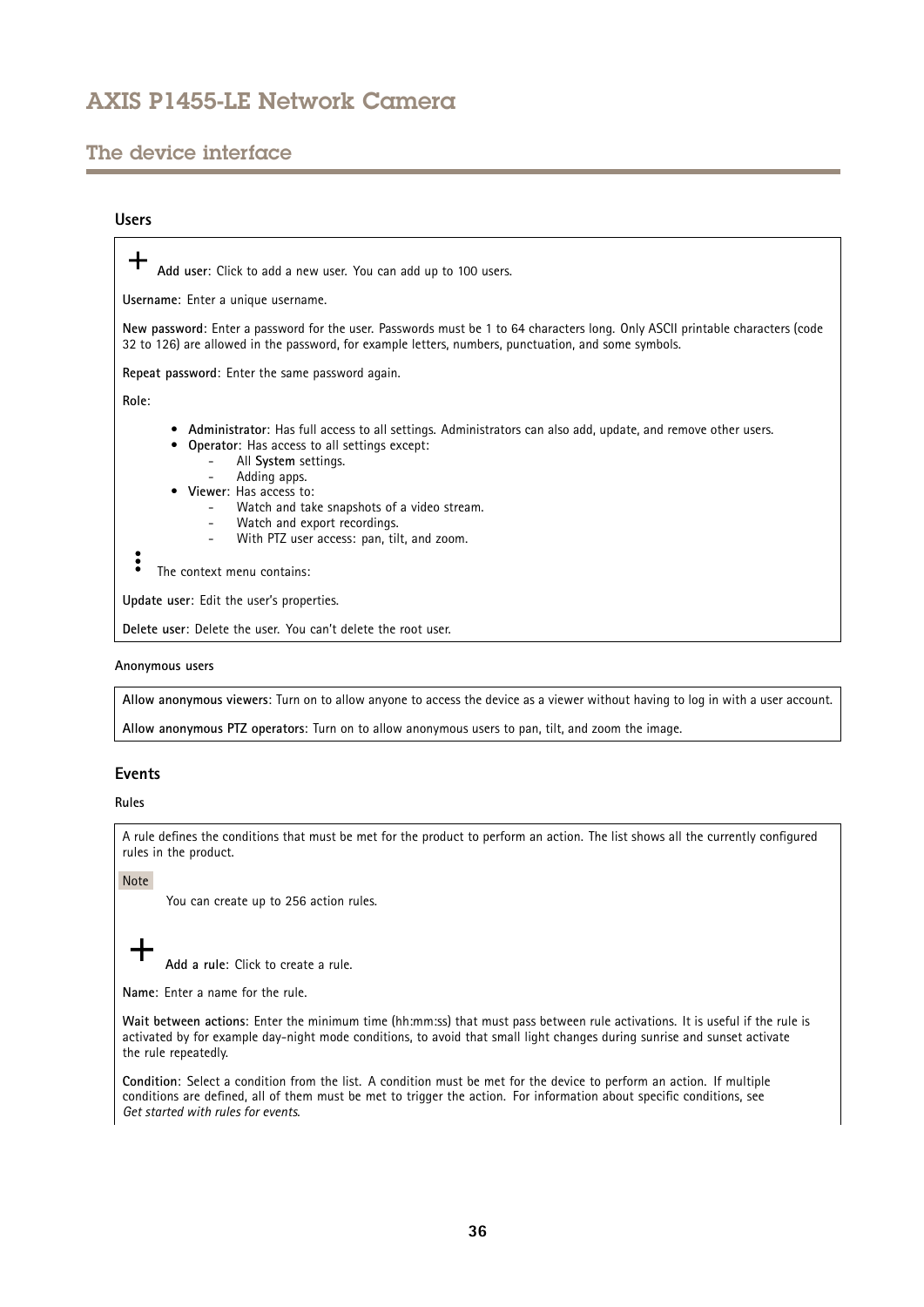## Users

**+** **Add user**: Click to add a new user. You can add up to 100 users.

**Username**: Enter a unique username.

**New password**: Enter a password for the user. Passwords must be 1 to 64 characters long. Only ASCII printable characters (code 32 to 126) are allowed in the password, for example letters, numbers, punctuation, and some symbols.

**Repeat password**: Enter the same password again.

**Role**:

- **Administrator**: Has full access to all settings. Administrators can also add, update, and remove other users.
- **Operator**: Has access to all settings except:
  - All **System** settings.
  - Adding apps.
- **Viewer**: Has access to:
  - Watch and take snapshots of a video stream.
  - Watch and export recordings.
  - With PTZ user access: pan, tilt, and zoom.

⋮ The context menu contains:

**Update user**: Edit the user's properties.

**Delete user**: Delete the user. You can't delete the root user.

#### Anonymous users

**Allow anonymous viewers**: Turn on to allow anyone to access the device as a viewer without having to log in with a user account.

**Allow anonymous PTZ operators**: Turn on to allow anonymous users to pan, tilt, and zoom the image.

## Events

#### Rules

A rule defines the conditions that must be met for the product to perform an action. The list shows all the currently configured rules in the product.

Note

You can create up to 256 action rules.

**+** **Add a rule**: Click to create a rule.

**Name**: Enter a name for the rule.

**Wait between actions**: Enter the minimum time (hh:mm:ss) that must pass between rule activations. It is useful if the rule is activated by for example day-night mode conditions, to avoid that small light changes during sunrise and sunset activate the rule repeatedly.

**Condition**: Select a condition from the list. A condition must be met for the device to perform an action. If multiple conditions are defined, all of them must be met to trigger the action. For information about specific conditions, see *Get started with rules for events*.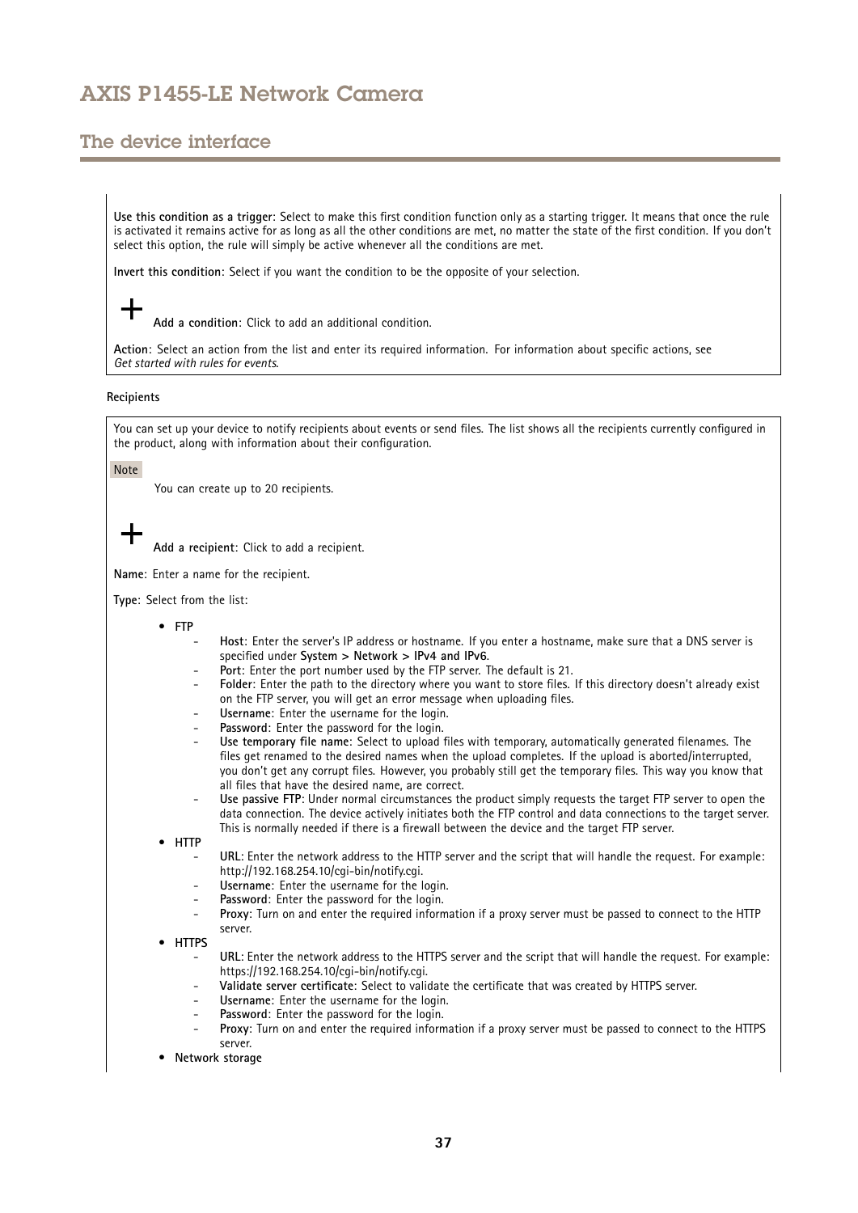**Use this condition as a trigger**: Select to make this first condition function only as a starting trigger. It means that once the rule is activated it remains active for as long as all the other conditions are met, no matter the state of the first condition. If you don't select this option, the rule will simply be active whenever all the conditions are met.

**Invert this condition**: Select if you want the condition to be the opposite of your selection.

+ **Add a condition**: Click to add an additional condition.

**Action**: Select an action from the list and enter its required information. For information about specific actions, see *Get started with rules for events*.

**Recipients**

You can set up your device to notify recipients about events or send files. The list shows all the recipients currently configured in the product, along with information about their configuration.

Note

You can create up to 20 recipients.

+ **Add a recipient**: Click to add a recipient.

**Name**: Enter a name for the recipient.

**Type**: Select from the list:

- **FTP**
  - **Host**: Enter the server's IP address or hostname. If you enter a hostname, make sure that a DNS server is specified under **System > Network > IPv4 and IPv6**.
  - **Port**: Enter the port number used by the FTP server. The default is 21.
  - **Folder**: Enter the path to the directory where you want to store files. If this directory doesn't already exist on the FTP server, you will get an error message when uploading files.
  - **Username**: Enter the username for the login.
  - **Password**: Enter the password for the login.
  - **Use temporary file name**: Select to upload files with temporary, automatically generated filenames. The files get renamed to the desired names when the upload completes. If the upload is aborted/interrupted, you don't get any corrupt files. However, you probably still get the temporary files. This way you know that all files that have the desired name, are correct.
  - **Use passive FTP**: Under normal circumstances the product simply requests the target FTP server to open the data connection. The device actively initiates both the FTP control and data connections to the target server. This is normally needed if there is a firewall between the device and the target FTP server.
- **HTTP**
  - **URL**: Enter the network address to the HTTP server and the script that will handle the request. For example: http://192.168.254.10/cgi-bin/notify.cgi.
  - **Username**: Enter the username for the login.
  - **Password**: Enter the password for the login.
  - **Proxy**: Turn on and enter the required information if a proxy server must be passed to connect to the HTTP server.
- **HTTPS**
  - **URL**: Enter the network address to the HTTPS server and the script that will handle the request. For example: https://192.168.254.10/cgi-bin/notify.cgi.
  - **Validate server certificate**: Select to validate the certificate that was created by HTTPS server.
  - **Username**: Enter the username for the login.
  - **Password**: Enter the password for the login.
  - **Proxy**: Turn on and enter the required information if a proxy server must be passed to connect to the HTTPS server.
- **Network storage**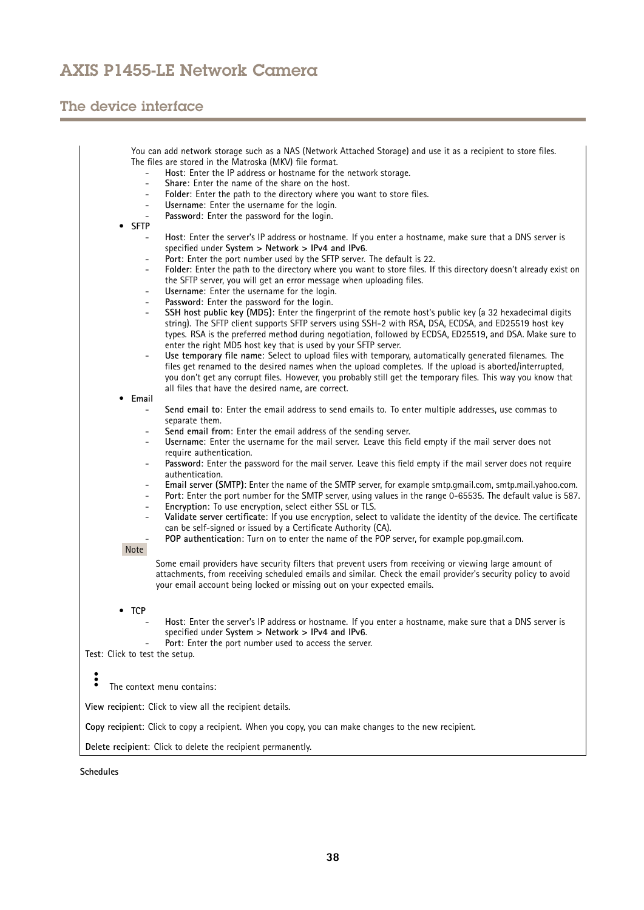You can add network storage such as a NAS (Network Attached Storage) and use it as a recipient to store files. The files are stored in the Matroska (MKV) file format.

  - **Host**: Enter the IP address or hostname for the network storage.
  - **Share**: Enter the name of the share on the host.
  - **Folder**: Enter the path to the directory where you want to store files.
  - **Username**: Enter the username for the login.
  - **Password**: Enter the password for the login.

- **SFTP**
  - **Host**: Enter the server's IP address or hostname. If you enter a hostname, make sure that a DNS server is specified under **System > Network > IPv4 and IPv6**.
  - **Port**: Enter the port number used by the SFTP server. The default is 22.
  - **Folder**: Enter the path to the directory where you want to store files. If this directory doesn't already exist on the SFTP server, you will get an error message when uploading files.
  - **Username**: Enter the username for the login.
  - **Password**: Enter the password for the login.
  - **SSH host public key (MD5)**: Enter the fingerprint of the remote host's public key (a 32 hexadecimal digits string). The SFTP client supports SFTP servers using SSH-2 with RSA, DSA, ECDSA, and ED25519 host key types. RSA is the preferred method during negotiation, followed by ECDSA, ED25519, and DSA. Make sure to enter the right MD5 host key that is used by your SFTP server.
  - **Use temporary file name**: Select to upload files with temporary, automatically generated filenames. The files get renamed to the desired names when the upload completes. If the upload is aborted/interrupted, you don't get any corrupt files. However, you probably still get the temporary files. This way you know that all files that have the desired name, are correct.
- **Email**
  - **Send email to**: Enter the email address to send emails to. To enter multiple addresses, use commas to separate them.
  - **Send email from**: Enter the email address of the sending server.
  - **Username**: Enter the username for the mail server. Leave this field empty if the mail server does not require authentication.
  - **Password**: Enter the password for the mail server. Leave this field empty if the mail server does not require authentication.
  - **Email server (SMTP)**: Enter the name of the SMTP server, for example smtp.gmail.com, smtp.mail.yahoo.com.
  - **Port**: Enter the port number for the SMTP server, using values in the range 0-65535. The default value is 587.
  - **Encryption**: To use encryption, select either SSL or TLS.
  - **Validate server certificate**: If you use encryption, select to validate the identity of the device. The certificate can be self-signed or issued by a Certificate Authority (CA).
  - **POP authentication**: Turn on to enter the name of the POP server, for example pop.gmail.com.

Note

Some email providers have security filters that prevent users from receiving or viewing large amount of attachments, from receiving scheduled emails and similar. Check the email provider's security policy to avoid your email account being locked or missing out on your expected emails.

- **TCP**
  - **Host**: Enter the server's IP address or hostname. If you enter a hostname, make sure that a DNS server is specified under **System > Network > IPv4 and IPv6**.
  - **Port**: Enter the port number used to access the server.

**Test**: Click to test the setup.

⋮ The context menu contains:

**View recipient**: Click to view all the recipient details.

**Copy recipient**: Click to copy a recipient. When you copy, you can make changes to the new recipient.

**Delete recipient**: Click to delete the recipient permanently.

**Schedules**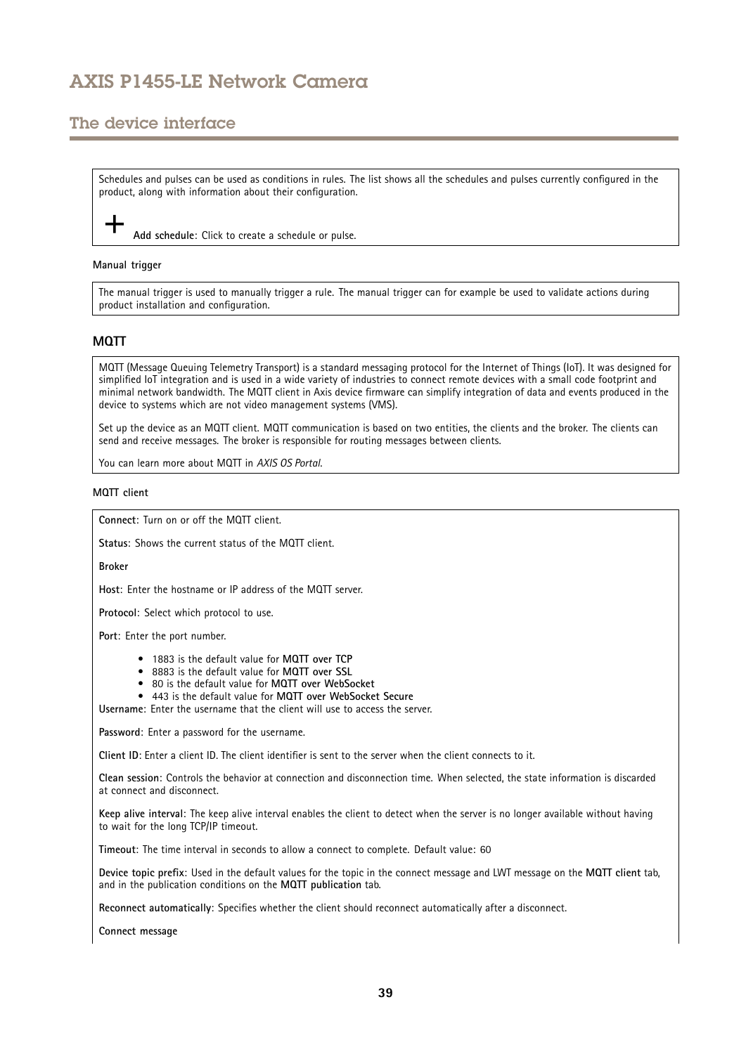Schedules and pulses can be used as conditions in rules. The list shows all the schedules and pulses currently configured in the product, along with information about their configuration.

+ **Add schedule**: Click to create a schedule or pulse.

**Manual trigger**

The manual trigger is used to manually trigger a rule. The manual trigger can for example be used to validate actions during product installation and configuration.

### MQTT

MQTT (Message Queuing Telemetry Transport) is a standard messaging protocol for the Internet of Things (IoT). It was designed for simplified IoT integration and is used in a wide variety of industries to connect remote devices with a small code footprint and minimal network bandwidth. The MQTT client in Axis device firmware can simplify integration of data and events produced in the device to systems which are not video management systems (VMS).

Set up the device as an MQTT client. MQTT communication is based on two entities, the clients and the broker. The clients can send and receive messages. The broker is responsible for routing messages between clients.

You can learn more about MQTT in *AXIS OS Portal*.

**MQTT client**

**Connect**: Turn on or off the MQTT client.

**Status**: Shows the current status of the MQTT client.

**Broker**

**Host**: Enter the hostname or IP address of the MQTT server.

**Protocol**: Select which protocol to use.

**Port**: Enter the port number.

- 1883 is the default value for **MQTT over TCP**
- 8883 is the default value for **MQTT over SSL**
- 80 is the default value for **MQTT over WebSocket**
- 443 is the default value for **MQTT over WebSocket Secure**

**Username**: Enter the username that the client will use to access the server.

**Password**: Enter a password for the username.

**Client ID**: Enter a client ID. The client identifier is sent to the server when the client connects to it.

**Clean session**: Controls the behavior at connection and disconnection time. When selected, the state information is discarded at connect and disconnect.

**Keep alive interval**: The keep alive interval enables the client to detect when the server is no longer available without having to wait for the long TCP/IP timeout.

**Timeout**: The time interval in seconds to allow a connect to complete. Default value: 60

**Device topic prefix**: Used in the default values for the topic in the connect message and LWT message on the **MQTT client** tab, and in the publication conditions on the **MQTT publication** tab.

**Reconnect automatically**: Specifies whether the client should reconnect automatically after a disconnect.

**Connect message**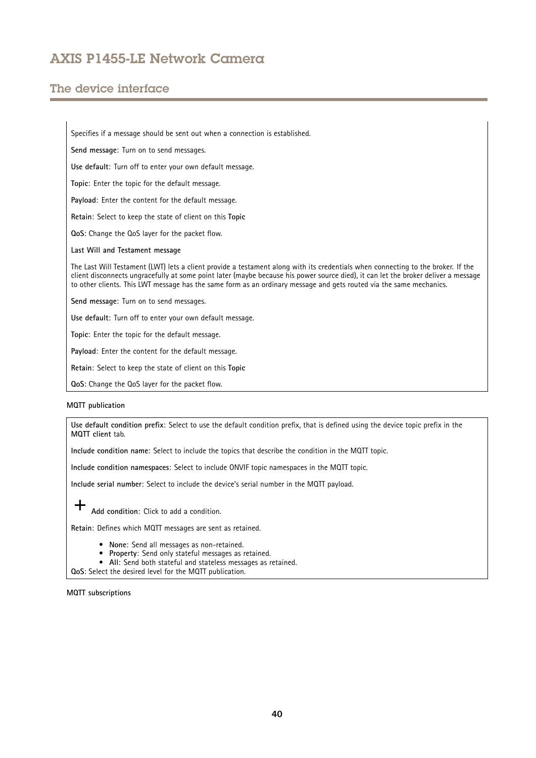Specifies if a message should be sent out when a connection is established.

**Send message**: Turn on to send messages.

**Use default**: Turn off to enter your own default message.

**Topic**: Enter the topic for the default message.

**Payload**: Enter the content for the default message.

**Retain**: Select to keep the state of client on this **Topic**

**QoS**: Change the QoS layer for the packet flow.

**Last Will and Testament message**

The Last Will Testament (LWT) lets a client provide a testament along with its credentials when connecting to the broker. If the client disconnects ungracefully at some point later (maybe because his power source died), it can let the broker deliver a message to other clients. This LWT message has the same form as an ordinary message and gets routed via the same mechanics.

**Send message**: Turn on to send messages.

**Use default**: Turn off to enter your own default message.

**Topic**: Enter the topic for the default message.

**Payload**: Enter the content for the default message.

**Retain**: Select to keep the state of client on this **Topic**

**QoS**: Change the QoS layer for the packet flow.

**MQTT publication**

**Use default condition prefix**: Select to use the default condition prefix, that is defined using the device topic prefix in the **MQTT client** tab.

**Include condition name**: Select to include the topics that describe the condition in the MQTT topic.

**Include condition namespaces**: Select to include ONVIF topic namespaces in the MQTT topic.

**Include serial number**: Select to include the device's serial number in the MQTT payload.

+ **Add condition**: Click to add a condition.

**Retain**: Defines which MQTT messages are sent as retained.

- **None**: Send all messages as non-retained.
- **Property**: Send only stateful messages as retained.
- **All**: Send both stateful and stateless messages as retained.

**QoS**: Select the desired level for the MQTT publication.

**MQTT subscriptions**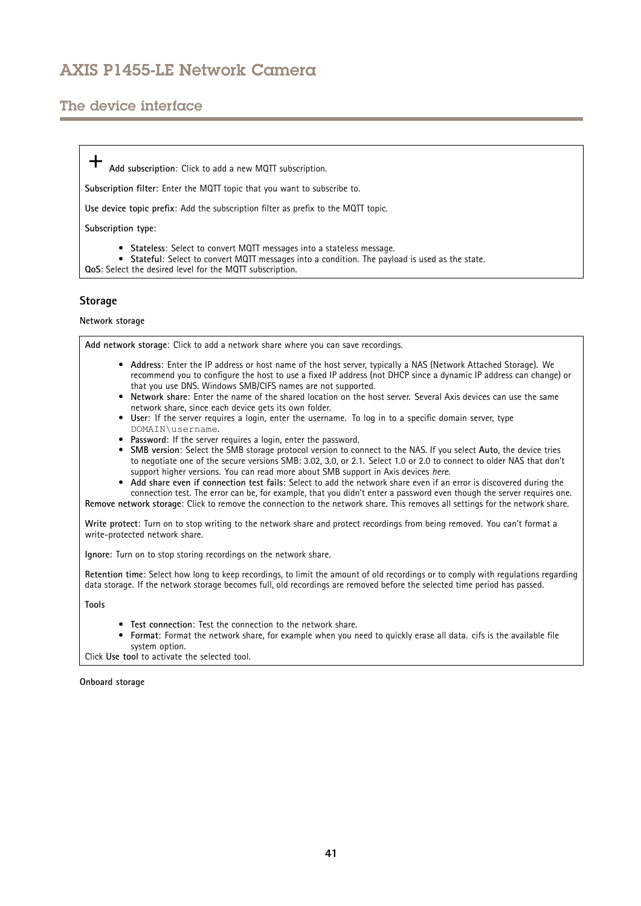+ **Add subscription**: Click to add a new MQTT subscription.

**Subscription filter**: Enter the MQTT topic that you want to subscribe to.

**Use device topic prefix**: Add the subscription filter as prefix to the MQTT topic.

**Subscription type**:

- **Stateless**: Select to convert MQTT messages into a stateless message.
- **Stateful**: Select to convert MQTT messages into a condition. The payload is used as the state.

**QoS**: Select the desired level for the MQTT subscription.

### Storage

#### Network storage

**Add network storage**: Click to add a network share where you can save recordings.

- **Address**: Enter the IP address or host name of the host server, typically a NAS (Network Attached Storage). We recommend you to configure the host to use a fixed IP address (not DHCP since a dynamic IP address can change) or that you use DNS. Windows SMB/CIFS names are not supported.
- **Network share**: Enter the name of the shared location on the host server. Several Axis devices can use the same network share, since each device gets its own folder.
- **User**: If the server requires a login, enter the username. To log in to a specific domain server, type `DOMAIN\username`.
- **Password**: If the server requires a login, enter the password.
- **SMB version**: Select the SMB storage protocol version to connect to the NAS. If you select **Auto**, the device tries to negotiate one of the secure versions SMB: 3.02, 3.0, or 2.1. Select 1.0 or 2.0 to connect to older NAS that don't support higher versions. You can read more about SMB support in Axis devices *here*.
- **Add share even if connection test fails**: Select to add the network share even if an error is discovered during the connection test. The error can be, for example, that you didn't enter a password even though the server requires one.

**Remove network storage**: Click to remove the connection to the network share. This removes all settings for the network share.

**Write protect**: Turn on to stop writing to the network share and protect recordings from being removed. You can't format a write-protected network share.

**Ignore**: Turn on to stop storing recordings on the network share.

**Retention time**: Select how long to keep recordings, to limit the amount of old recordings or to comply with regulations regarding data storage. If the network storage becomes full, old recordings are removed before the selected time period has passed.

**Tools**

- **Test connection**: Test the connection to the network share.
- **Format**: Format the network share, for example when you need to quickly erase all data. cifs is the available file system option.

Click **Use tool** to activate the selected tool.

#### Onboard storage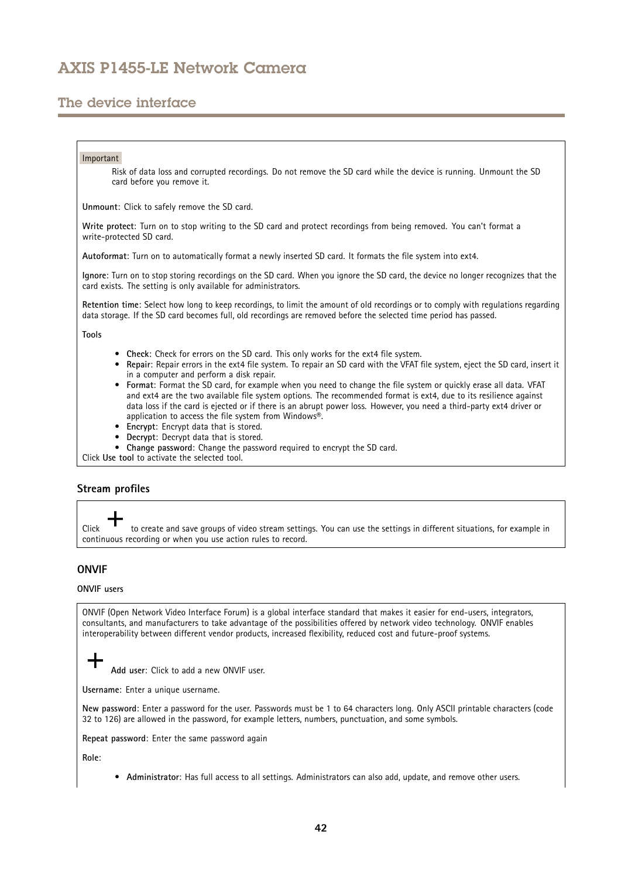Important

Risk of data loss and corrupted recordings. Do not remove the SD card while the device is running. Unmount the SD card before you remove it.

**Unmount**: Click to safely remove the SD card.

**Write protect**: Turn on to stop writing to the SD card and protect recordings from being removed. You can't format a write-protected SD card.

**Autoformat**: Turn on to automatically format a newly inserted SD card. It formats the file system into ext4.

**Ignore**: Turn on to stop storing recordings on the SD card. When you ignore the SD card, the device no longer recognizes that the card exists. The setting is only available for administrators.

**Retention time**: Select how long to keep recordings, to limit the amount of old recordings or to comply with regulations regarding data storage. If the SD card becomes full, old recordings are removed before the selected time period has passed.

**Tools**

- **Check**: Check for errors on the SD card. This only works for the ext4 file system.
- **Repair**: Repair errors in the ext4 file system. To repair an SD card with the VFAT file system, eject the SD card, insert it in a computer and perform a disk repair.
- **Format**: Format the SD card, for example when you need to change the file system or quickly erase all data. VFAT and ext4 are the two available file system options. The recommended format is ext4, due to its resilience against data loss if the card is ejected or if there is an abrupt power loss. However, you need a third-party ext4 driver or application to access the file system from Windows®.
- **Encrypt**: Encrypt data that is stored.
- **Decrypt**: Decrypt data that is stored.
- **Change password**: Change the password required to encrypt the SD card.

Click **Use tool** to activate the selected tool.

### Stream profiles

Click + to create and save groups of video stream settings. You can use the settings in different situations, for example in continuous recording or when you use action rules to record.

### ONVIF

**ONVIF users**

ONVIF (Open Network Video Interface Forum) is a global interface standard that makes it easier for end-users, integrators, consultants, and manufacturers to take advantage of the possibilities offered by network video technology. ONVIF enables interoperability between different vendor products, increased flexibility, reduced cost and future-proof systems.

+ **Add user**: Click to add a new ONVIF user.

**Username**: Enter a unique username.

**New password**: Enter a password for the user. Passwords must be 1 to 64 characters long. Only ASCII printable characters (code 32 to 126) are allowed in the password, for example letters, numbers, punctuation, and some symbols.

**Repeat password**: Enter the same password again

**Role**:

- **Administrator**: Has full access to all settings. Administrators can also add, update, and remove other users.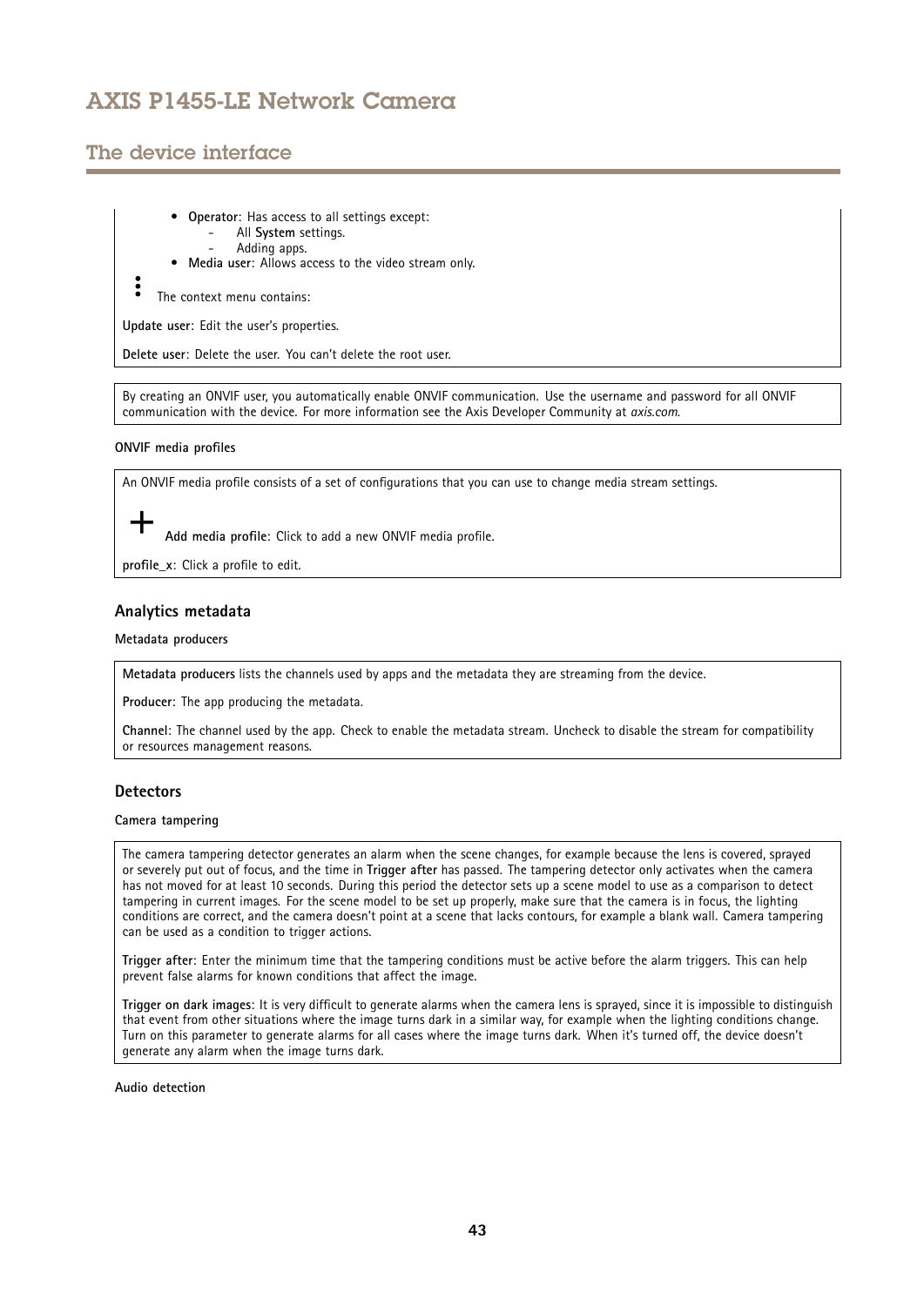- **Operator**: Has access to all settings except:
  - All **System** settings.
  - Adding apps.
- **Media user**: Allows access to the video stream only.

⋮ The context menu contains:

**Update user**: Edit the user's properties.

**Delete user**: Delete the user. You can't delete the root user.

By creating an ONVIF user, you automatically enable ONVIF communication. Use the username and password for all ONVIF communication with the device. For more information see the Axis Developer Community at *axis.com*.

#### ONVIF media profiles

An ONVIF media profile consists of a set of configurations that you can use to change media stream settings.

+ **Add media profile**: Click to add a new ONVIF media profile.

**profile_x**: Click a profile to edit.

### Analytics metadata

#### Metadata producers

**Metadata producers** lists the channels used by apps and the metadata they are streaming from the device.

**Producer**: The app producing the metadata.

**Channel**: The channel used by the app. Check to enable the metadata stream. Uncheck to disable the stream for compatibility or resources management reasons.

### Detectors

#### Camera tampering

The camera tampering detector generates an alarm when the scene changes, for example because the lens is covered, sprayed or severely put out of focus, and the time in **Trigger after** has passed. The tampering detector only activates when the camera has not moved for at least 10 seconds. During this period the detector sets up a scene model to use as a comparison to detect tampering in current images. For the scene model to be set up properly, make sure that the camera is in focus, the lighting conditions are correct, and the camera doesn't point at a scene that lacks contours, for example a blank wall. Camera tampering can be used as a condition to trigger actions.

**Trigger after**: Enter the minimum time that the tampering conditions must be active before the alarm triggers. This can help prevent false alarms for known conditions that affect the image.

**Trigger on dark images**: It is very difficult to generate alarms when the camera lens is sprayed, since it is impossible to distinguish that event from other situations where the image turns dark in a similar way, for example when the lighting conditions change. Turn on this parameter to generate alarms for all cases where the image turns dark. When it's turned off, the device doesn't generate any alarm when the image turns dark.

#### Audio detection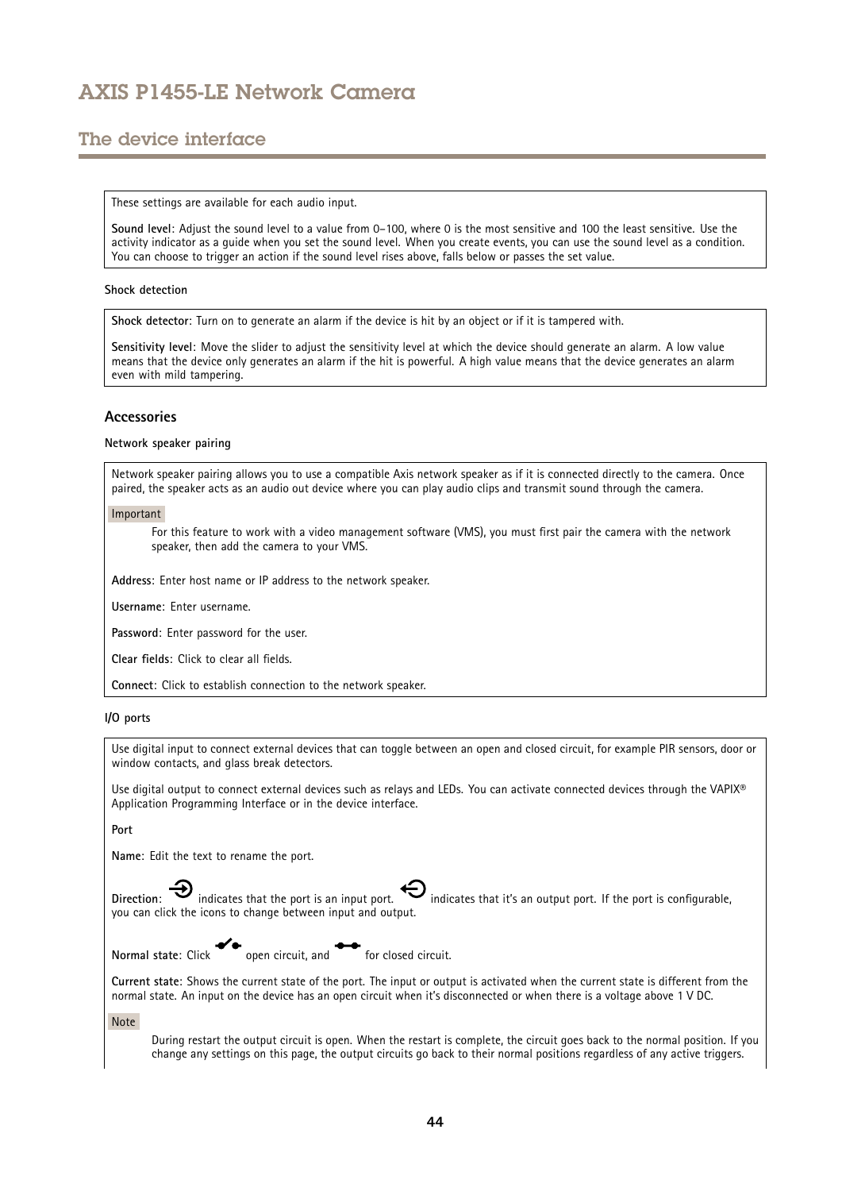These settings are available for each audio input.

**Sound level**: Adjust the sound level to a value from 0–100, where 0 is the most sensitive and 100 the least sensitive. Use the activity indicator as a guide when you set the sound level. When you create events, you can use the sound level as a condition. You can choose to trigger an action if the sound level rises above, falls below or passes the set value.

#### Shock detection

**Shock detector**: Turn on to generate an alarm if the device is hit by an object or if it is tampered with.

**Sensitivity level**: Move the slider to adjust the sensitivity level at which the device should generate an alarm. A low value means that the device only generates an alarm if the hit is powerful. A high value means that the device generates an alarm even with mild tampering.

### Accessories

#### Network speaker pairing

Network speaker pairing allows you to use a compatible Axis network speaker as if it is connected directly to the camera. Once paired, the speaker acts as an audio out device where you can play audio clips and transmit sound through the camera.

Important

For this feature to work with a video management software (VMS), you must first pair the camera with the network speaker, then add the camera to your VMS.

**Address**: Enter host name or IP address to the network speaker.

**Username**: Enter username.

**Password**: Enter password for the user.

**Clear fields**: Click to clear all fields.

**Connect**: Click to establish connection to the network speaker.

#### I/O ports

Use digital input to connect external devices that can toggle between an open and closed circuit, for example PIR sensors, door or window contacts, and glass break detectors.

Use digital output to connect external devices such as relays and LEDs. You can activate connected devices through the VAPIX® Application Programming Interface or in the device interface.

**Port**

**Name**: Edit the text to rename the port.

**Direction**: indicates that the port is an input port. indicates that it's an output port. If the port is configurable, you can click the icons to change between input and output.

**Normal state**: Click open circuit, and for closed circuit.

**Current state**: Shows the current state of the port. The input or output is activated when the current state is different from the normal state. An input on the device has an open circuit when it's disconnected or when there is a voltage above 1 V DC.

Note

During restart the output circuit is open. When the restart is complete, the circuit goes back to the normal position. If you change any settings on this page, the output circuits go back to their normal positions regardless of any active triggers.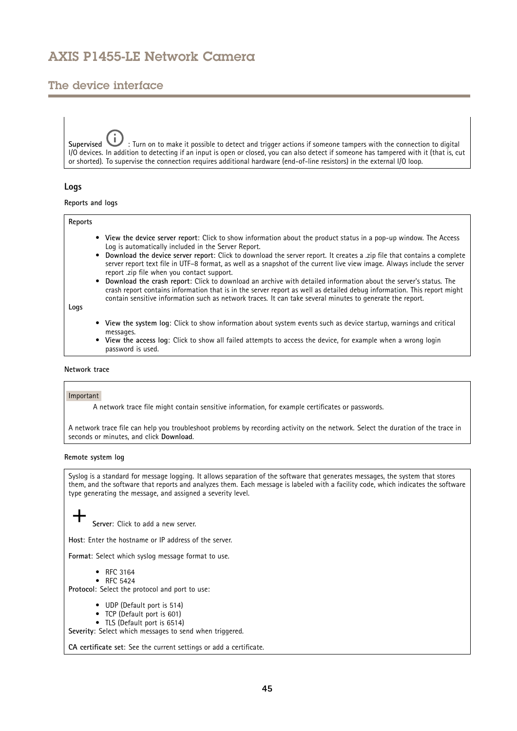**Supervised** ⓘ : Turn on to make it possible to detect and trigger actions if someone tampers with the connection to digital I/O devices. In addition to detecting if an input is open or closed, you can also detect if someone has tampered with it (that is, cut or shorted). To supervise the connection requires additional hardware (end-of-line resistors) in the external I/O loop.

### Logs

#### Reports and logs

**Reports**

- **View the device server report**: Click to show information about the product status in a pop-up window. The Access Log is automatically included in the Server Report.
- **Download the device server report**: Click to download the server report. It creates a .zip file that contains a complete server report text file in UTF-8 format, as well as a snapshot of the current live view image. Always include the server report .zip file when you contact support.
- **Download the crash report**: Click to download an archive with detailed information about the server's status. The crash report contains information that is in the server report as well as detailed debug information. This report might contain sensitive information such as network traces. It can take several minutes to generate the report.

**Logs**

- **View the system log**: Click to show information about system events such as device startup, warnings and critical messages.
- **View the access log**: Click to show all failed attempts to access the device, for example when a wrong login password is used.

#### Network trace

Important

A network trace file might contain sensitive information, for example certificates or passwords.

A network trace file can help you troubleshoot problems by recording activity on the network. Select the duration of the trace in seconds or minutes, and click **Download**.

#### Remote system log

Syslog is a standard for message logging. It allows separation of the software that generates messages, the system that stores them, and the software that reports and analyzes them. Each message is labeled with a facility code, which indicates the software type generating the message, and assigned a severity level.

+ **Server**: Click to add a new server.

**Host**: Enter the hostname or IP address of the server.

**Format**: Select which syslog message format to use.

- RFC 3164
- RFC 5424

**Protocol**: Select the protocol and port to use:

- UDP (Default port is 514)
- TCP (Default port is 601)
- TLS (Default port is 6514)

**Severity**: Select which messages to send when triggered.

**CA certificate set**: See the current settings or add a certificate.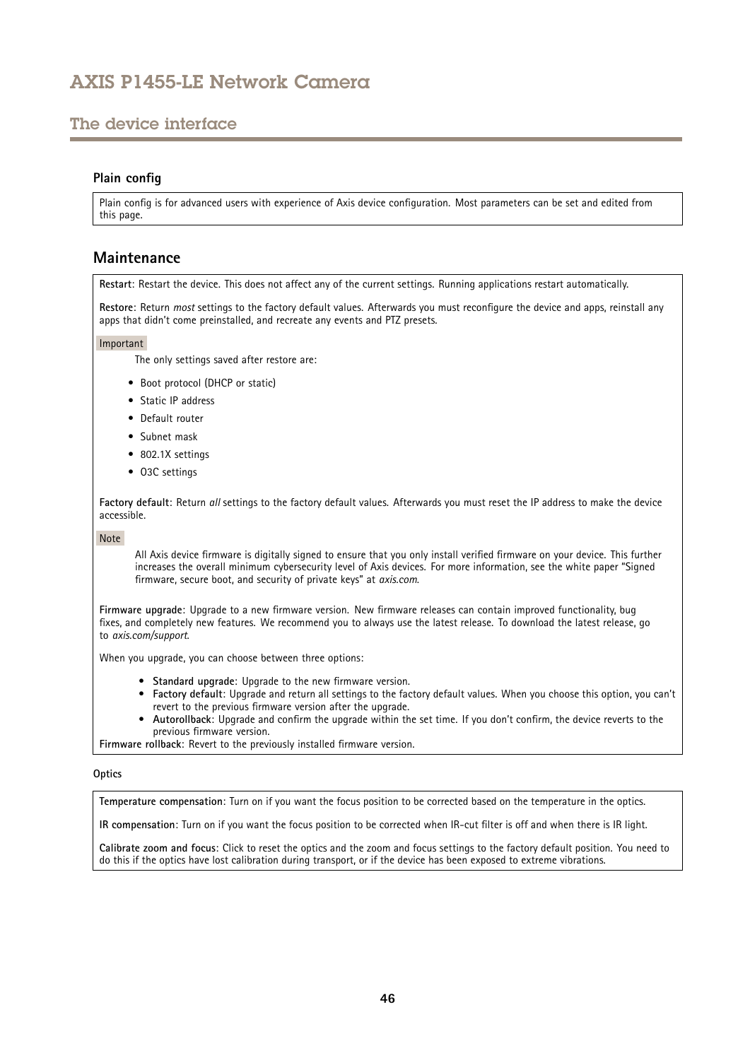### Plain config

Plain config is for advanced users with experience of Axis device configuration. Most parameters can be set and edited from this page.

## Maintenance

**Restart**: Restart the device. This does not affect any of the current settings. Running applications restart automatically.

**Restore**: Return *most* settings to the factory default values. Afterwards you must reconfigure the device and apps, reinstall any apps that didn't come preinstalled, and recreate any events and PTZ presets.

Important

The only settings saved after restore are:

- Boot protocol (DHCP or static)
- Static IP address
- Default router
- Subnet mask
- 802.1X settings
- O3C settings

**Factory default**: Return *all* settings to the factory default values. Afterwards you must reset the IP address to make the device accessible.

Note

All Axis device firmware is digitally signed to ensure that you only install verified firmware on your device. This further increases the overall minimum cybersecurity level of Axis devices. For more information, see the white paper "Signed firmware, secure boot, and security of private keys" at *axis.com*.

**Firmware upgrade**: Upgrade to a new firmware version. New firmware releases can contain improved functionality, bug fixes, and completely new features. We recommend you to always use the latest release. To download the latest release, go to *axis.com/support*.

When you upgrade, you can choose between three options:

- **Standard upgrade**: Upgrade to the new firmware version.
- **Factory default**: Upgrade and return all settings to the factory default values. When you choose this option, you can't revert to the previous firmware version after the upgrade.
- **Autorollback**: Upgrade and confirm the upgrade within the set time. If you don't confirm, the device reverts to the previous firmware version.

**Firmware rollback**: Revert to the previously installed firmware version.

#### Optics

**Temperature compensation**: Turn on if you want the focus position to be corrected based on the temperature in the optics.

**IR compensation**: Turn on if you want the focus position to be corrected when IR-cut filter is off and when there is IR light.

**Calibrate zoom and focus**: Click to reset the optics and the zoom and focus settings to the factory default position. You need to do this if the optics have lost calibration during transport, or if the device has been exposed to extreme vibrations.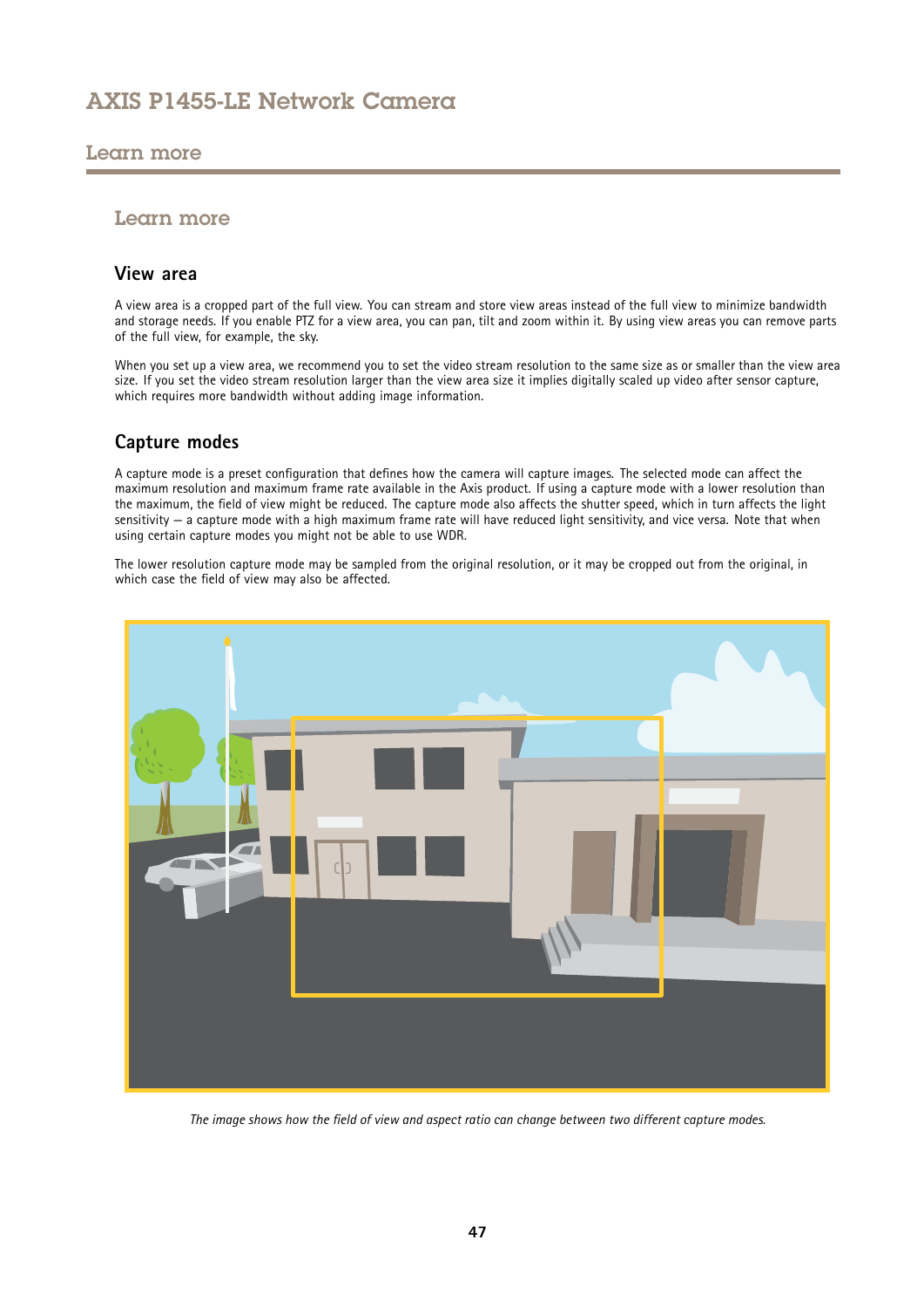# Learn more

## View area

A view area is a cropped part of the full view. You can stream and store view areas instead of the full view to minimize bandwidth and storage needs. If you enable PTZ for a view area, you can pan, tilt and zoom within it. By using view areas you can remove parts of the full view, for example, the sky.

When you set up a view area, we recommend you to set the video stream resolution to the same size as or smaller than the view area size. If you set the video stream resolution larger than the view area size it implies digitally scaled up video after sensor capture, which requires more bandwidth without adding image information.

## Capture modes

A capture mode is a preset configuration that defines how the camera will capture images. The selected mode can affect the maximum resolution and maximum frame rate available in the Axis product. If using a capture mode with a lower resolution than the maximum, the field of view might be reduced. The capture mode also affects the shutter speed, which in turn affects the light sensitivity – a capture mode with a high maximum frame rate will have reduced light sensitivity, and vice versa. Note that when using certain capture modes you might not be able to use WDR.

The lower resolution capture mode may be sampled from the original resolution, or it may be cropped out from the original, in which case the field of view may also be affected.

*The image shows how the field of view and aspect ratio can change between two different capture modes.*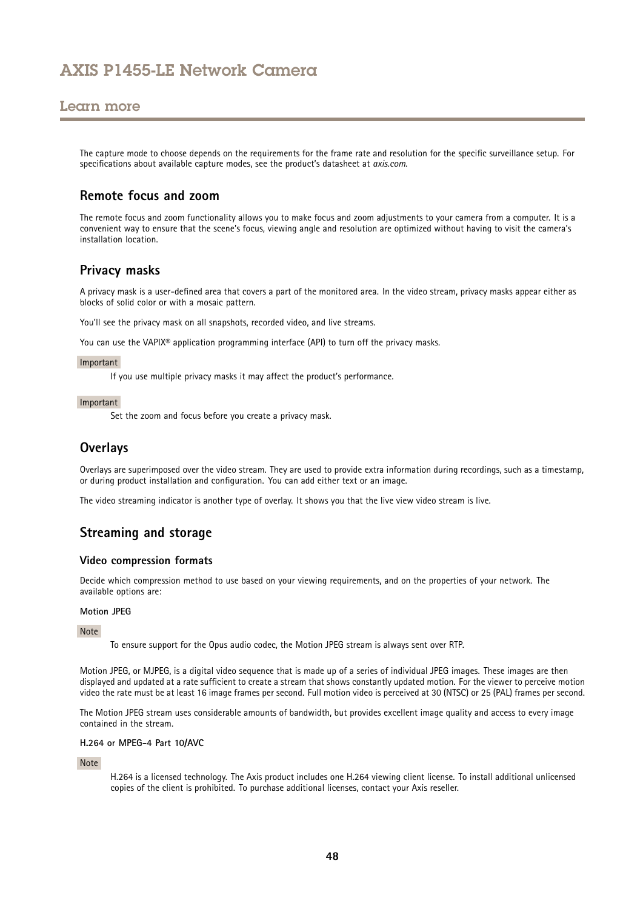The capture mode to choose depends on the requirements for the frame rate and resolution for the specific surveillance setup. For specifications about available capture modes, see the product's datasheet at *axis.com*.

## Remote focus and zoom

The remote focus and zoom functionality allows you to make focus and zoom adjustments to your camera from a computer. It is a convenient way to ensure that the scene's focus, viewing angle and resolution are optimized without having to visit the camera's installation location.

## Privacy masks

A privacy mask is a user-defined area that covers a part of the monitored area. In the video stream, privacy masks appear either as blocks of solid color or with a mosaic pattern.

You'll see the privacy mask on all snapshots, recorded video, and live streams.

You can use the VAPIX® application programming interface (API) to turn off the privacy masks.

Important

If you use multiple privacy masks it may affect the product's performance.

Important

Set the zoom and focus before you create a privacy mask.

## Overlays

Overlays are superimposed over the video stream. They are used to provide extra information during recordings, such as a timestamp, or during product installation and configuration. You can add either text or an image.

The video streaming indicator is another type of overlay. It shows you that the live view video stream is live.

## Streaming and storage

### Video compression formats

Decide which compression method to use based on your viewing requirements, and on the properties of your network. The available options are:

**Motion JPEG**

Note

To ensure support for the Opus audio codec, the Motion JPEG stream is always sent over RTP.

Motion JPEG, or MJPEG, is a digital video sequence that is made up of a series of individual JPEG images. These images are then displayed and updated at a rate sufficient to create a stream that shows constantly updated motion. For the viewer to perceive motion video the rate must be at least 16 image frames per second. Full motion video is perceived at 30 (NTSC) or 25 (PAL) frames per second.

The Motion JPEG stream uses considerable amounts of bandwidth, but provides excellent image quality and access to every image contained in the stream.

**H.264 or MPEG-4 Part 10/AVC**

Note

H.264 is a licensed technology. The Axis product includes one H.264 viewing client license. To install additional unlicensed copies of the client is prohibited. To purchase additional licenses, contact your Axis reseller.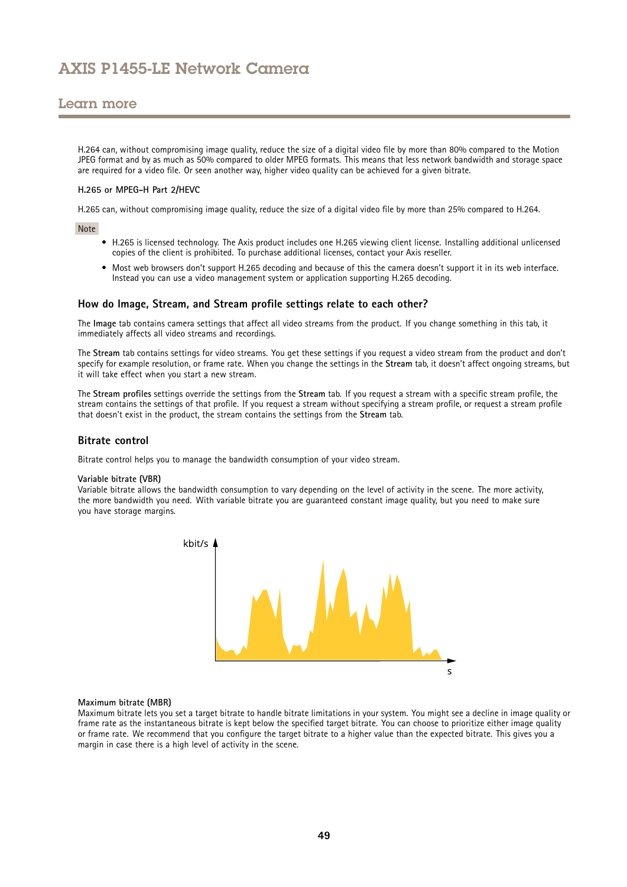H.264 can, without compromising image quality, reduce the size of a digital video file by more than 80% compared to the Motion JPEG format and by as much as 50% compared to older MPEG formats. This means that less network bandwidth and storage space are required for a video file. Or seen another way, higher video quality can be achieved for a given bitrate.

**H.265 or MPEG-H Part 2/HEVC**

H.265 can, without compromising image quality, reduce the size of a digital video file by more than 25% compared to H.264.

Note

- H.265 is licensed technology. The Axis product includes one H.265 viewing client license. Installing additional unlicensed copies of the client is prohibited. To purchase additional licenses, contact your Axis reseller.
- Most web browsers don't support H.265 decoding and because of this the camera doesn't support it in its web interface. Instead you can use a video management system or application supporting H.265 decoding.

### How do Image, Stream, and Stream profile settings relate to each other?

The **Image** tab contains camera settings that affect all video streams from the product. If you change something in this tab, it immediately affects all video streams and recordings.

The **Stream** tab contains settings for video streams. You get these settings if you request a video stream from the product and don't specify for example resolution, or frame rate. When you change the settings in the **Stream** tab, it doesn't affect ongoing streams, but it will take effect when you start a new stream.

The **Stream profiles** settings override the settings from the **Stream** tab. If you request a stream with a specific stream profile, the stream contains the settings of that profile. If you request a stream without specifying a stream profile, or request a stream profile that doesn't exist in the product, the stream contains the settings from the **Stream** tab.

### Bitrate control

Bitrate control helps you to manage the bandwidth consumption of your video stream.

**Variable bitrate (VBR)**
Variable bitrate allows the bandwidth consumption to vary depending on the level of activity in the scene. The more activity, the more bandwidth you need. With variable bitrate you are guaranteed constant image quality, but you need to make sure you have storage margins.

kbit/s

s

**Maximum bitrate (MBR)**
Maximum bitrate lets you set a target bitrate to handle bitrate limitations in your system. You might see a decline in image quality or frame rate as the instantaneous bitrate is kept below the specified target bitrate. You can choose to prioritize either image quality or frame rate. We recommend that you configure the target bitrate to a higher value than the expected bitrate. This gives you a margin in case there is a high level of activity in the scene.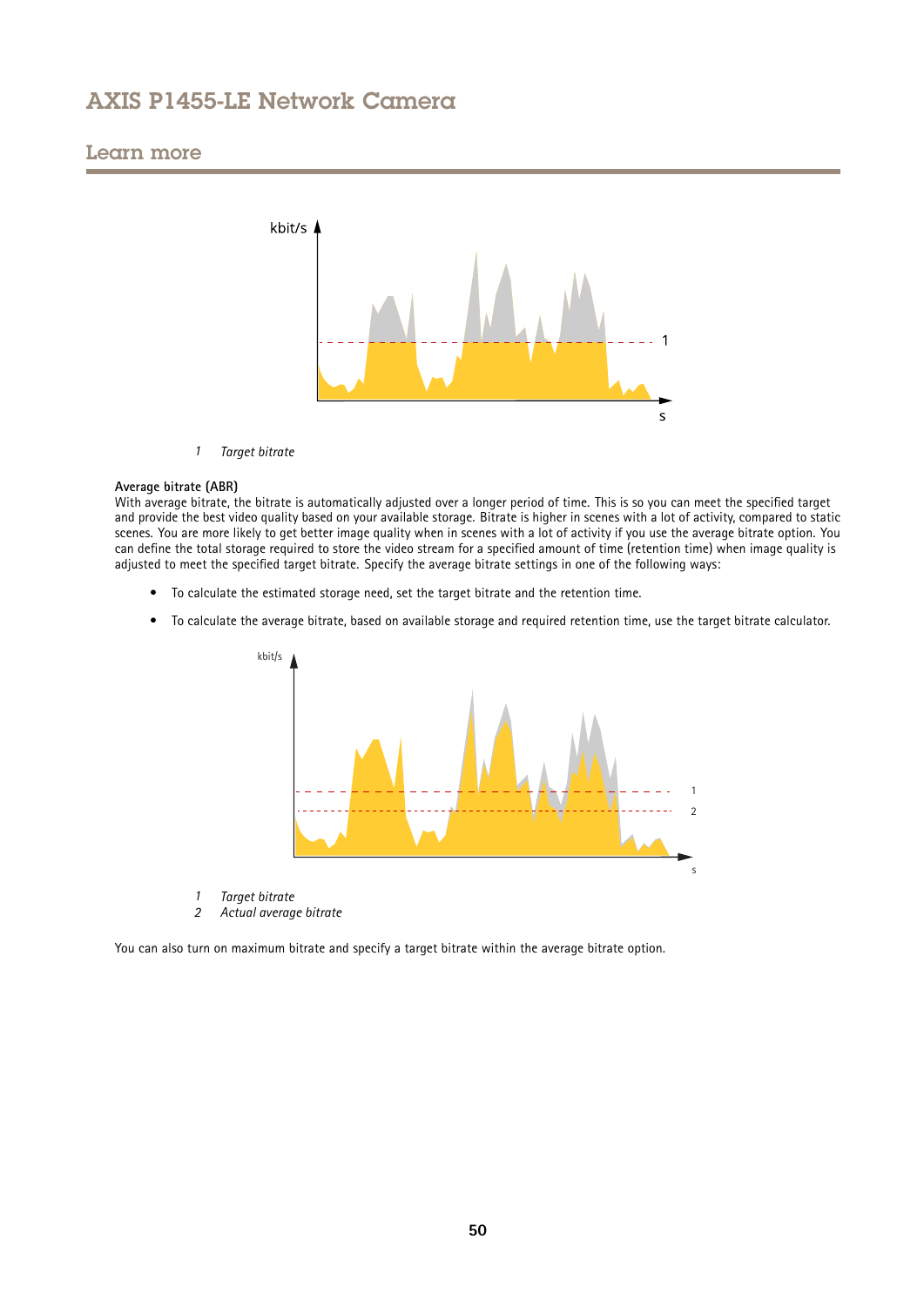1 *Target bitrate*

**Average bitrate (ABR)**

With average bitrate, the bitrate is automatically adjusted over a longer period of time. This is so you can meet the specified target and provide the best video quality based on your available storage. Bitrate is higher in scenes with a lot of activity, compared to static scenes. You are more likely to get better image quality when in scenes with a lot of activity if you use the average bitrate option. You can define the total storage required to store the video stream for a specified amount of time (retention time) when image quality is adjusted to meet the specified target bitrate. Specify the average bitrate settings in one of the following ways:

- To calculate the estimated storage need, set the target bitrate and the retention time.
- To calculate the average bitrate, based on available storage and required retention time, use the target bitrate calculator.

1 *Target bitrate*
2 *Actual average bitrate*

You can also turn on maximum bitrate and specify a target bitrate within the average bitrate option.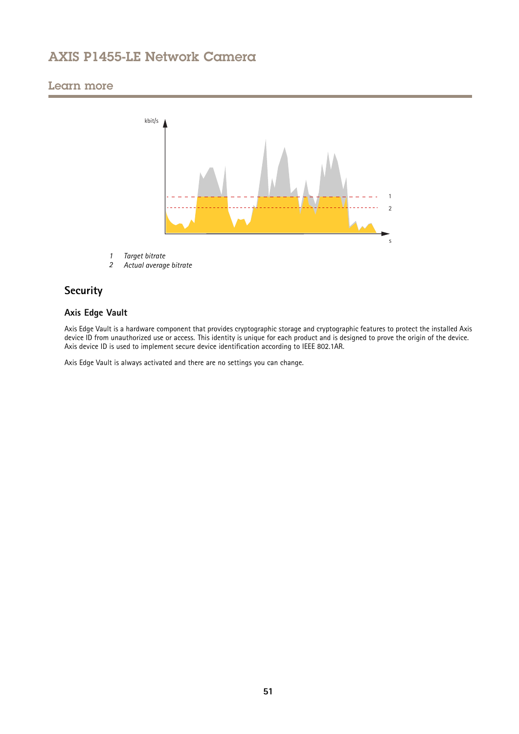1 *Target bitrate*
2 *Actual average bitrate*

## Security

### Axis Edge Vault

Axis Edge Vault is a hardware component that provides cryptographic storage and cryptographic features to protect the installed Axis device ID from unauthorized use or access. This identity is unique for each product and is designed to prove the origin of the device. Axis device ID is used to implement secure device identification according to IEEE 802.1AR.

Axis Edge Vault is always activated and there are no settings you can change.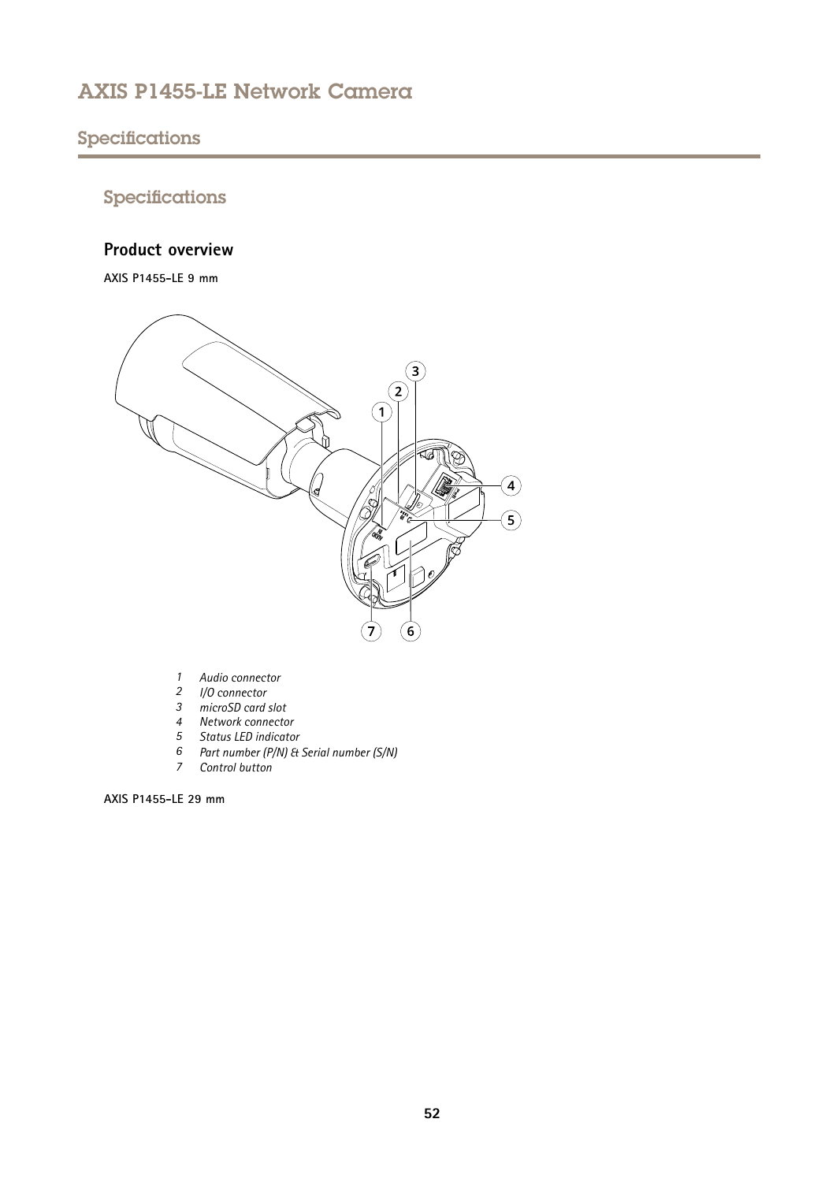## Specifications

### Product overview

**AXIS P1455-LE 9 mm**

1. *Audio connector*
2. *I/O connector*
3. *microSD card slot*
4. *Network connector*
5. *Status LED indicator*
6. *Part number (P/N) & Serial number (S/N)*
7. *Control button*

**AXIS P1455-LE 29 mm**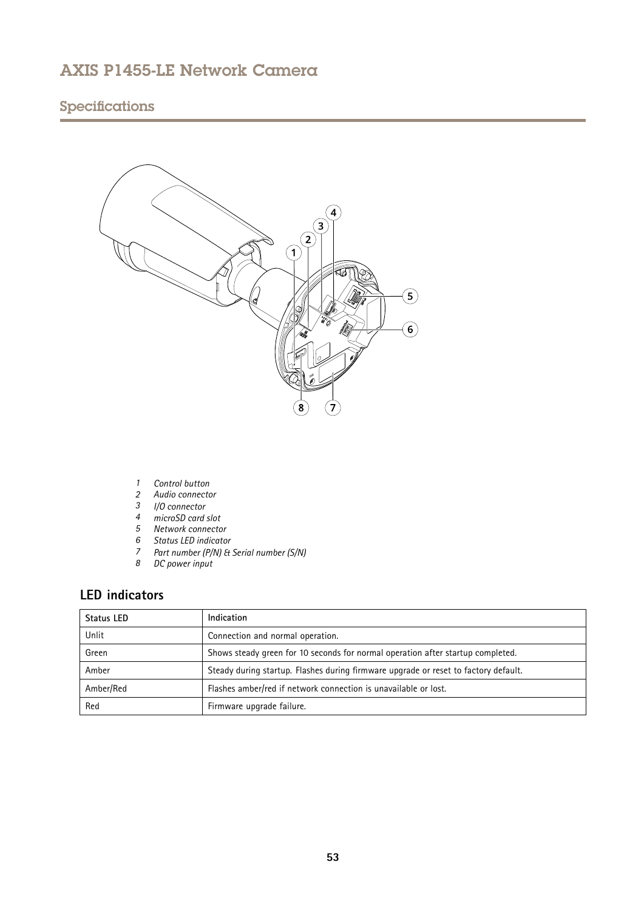## Specifications

1. *Control button*
2. *Audio connector*
3. *I/O connector*
4. *microSD card slot*
5. *Network connector*
6. *Status LED indicator*
7. *Part number (P/N) & Serial number (S/N)*
8. *DC power input*

### LED indicators

| Status LED | Indication |
|---|---|
| Unlit | Connection and normal operation. |
| Green | Shows steady green for 10 seconds for normal operation after startup completed. |
| Amber | Steady during startup. Flashes during firmware upgrade or reset to factory default. |
| Amber/Red | Flashes amber/red if network connection is unavailable or lost. |
| Red | Firmware upgrade failure. |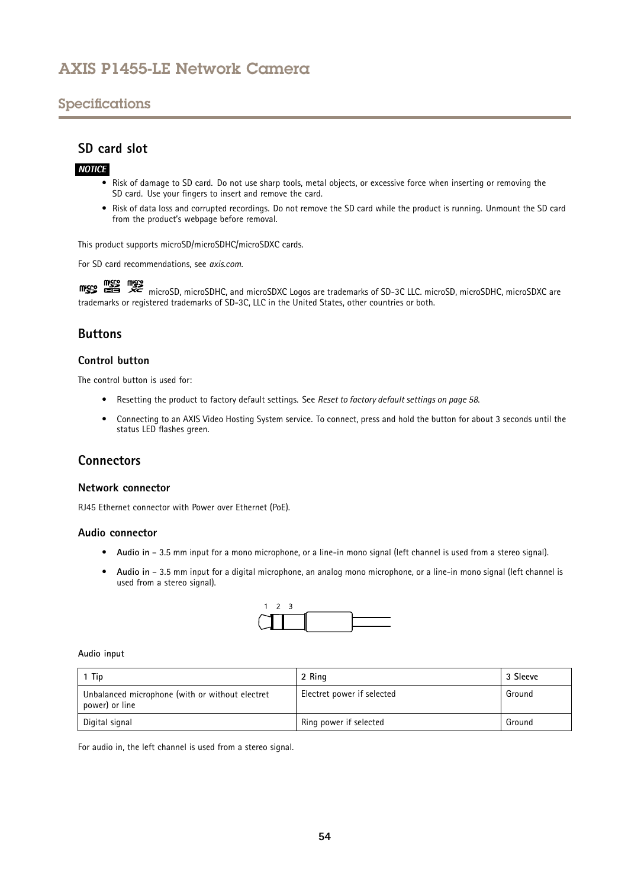## SD card slot

***NOTICE***

- Risk of damage to SD card. Do not use sharp tools, metal objects, or excessive force when inserting or removing the SD card. Use your fingers to insert and remove the card.
- Risk of data loss and corrupted recordings. Do not remove the SD card while the product is running. Unmount the SD card from the product's webpage before removal.

This product supports microSD/microSDHC/microSDXC cards.

For SD card recommendations, see *axis.com*.

microSD, microSDHC, and microSDXC Logos are trademarks of SD-3C LLC. microSD, microSDHC, microSDXC are trademarks or registered trademarks of SD-3C, LLC in the United States, other countries or both.

## Buttons

### Control button

The control button is used for:

- Resetting the product to factory default settings. See *Reset to factory default settings on page 58*.
- Connecting to an AXIS Video Hosting System service. To connect, press and hold the button for about 3 seconds until the status LED flashes green.

## Connectors

### Network connector

RJ45 Ethernet connector with Power over Ethernet (PoE).

### Audio connector

- **Audio in** – 3.5 mm input for a mono microphone, or a line-in mono signal (left channel is used from a stereo signal).
- **Audio in** – 3.5 mm input for a digital microphone, an analog mono microphone, or a line-in mono signal (left channel is used from a stereo signal).

**Audio input**

| 1 Tip | 2 Ring | 3 Sleeve |
|---|---|---|
| Unbalanced microphone (with or without electret power) or line | Electret power if selected | Ground |
| Digital signal | Ring power if selected | Ground |

For audio in, the left channel is used from a stereo signal.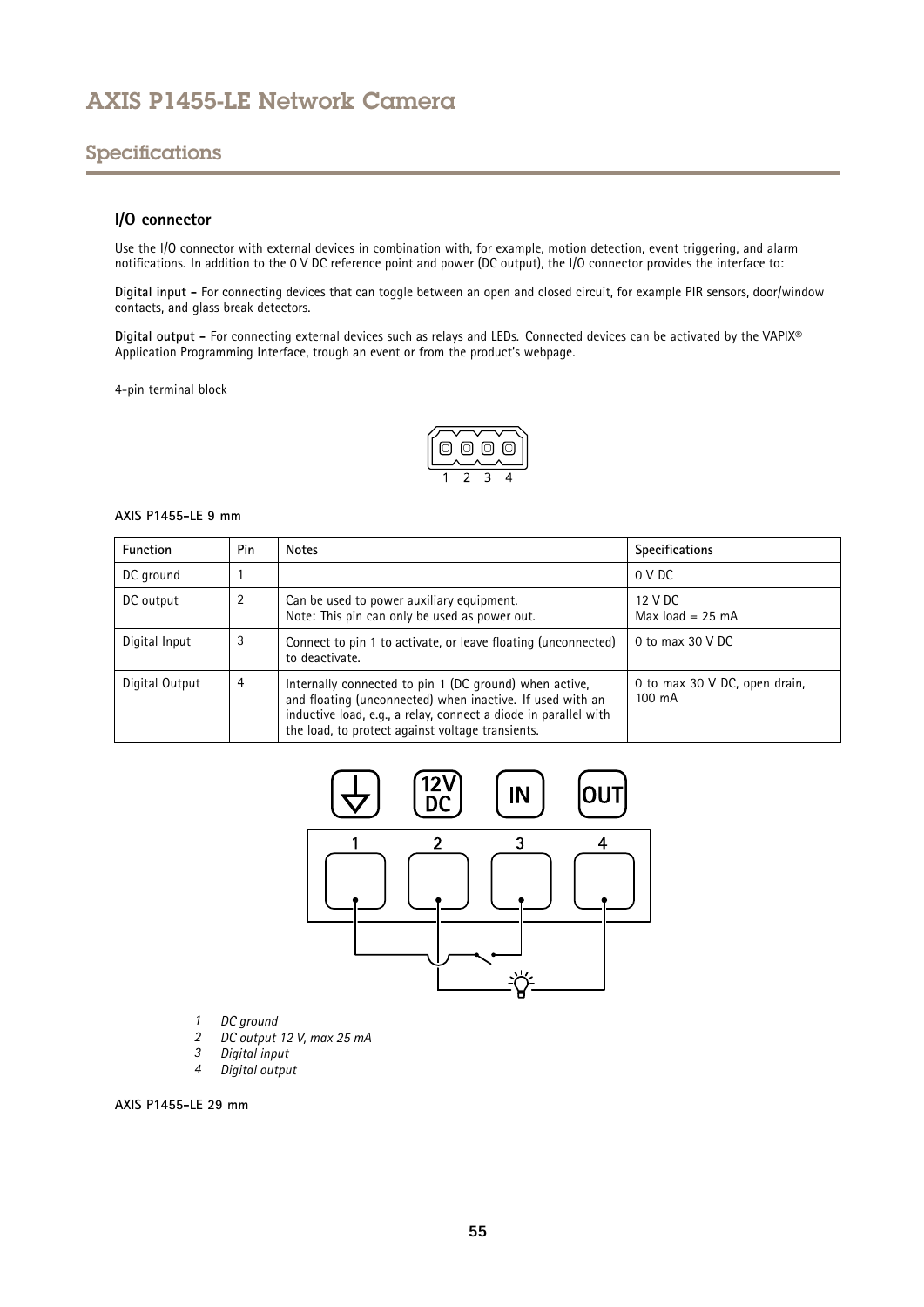## Specifications

### I/O connector

Use the I/O connector with external devices in combination with, for example, motion detection, event triggering, and alarm notifications. In addition to the 0 V DC reference point and power (DC output), the I/O connector provides the interface to:

**Digital input –** For connecting devices that can toggle between an open and closed circuit, for example PIR sensors, door/window contacts, and glass break detectors.

**Digital output –** For connecting external devices such as relays and LEDs. Connected devices can be activated by the VAPIX® Application Programming Interface, trough an event or from the product's webpage.

4-pin terminal block

**AXIS P1455-LE 9 mm**

| Function | Pin | Notes | Specifications |
|---|---|---|---|
| DC ground | 1 | | 0 V DC |
| DC output | 2 | Can be used to power auxiliary equipment. Note: This pin can only be used as power out. | 12 V DC Max load = 25 mA |
| Digital Input | 3 | Connect to pin 1 to activate, or leave floating (unconnected) to deactivate. | 0 to max 30 V DC |
| Digital Output | 4 | Internally connected to pin 1 (DC ground) when active, and floating (unconnected) when inactive. If used with an inductive load, e.g., a relay, connect a diode in parallel with the load, to protect against voltage transients. | 0 to max 30 V DC, open drain, 100 mA |

1. *DC ground*
2. *DC output 12 V, max 25 mA*
3. *Digital input*
4. *Digital output*

**AXIS P1455-LE 29 mm**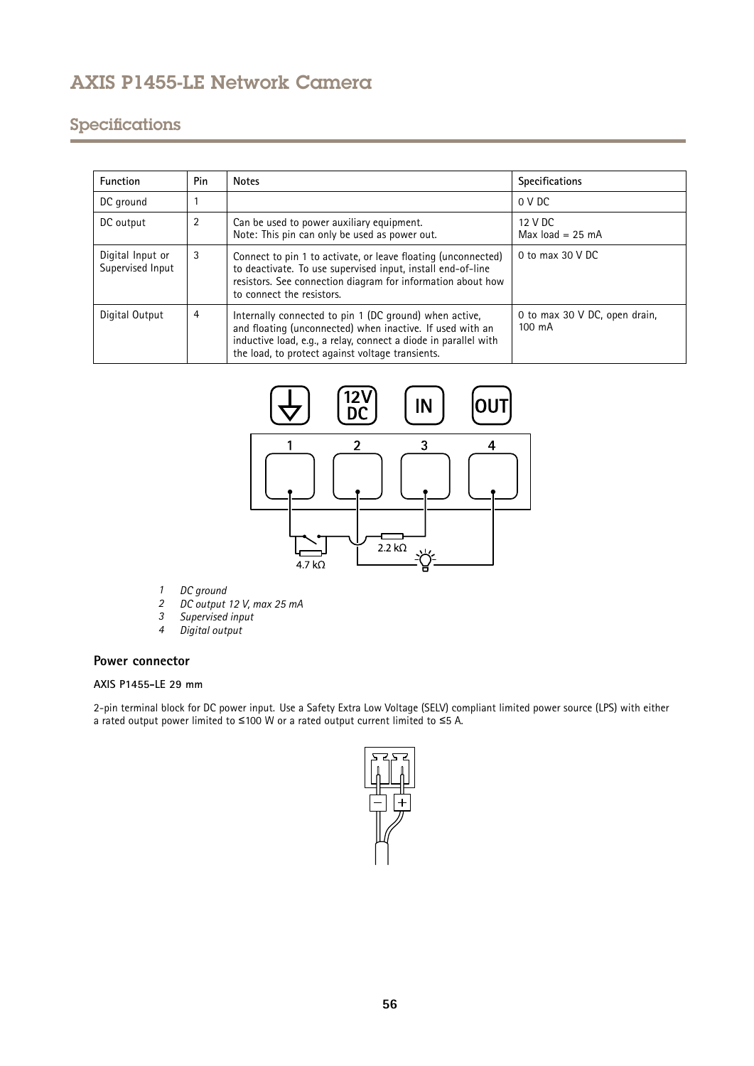## Specifications

| Function | Pin | Notes | Specifications |
|---|---|---|---|
| DC ground | 1 | | 0 V DC |
| DC output | 2 | Can be used to power auxiliary equipment.<br>Note: This pin can only be used as power out. | 12 V DC<br>Max load = 25 mA |
| Digital Input or Supervised Input | 3 | Connect to pin 1 to activate, or leave floating (unconnected) to deactivate. To use supervised input, install end-of-line resistors. See connection diagram for information about how to connect the resistors. | 0 to max 30 V DC |
| Digital Output | 4 | Internally connected to pin 1 (DC ground) when active, and floating (unconnected) when inactive. If used with an inductive load, e.g., a relay, connect a diode in parallel with the load, to protect against voltage transients. | 0 to max 30 V DC, open drain, 100 mA |

*1 DC ground*
*2 DC output 12 V, max 25 mA*
*3 Supervised input*
*4 Digital output*

### Power connector

#### AXIS P1455-LE 29 mm

2-pin terminal block for DC power input. Use a Safety Extra Low Voltage (SELV) compliant limited power source (LPS) with either a rated output power limited to ≤100 W or a rated output current limited to ≤5 A.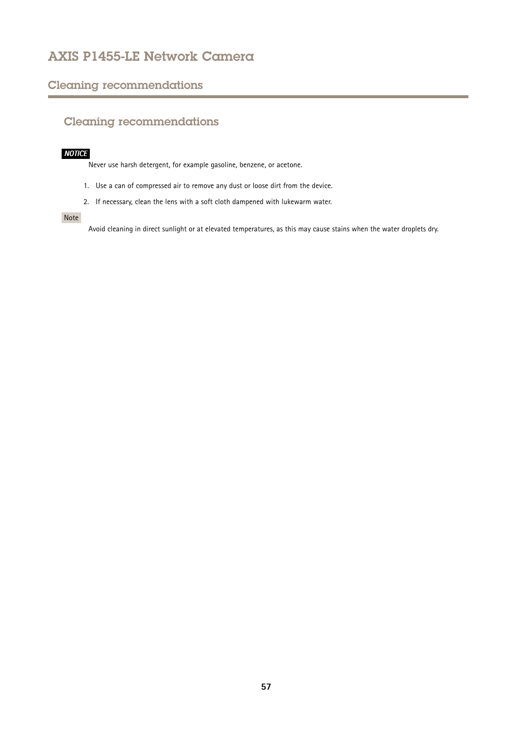## Cleaning recommendations

### Cleaning recommendations

***NOTICE***

Never use harsh detergent, for example gasoline, benzene, or acetone.

1. Use a can of compressed air to remove any dust or loose dirt from the device.
2. If necessary, clean the lens with a soft cloth dampened with lukewarm water.

Note

Avoid cleaning in direct sunlight or at elevated temperatures, as this may cause stains when the water droplets dry.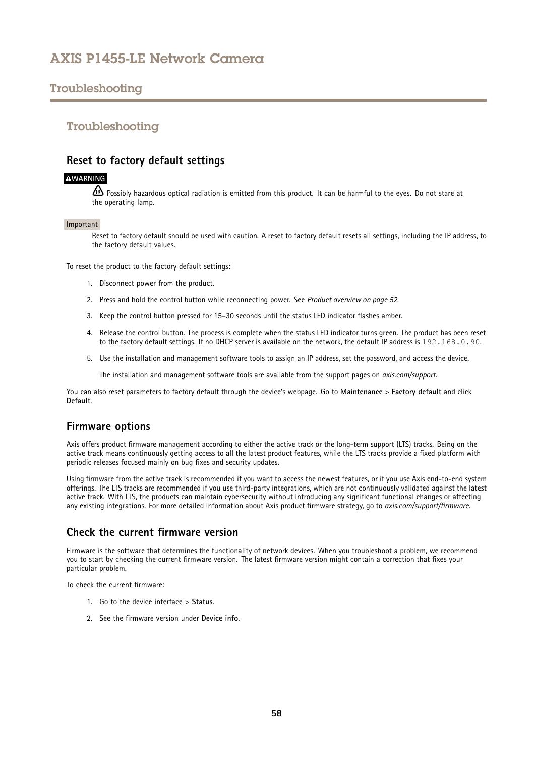# Troubleshooting

## Reset to factory default settings

**WARNING**

Possibly hazardous optical radiation is emitted from this product. It can be harmful to the eyes. Do not stare at the operating lamp.

Important

Reset to factory default should be used with caution. A reset to factory default resets all settings, including the IP address, to the factory default values.

To reset the product to the factory default settings:

1. Disconnect power from the product.
2. Press and hold the control button while reconnecting power. See *Product overview on page 52*.
3. Keep the control button pressed for 15–30 seconds until the status LED indicator flashes amber.
4. Release the control button. The process is complete when the status LED indicator turns green. The product has been reset to the factory default settings. If no DHCP server is available on the network, the default IP address is `192.168.0.90`.
5. Use the installation and management software tools to assign an IP address, set the password, and access the device.

   The installation and management software tools are available from the support pages on *axis.com/support*.

You can also reset parameters to factory default through the device's webpage. Go to **Maintenance** > **Factory default** and click **Default**.

## Firmware options

Axis offers product firmware management according to either the active track or the long-term support (LTS) tracks. Being on the active track means continuously getting access to all the latest product features, while the LTS tracks provide a fixed platform with periodic releases focused mainly on bug fixes and security updates.

Using firmware from the active track is recommended if you want to access the newest features, or if you use Axis end-to-end system offerings. The LTS tracks are recommended if you use third-party integrations, which are not continuously validated against the latest active track. With LTS, the products can maintain cybersecurity without introducing any significant functional changes or affecting any existing integrations. For more detailed information about Axis product firmware strategy, go to *axis.com/support/firmware*.

## Check the current firmware version

Firmware is the software that determines the functionality of network devices. When you troubleshoot a problem, we recommend you to start by checking the current firmware version. The latest firmware version might contain a correction that fixes your particular problem.

To check the current firmware:

1. Go to the device interface > **Status**.
2. See the firmware version under **Device info**.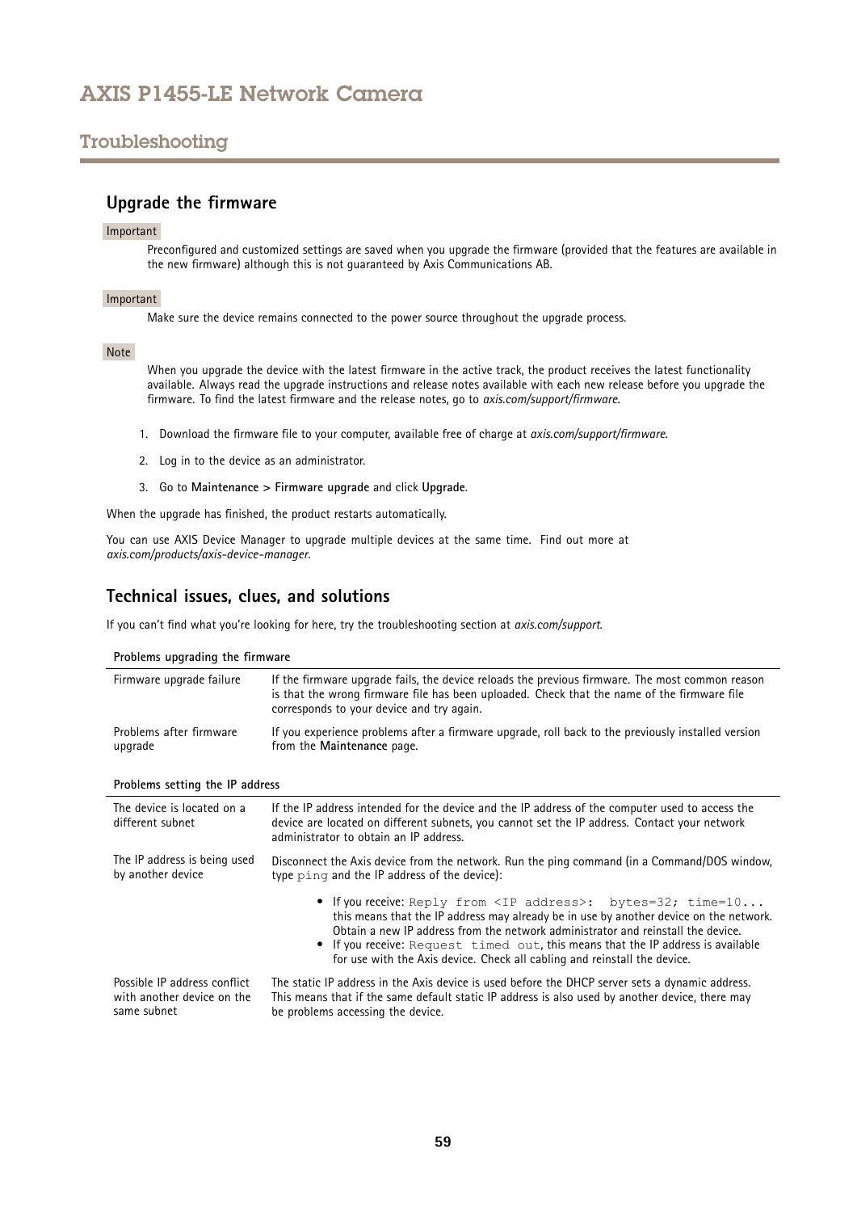## Upgrade the firmware

Important

Preconfigured and customized settings are saved when you upgrade the firmware (provided that the features are available in the new firmware) although this is not guaranteed by Axis Communications AB.

Important

Make sure the device remains connected to the power source throughout the upgrade process.

Note

When you upgrade the device with the latest firmware in the active track, the product receives the latest functionality available. Always read the upgrade instructions and release notes available with each new release before you upgrade the firmware. To find the latest firmware and the release notes, go to *axis.com/support/firmware*.

1. Download the firmware file to your computer, available free of charge at *axis.com/support/firmware*.
2. Log in to the device as an administrator.
3. Go to **Maintenance > Firmware upgrade** and click **Upgrade**.

When the upgrade has finished, the product restarts automatically.

You can use AXIS Device Manager to upgrade multiple devices at the same time. Find out more at *axis.com/products/axis-device-manager*.

## Technical issues, clues, and solutions

If you can't find what you're looking for here, try the troubleshooting section at *axis.com/support*.

**Problems upgrading the firmware**

| | |
|---|---|
| Firmware upgrade failure | If the firmware upgrade fails, the device reloads the previous firmware. The most common reason is that the wrong firmware file has been uploaded. Check that the name of the firmware file corresponds to your device and try again. |
| Problems after firmware upgrade | If you experience problems after a firmware upgrade, roll back to the previously installed version from the **Maintenance** page. |

**Problems setting the IP address**

| | |
|---|---|
| The device is located on a different subnet | If the IP address intended for the device and the IP address of the computer used to access the device are located on different subnets, you cannot set the IP address. Contact your network administrator to obtain an IP address. |
| The IP address is being used by another device | Disconnect the Axis device from the network. Run the ping command (in a Command/DOS window, type `ping` and the IP address of the device):<br>• If you receive: `Reply from <IP address>: bytes=32; time=10...` this means that the IP address may already be in use by another device on the network. Obtain a new IP address from the network administrator and reinstall the device.<br>• If you receive: `Request timed out`, this means that the IP address is available for use with the Axis device. Check all cabling and reinstall the device. |
| Possible IP address conflict with another device on the same subnet | The static IP address in the Axis device is used before the DHCP server sets a dynamic address. This means that if the same default static IP address is also used by another device, there may be problems accessing the device. |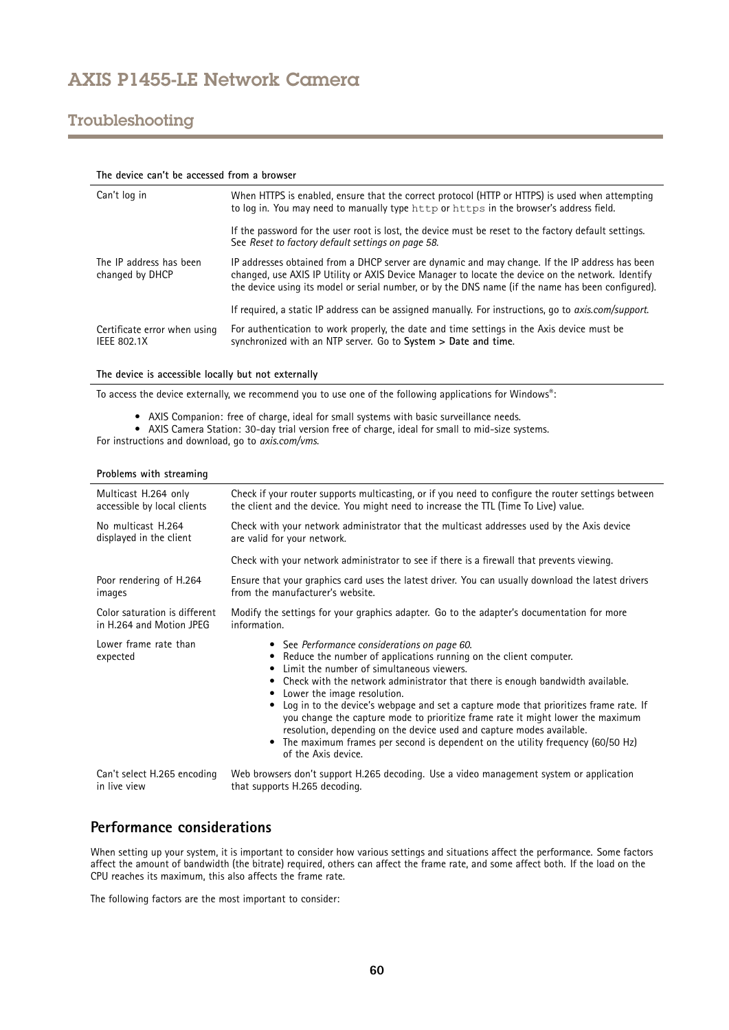## Troubleshooting

**The device can't be accessed from a browser**

| | |
|---|---|
| Can't log in | When HTTPS is enabled, ensure that the correct protocol (HTTP or HTTPS) is used when attempting to log in. You may need to manually type `http` or `https` in the browser's address field.<br><br>If the password for the user root is lost, the device must be reset to the factory default settings. See *Reset to factory default settings on page 58*. |
| The IP address has been changed by DHCP | IP addresses obtained from a DHCP server are dynamic and may change. If the IP address has been changed, use AXIS IP Utility or AXIS Device Manager to locate the device on the network. Identify the device using its model or serial number, or by the DNS name (if the name has been configured).<br><br>If required, a static IP address can be assigned manually. For instructions, go to *axis.com/support*. |
| Certificate error when using IEEE 802.1X | For authentication to work properly, the date and time settings in the Axis device must be synchronized with an NTP server. Go to **System > Date and time**. |

**The device is accessible locally but not externally**

To access the device externally, we recommend you to use one of the following applications for Windows®:

- AXIS Companion: free of charge, ideal for small systems with basic surveillance needs.
- AXIS Camera Station: 30-day trial version free of charge, ideal for small to mid-size systems.

For instructions and download, go to *axis.com/vms*.

**Problems with streaming**

| | |
|---|---|
| Multicast H.264 only accessible by local clients | Check if your router supports multicasting, or if you need to configure the router settings between the client and the device. You might need to increase the TTL (Time To Live) value. |
| No multicast H.264 displayed in the client | Check with your network administrator that the multicast addresses used by the Axis device are valid for your network.<br><br>Check with your network administrator to see if there is a firewall that prevents viewing. |
| Poor rendering of H.264 images | Ensure that your graphics card uses the latest driver. You can usually download the latest drivers from the manufacturer's website. |
| Color saturation is different in H.264 and Motion JPEG | Modify the settings for your graphics adapter. Go to the adapter's documentation for more information. |
| Lower frame rate than expected | • See *Performance considerations on page 60*.<br>• Reduce the number of applications running on the client computer.<br>• Limit the number of simultaneous viewers.<br>• Check with the network administrator that there is enough bandwidth available.<br>• Lower the image resolution.<br>• Log in to the device's webpage and set a capture mode that prioritizes frame rate. If you change the capture mode to prioritize frame rate it might lower the maximum resolution, depending on the device used and capture modes available.<br>• The maximum frames per second is dependent on the utility frequency (60/50 Hz) of the Axis device. |
| Can't select H.265 encoding in live view | Web browsers don't support H.265 decoding. Use a video management system or application that supports H.265 decoding. |

## Performance considerations

When setting up your system, it is important to consider how various settings and situations affect the performance. Some factors affect the amount of bandwidth (the bitrate) required, others can affect the frame rate, and some affect both. If the load on the CPU reaches its maximum, this also affects the frame rate.

The following factors are the most important to consider: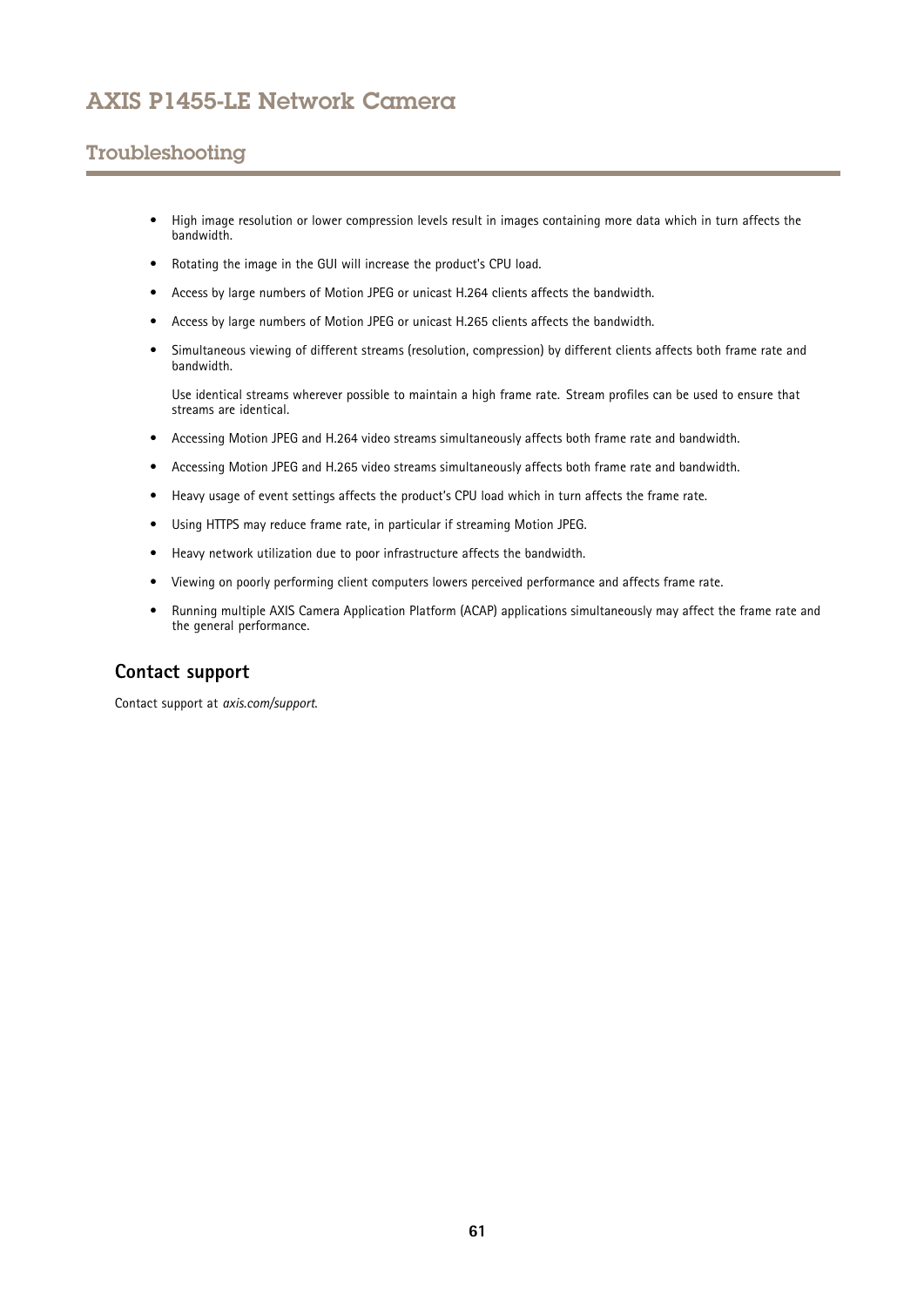- High image resolution or lower compression levels result in images containing more data which in turn affects the bandwidth.
- Rotating the image in the GUI will increase the product's CPU load.
- Access by large numbers of Motion JPEG or unicast H.264 clients affects the bandwidth.
- Access by large numbers of Motion JPEG or unicast H.265 clients affects the bandwidth.
- Simultaneous viewing of different streams (resolution, compression) by different clients affects both frame rate and bandwidth.

  Use identical streams wherever possible to maintain a high frame rate. Stream profiles can be used to ensure that streams are identical.
- Accessing Motion JPEG and H.264 video streams simultaneously affects both frame rate and bandwidth.
- Accessing Motion JPEG and H.265 video streams simultaneously affects both frame rate and bandwidth.
- Heavy usage of event settings affects the product's CPU load which in turn affects the frame rate.
- Using HTTPS may reduce frame rate, in particular if streaming Motion JPEG.
- Heavy network utilization due to poor infrastructure affects the bandwidth.
- Viewing on poorly performing client computers lowers perceived performance and affects frame rate.
- Running multiple AXIS Camera Application Platform (ACAP) applications simultaneously may affect the frame rate and the general performance.

## Contact support

Contact support at *axis.com/support*.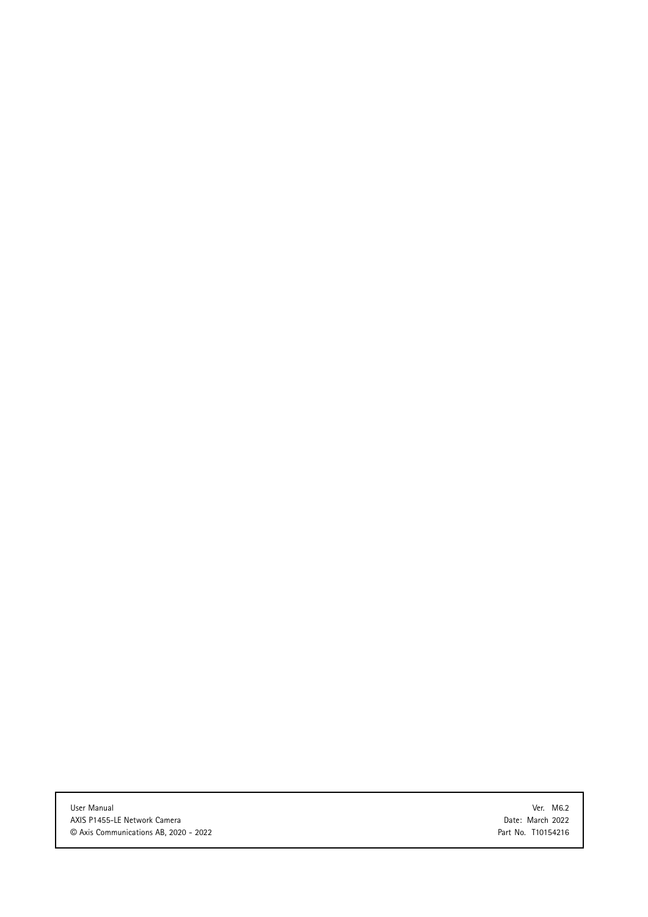| | |
|---|---|
| User Manual | Ver. M6.2 |
| AXIS P1455-LE Network Camera | Date: March 2022 |
| © Axis Communications AB, 2020 - 2022 | Part No. T10154216 |